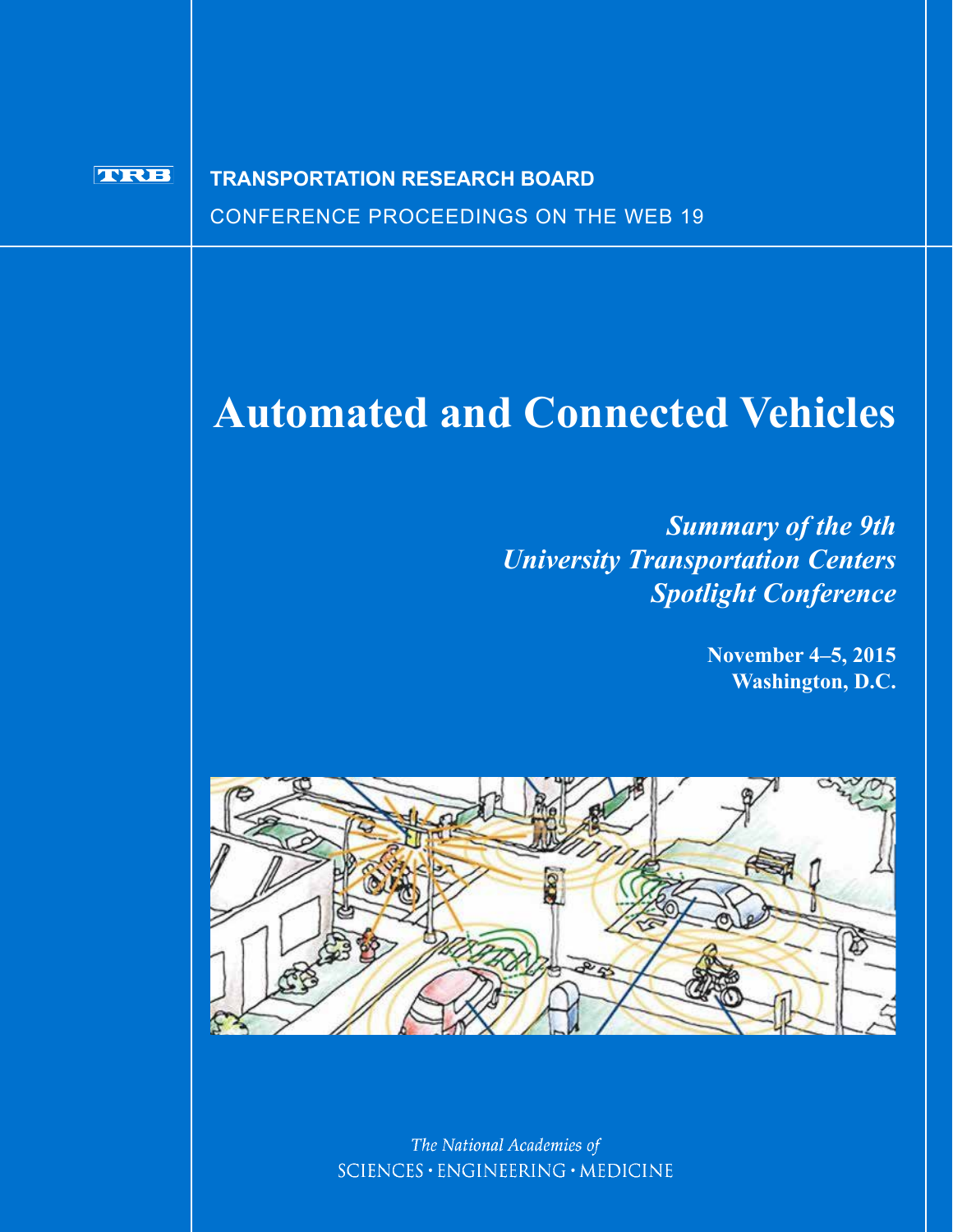TRB

**TRANSPORTATION RESEARCH BOARD**

CONFERENCE PROCEEDINGS ON THE WEB 19

# Automated and Connected Vehicles

## *Summary of the 9th University Transportation Centers Spotlight Conference*

**November 4–5, 2015**
**Washington, D.C.**

*The National Academies of*
SCIENCES · ENGINEERING · MEDICINE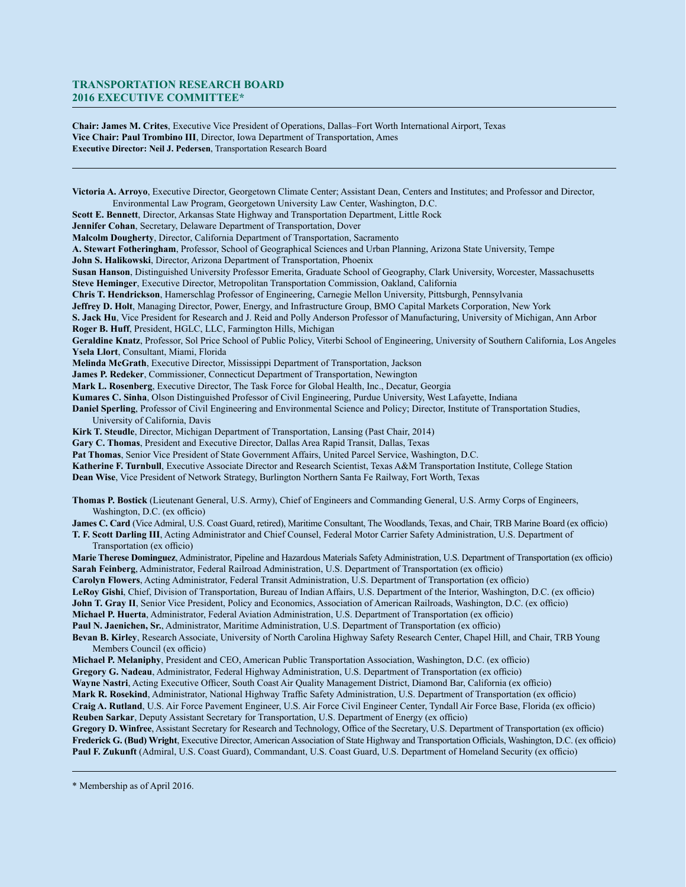## TRANSPORTATION RESEARCH BOARD 2016 EXECUTIVE COMMITTEE*

**Chair: James M. Crites**, Executive Vice President of Operations, Dallas–Fort Worth International Airport, Texas
**Vice Chair: Paul Trombino III**, Director, Iowa Department of Transportation, Ames
**Executive Director: Neil J. Pedersen**, Transportation Research Board

---

**Victoria A. Arroyo**, Executive Director, Georgetown Climate Center; Assistant Dean, Centers and Institutes; and Professor and Director, Environmental Law Program, Georgetown University Law Center, Washington, D.C.
**Scott E. Bennett**, Director, Arkansas State Highway and Transportation Department, Little Rock
**Jennifer Cohan**, Secretary, Delaware Department of Transportation, Dover
**Malcolm Dougherty**, Director, California Department of Transportation, Sacramento
**A. Stewart Fotheringham**, Professor, School of Geographical Sciences and Urban Planning, Arizona State University, Tempe
**John S. Halikowski**, Director, Arizona Department of Transportation, Phoenix
**Susan Hanson**, Distinguished University Professor Emerita, Graduate School of Geography, Clark University, Worcester, Massachusetts
**Steve Heminger**, Executive Director, Metropolitan Transportation Commission, Oakland, California
**Chris T. Hendrickson**, Hamerschlag Professor of Engineering, Carnegie Mellon University, Pittsburgh, Pennsylvania
**Jeffrey D. Holt**, Managing Director, Power, Energy, and Infrastructure Group, BMO Capital Markets Corporation, New York
**S. Jack Hu**, Vice President for Research and J. Reid and Polly Anderson Professor of Manufacturing, University of Michigan, Ann Arbor
**Roger B. Huff**, President, HGLC, LLC, Farmington Hills, Michigan
**Geraldine Knatz**, Professor, Sol Price School of Public Policy, Viterbi School of Engineering, University of Southern California, Los Angeles
**Ysela Llort**, Consultant, Miami, Florida
**Melinda McGrath**, Executive Director, Mississippi Department of Transportation, Jackson
**James P. Redeker**, Commissioner, Connecticut Department of Transportation, Newington
**Mark L. Rosenberg**, Executive Director, The Task Force for Global Health, Inc., Decatur, Georgia
**Kumares C. Sinha**, Olson Distinguished Professor of Civil Engineering, Purdue University, West Lafayette, Indiana
**Daniel Sperling**, Professor of Civil Engineering and Environmental Science and Policy; Director, Institute of Transportation Studies, University of California, Davis
**Kirk T. Steudle**, Director, Michigan Department of Transportation, Lansing (Past Chair, 2014)
**Gary C. Thomas**, President and Executive Director, Dallas Area Rapid Transit, Dallas, Texas
**Pat Thomas**, Senior Vice President of State Government Affairs, United Parcel Service, Washington, D.C.
**Katherine F. Turnbull**, Executive Associate Director and Research Scientist, Texas A&M Transportation Institute, College Station
**Dean Wise**, Vice President of Network Strategy, Burlington Northern Santa Fe Railway, Fort Worth, Texas

**Thomas P. Bostick** (Lieutenant General, U.S. Army), Chief of Engineers and Commanding General, U.S. Army Corps of Engineers, Washington, D.C. (ex officio)
**James C. Card** (Vice Admiral, U.S. Coast Guard, retired), Maritime Consultant, The Woodlands, Texas, and Chair, TRB Marine Board (ex officio)
**T. F. Scott Darling III**, Acting Administrator and Chief Counsel, Federal Motor Carrier Safety Administration, U.S. Department of Transportation (ex officio)
**Marie Therese Dominguez**, Administrator, Pipeline and Hazardous Materials Safety Administration, U.S. Department of Transportation (ex officio)
**Sarah Feinberg**, Administrator, Federal Railroad Administration, U.S. Department of Transportation (ex officio)
**Carolyn Flowers**, Acting Administrator, Federal Transit Administration, U.S. Department of Transportation (ex officio)
**LeRoy Gishi**, Chief, Division of Transportation, Bureau of Indian Affairs, U.S. Department of the Interior, Washington, D.C. (ex officio)
**John T. Gray II**, Senior Vice President, Policy and Economics, Association of American Railroads, Washington, D.C. (ex officio)
**Michael P. Huerta**, Administrator, Federal Aviation Administration, U.S. Department of Transportation (ex officio)
**Paul N. Jaenichen, Sr.**, Administrator, Maritime Administration, U.S. Department of Transportation (ex officio)
**Bevan B. Kirley**, Research Associate, University of North Carolina Highway Safety Research Center, Chapel Hill, and Chair, TRB Young Members Council (ex officio)
**Michael P. Melaniphy**, President and CEO, American Public Transportation Association, Washington, D.C. (ex officio)
**Gregory G. Nadeau**, Administrator, Federal Highway Administration, U.S. Department of Transportation (ex officio)
**Wayne Nastri**, Acting Executive Officer, South Coast Air Quality Management District, Diamond Bar, California (ex officio)
**Mark R. Rosekind**, Administrator, National Highway Traffic Safety Administration, U.S. Department of Transportation (ex officio)
**Craig A. Rutland**, U.S. Air Force Pavement Engineer, U.S. Air Force Civil Engineer Center, Tyndall Air Force Base, Florida (ex officio)
**Reuben Sarkar**, Deputy Assistant Secretary for Transportation, U.S. Department of Energy (ex officio)
**Gregory D. Winfree**, Assistant Secretary for Research and Technology, Office of the Secretary, U.S. Department of Transportation (ex officio)
**Frederick G. (Bud) Wright**, Executive Director, American Association of State Highway and Transportation Officials, Washington, D.C. (ex officio)
**Paul F. Zukunft** (Admiral, U.S. Coast Guard), Commandant, U.S. Coast Guard, U.S. Department of Homeland Security (ex officio)

---

* Membership as of April 2016.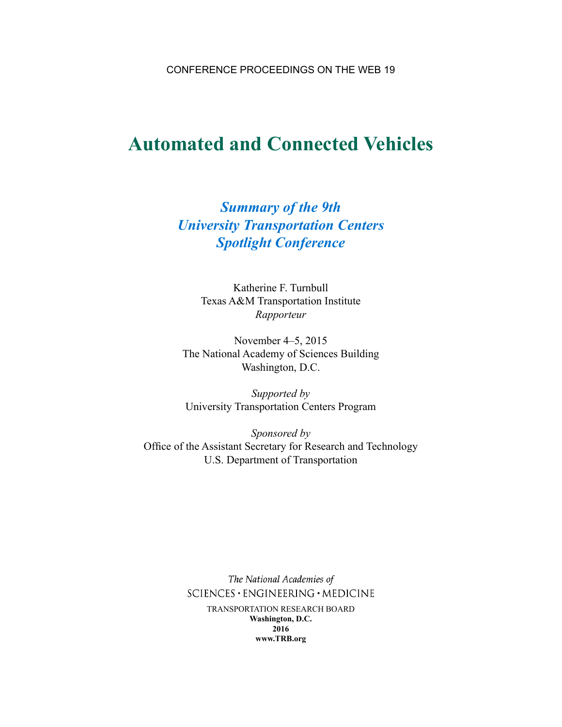CONFERENCE PROCEEDINGS ON THE WEB 19

# Automated and Connected Vehicles

## *Summary of the 9th University Transportation Centers Spotlight Conference*

Katherine F. Turnbull
Texas A&M Transportation Institute
*Rapporteur*

November 4–5, 2015
The National Academy of Sciences Building
Washington, D.C.

*Supported by*
University Transportation Centers Program

*Sponsored by*
Office of the Assistant Secretary for Research and Technology
U.S. Department of Transportation

*The National Academies of*
SCIENCES · ENGINEERING · MEDICINE

TRANSPORTATION RESEARCH BOARD
**Washington, D.C.**
**2016**
**www.TRB.org**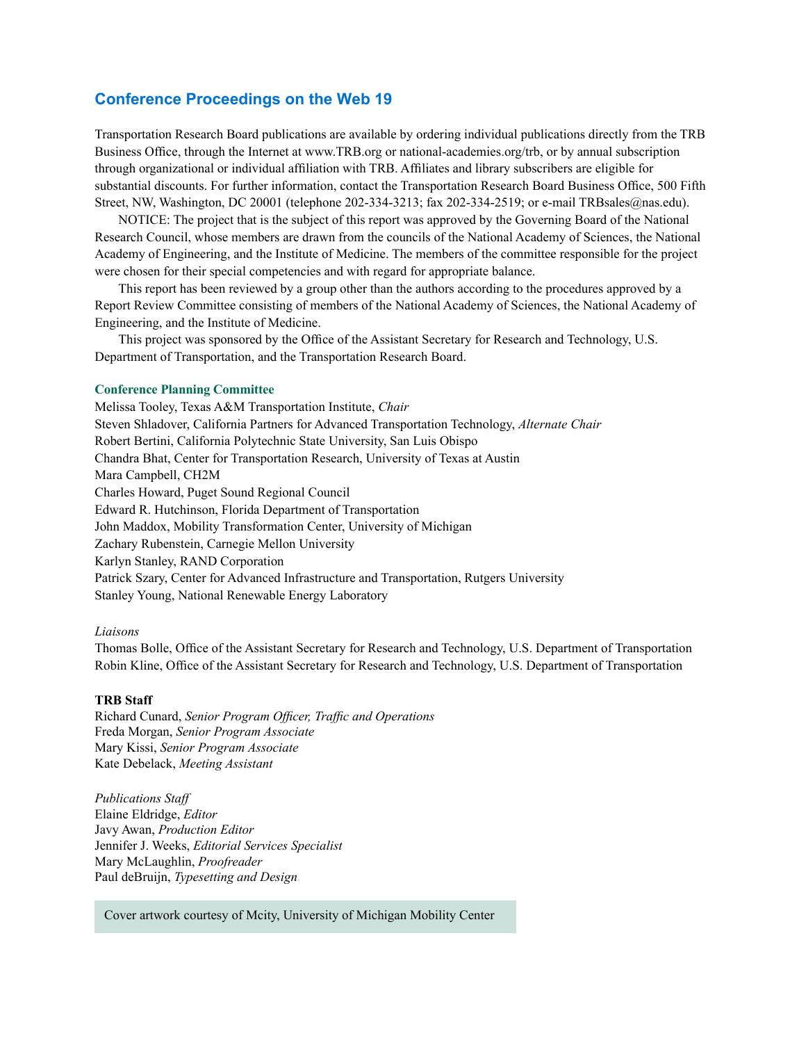## Conference Proceedings on the Web 19

Transportation Research Board publications are available by ordering individual publications directly from the TRB Business Office, through the Internet at www.TRB.org or national-academies.org/trb, or by annual subscription through organizational or individual affiliation with TRB. Affiliates and library subscribers are eligible for substantial discounts. For further information, contact the Transportation Research Board Business Office, 500 Fifth Street, NW, Washington, DC 20001 (telephone 202-334-3213; fax 202-334-2519; or e-mail TRBsales@nas.edu).

NOTICE: The project that is the subject of this report was approved by the Governing Board of the National Research Council, whose members are drawn from the councils of the National Academy of Sciences, the National Academy of Engineering, and the Institute of Medicine. The members of the committee responsible for the project were chosen for their special competencies and with regard for appropriate balance.

This report has been reviewed by a group other than the authors according to the procedures approved by a Report Review Committee consisting of members of the National Academy of Sciences, the National Academy of Engineering, and the Institute of Medicine.

This project was sponsored by the Office of the Assistant Secretary for Research and Technology, U.S. Department of Transportation, and the Transportation Research Board.

**Conference Planning Committee**

Melissa Tooley, Texas A&M Transportation Institute, *Chair*
Steven Shladover, California Partners for Advanced Transportation Technology, *Alternate Chair*
Robert Bertini, California Polytechnic State University, San Luis Obispo
Chandra Bhat, Center for Transportation Research, University of Texas at Austin
Mara Campbell, CH2M
Charles Howard, Puget Sound Regional Council
Edward R. Hutchinson, Florida Department of Transportation
John Maddox, Mobility Transformation Center, University of Michigan
Zachary Rubenstein, Carnegie Mellon University
Karlyn Stanley, RAND Corporation
Patrick Szary, Center for Advanced Infrastructure and Transportation, Rutgers University
Stanley Young, National Renewable Energy Laboratory

*Liaisons*

Thomas Bolle, Office of the Assistant Secretary for Research and Technology, U.S. Department of Transportation
Robin Kline, Office of the Assistant Secretary for Research and Technology, U.S. Department of Transportation

**TRB Staff**

Richard Cunard, *Senior Program Officer, Traffic and Operations*
Freda Morgan, *Senior Program Associate*
Mary Kissi, *Senior Program Associate*
Kate Debelack, *Meeting Assistant*

*Publications Staff*

Elaine Eldridge, *Editor*
Javy Awan, *Production Editor*
Jennifer J. Weeks, *Editorial Services Specialist*
Mary McLaughlin, *Proofreader*
Paul deBruijn, *Typesetting and Design*

Cover artwork courtesy of Mcity, University of Michigan Mobility Center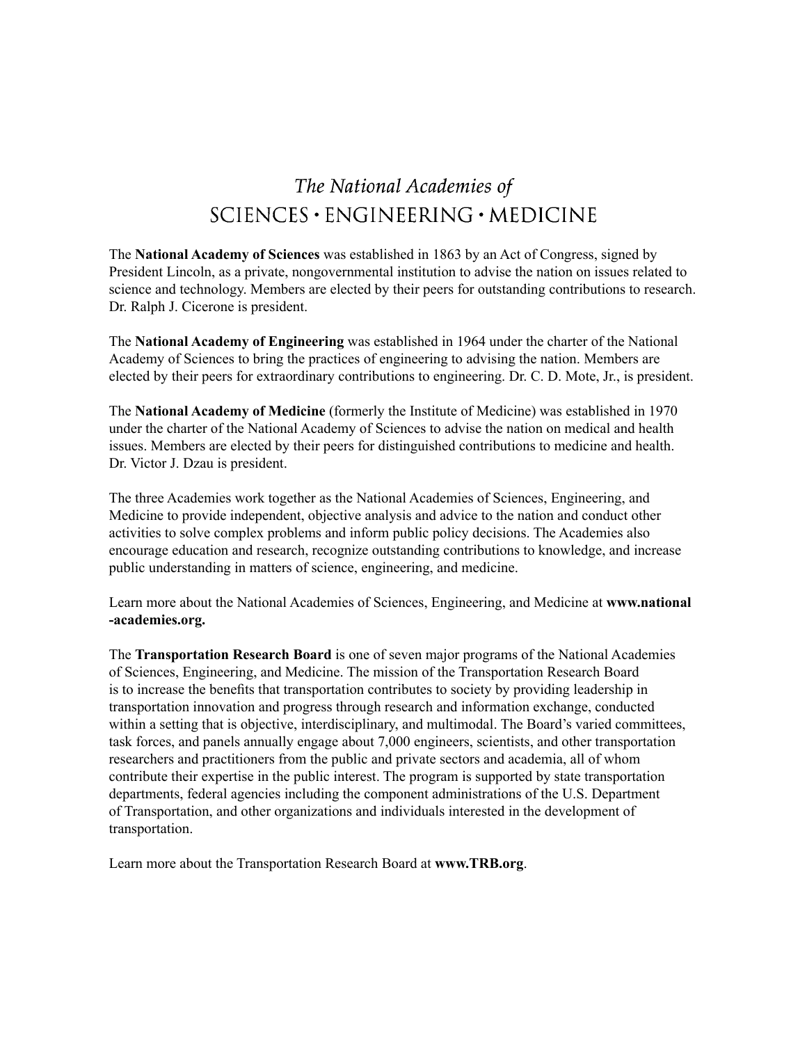# *The National Academies of* SCIENCES • ENGINEERING • MEDICINE

The **National Academy of Sciences** was established in 1863 by an Act of Congress, signed by President Lincoln, as a private, nongovernmental institution to advise the nation on issues related to science and technology. Members are elected by their peers for outstanding contributions to research. Dr. Ralph J. Cicerone is president.

The **National Academy of Engineering** was established in 1964 under the charter of the National Academy of Sciences to bring the practices of engineering to advising the nation. Members are elected by their peers for extraordinary contributions to engineering. Dr. C. D. Mote, Jr., is president.

The **National Academy of Medicine** (formerly the Institute of Medicine) was established in 1970 under the charter of the National Academy of Sciences to advise the nation on medical and health issues. Members are elected by their peers for distinguished contributions to medicine and health. Dr. Victor J. Dzau is president.

The three Academies work together as the National Academies of Sciences, Engineering, and Medicine to provide independent, objective analysis and advice to the nation and conduct other activities to solve complex problems and inform public policy decisions. The Academies also encourage education and research, recognize outstanding contributions to knowledge, and increase public understanding in matters of science, engineering, and medicine.

Learn more about the National Academies of Sciences, Engineering, and Medicine at **www.national-academies.org.**

The **Transportation Research Board** is one of seven major programs of the National Academies of Sciences, Engineering, and Medicine. The mission of the Transportation Research Board is to increase the benefits that transportation contributes to society by providing leadership in transportation innovation and progress through research and information exchange, conducted within a setting that is objective, interdisciplinary, and multimodal. The Board's varied committees, task forces, and panels annually engage about 7,000 engineers, scientists, and other transportation researchers and practitioners from the public and private sectors and academia, all of whom contribute their expertise in the public interest. The program is supported by state transportation departments, federal agencies including the component administrations of the U.S. Department of Transportation, and other organizations and individuals interested in the development of transportation.

Learn more about the Transportation Research Board at **www.TRB.org**.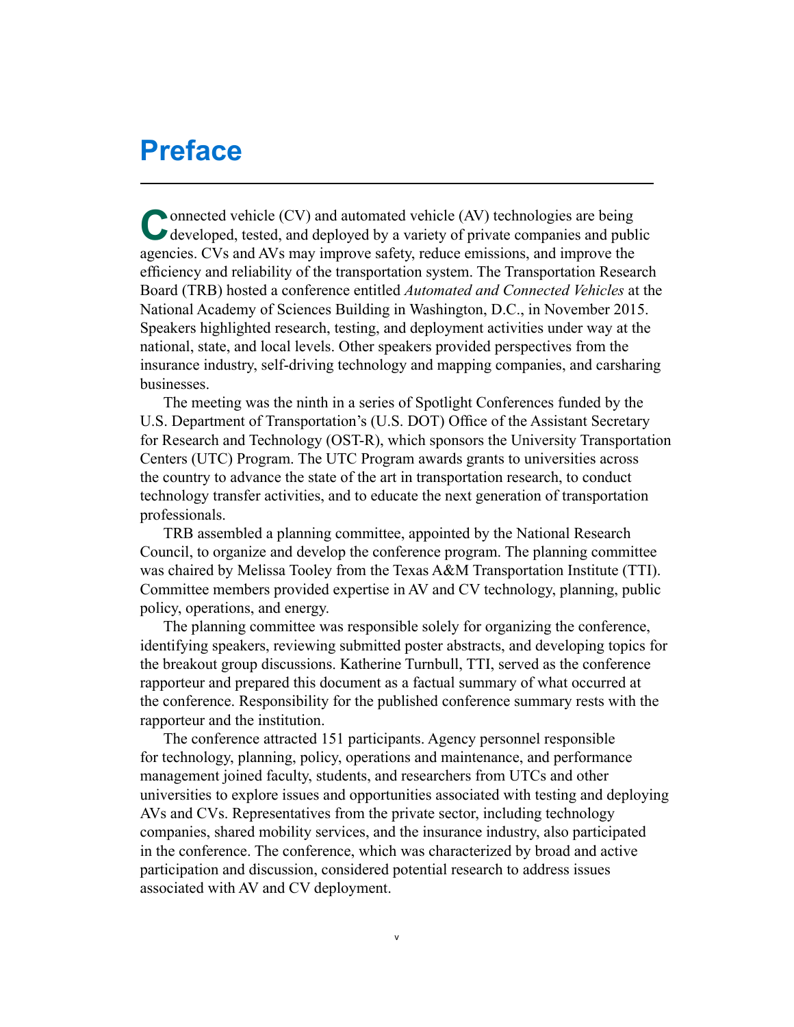# Preface

Connected vehicle (CV) and automated vehicle (AV) technologies are being developed, tested, and deployed by a variety of private companies and public agencies. CVs and AVs may improve safety, reduce emissions, and improve the efficiency and reliability of the transportation system. The Transportation Research Board (TRB) hosted a conference entitled *Automated and Connected Vehicles* at the National Academy of Sciences Building in Washington, D.C., in November 2015. Speakers highlighted research, testing, and deployment activities under way at the national, state, and local levels. Other speakers provided perspectives from the insurance industry, self-driving technology and mapping companies, and carsharing businesses.

The meeting was the ninth in a series of Spotlight Conferences funded by the U.S. Department of Transportation's (U.S. DOT) Office of the Assistant Secretary for Research and Technology (OST-R), which sponsors the University Transportation Centers (UTC) Program. The UTC Program awards grants to universities across the country to advance the state of the art in transportation research, to conduct technology transfer activities, and to educate the next generation of transportation professionals.

TRB assembled a planning committee, appointed by the National Research Council, to organize and develop the conference program. The planning committee was chaired by Melissa Tooley from the Texas A&M Transportation Institute (TTI). Committee members provided expertise in AV and CV technology, planning, public policy, operations, and energy.

The planning committee was responsible solely for organizing the conference, identifying speakers, reviewing submitted poster abstracts, and developing topics for the breakout group discussions. Katherine Turnbull, TTI, served as the conference rapporteur and prepared this document as a factual summary of what occurred at the conference. Responsibility for the published conference summary rests with the rapporteur and the institution.

The conference attracted 151 participants. Agency personnel responsible for technology, planning, policy, operations and maintenance, and performance management joined faculty, students, and researchers from UTCs and other universities to explore issues and opportunities associated with testing and deploying AVs and CVs. Representatives from the private sector, including technology companies, shared mobility services, and the insurance industry, also participated in the conference. The conference, which was characterized by broad and active participation and discussion, considered potential research to address issues associated with AV and CV deployment.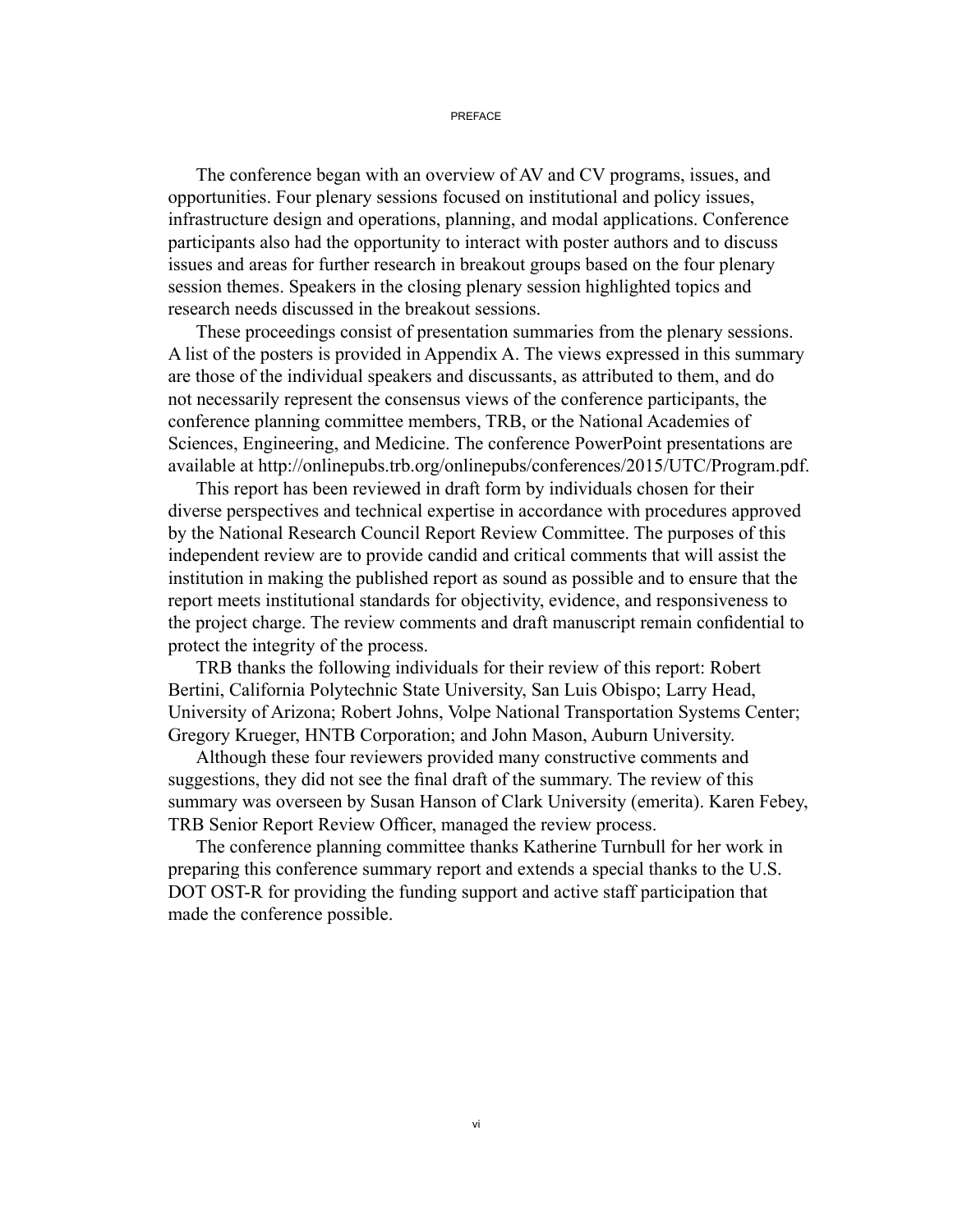The conference began with an overview of AV and CV programs, issues, and opportunities. Four plenary sessions focused on institutional and policy issues, infrastructure design and operations, planning, and modal applications. Conference participants also had the opportunity to interact with poster authors and to discuss issues and areas for further research in breakout groups based on the four plenary session themes. Speakers in the closing plenary session highlighted topics and research needs discussed in the breakout sessions.

These proceedings consist of presentation summaries from the plenary sessions. A list of the posters is provided in Appendix A. The views expressed in this summary are those of the individual speakers and discussants, as attributed to them, and do not necessarily represent the consensus views of the conference participants, the conference planning committee members, TRB, or the National Academies of Sciences, Engineering, and Medicine. The conference PowerPoint presentations are available at http://onlinepubs.trb.org/onlinepubs/conferences/2015/UTC/Program.pdf.

This report has been reviewed in draft form by individuals chosen for their diverse perspectives and technical expertise in accordance with procedures approved by the National Research Council Report Review Committee. The purposes of this independent review are to provide candid and critical comments that will assist the institution in making the published report as sound as possible and to ensure that the report meets institutional standards for objectivity, evidence, and responsiveness to the project charge. The review comments and draft manuscript remain confidential to protect the integrity of the process.

TRB thanks the following individuals for their review of this report: Robert Bertini, California Polytechnic State University, San Luis Obispo; Larry Head, University of Arizona; Robert Johns, Volpe National Transportation Systems Center; Gregory Krueger, HNTB Corporation; and John Mason, Auburn University.

Although these four reviewers provided many constructive comments and suggestions, they did not see the final draft of the summary. The review of this summary was overseen by Susan Hanson of Clark University (emerita). Karen Febey, TRB Senior Report Review Officer, managed the review process.

The conference planning committee thanks Katherine Turnbull for her work in preparing this conference summary report and extends a special thanks to the U.S. DOT OST-R for providing the funding support and active staff participation that made the conference possible.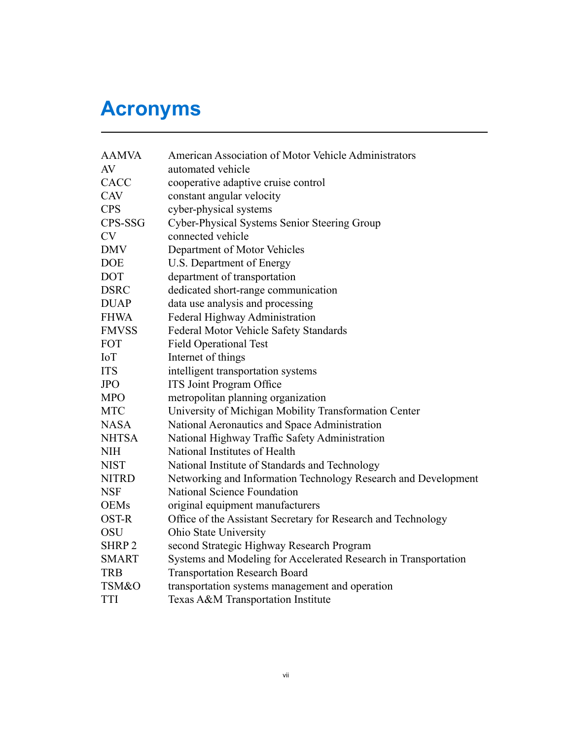# Acronyms

| | |
|---|---|
| AAMVA | American Association of Motor Vehicle Administrators |
| AV | automated vehicle |
| CACC | cooperative adaptive cruise control |
| CAV | constant angular velocity |
| CPS | cyber-physical systems |
| CPS-SSG | Cyber-Physical Systems Senior Steering Group |
| CV | connected vehicle |
| DMV | Department of Motor Vehicles |
| DOE | U.S. Department of Energy |
| DOT | department of transportation |
| DSRC | dedicated short-range communication |
| DUAP | data use analysis and processing |
| FHWA | Federal Highway Administration |
| FMVSS | Federal Motor Vehicle Safety Standards |
| FOT | Field Operational Test |
| IoT | Internet of things |
| ITS | intelligent transportation systems |
| JPO | ITS Joint Program Office |
| MPO | metropolitan planning organization |
| MTC | University of Michigan Mobility Transformation Center |
| NASA | National Aeronautics and Space Administration |
| NHTSA | National Highway Traffic Safety Administration |
| NIH | National Institutes of Health |
| NIST | National Institute of Standards and Technology |
| NITRD | Networking and Information Technology Research and Development |
| NSF | National Science Foundation |
| OEMs | original equipment manufacturers |
| OST-R | Office of the Assistant Secretary for Research and Technology |
| OSU | Ohio State University |
| SHRP 2 | second Strategic Highway Research Program |
| SMART | Systems and Modeling for Accelerated Research in Transportation |
| TRB | Transportation Research Board |
| TSM&O | transportation systems management and operation |
| TTI | Texas A&M Transportation Institute |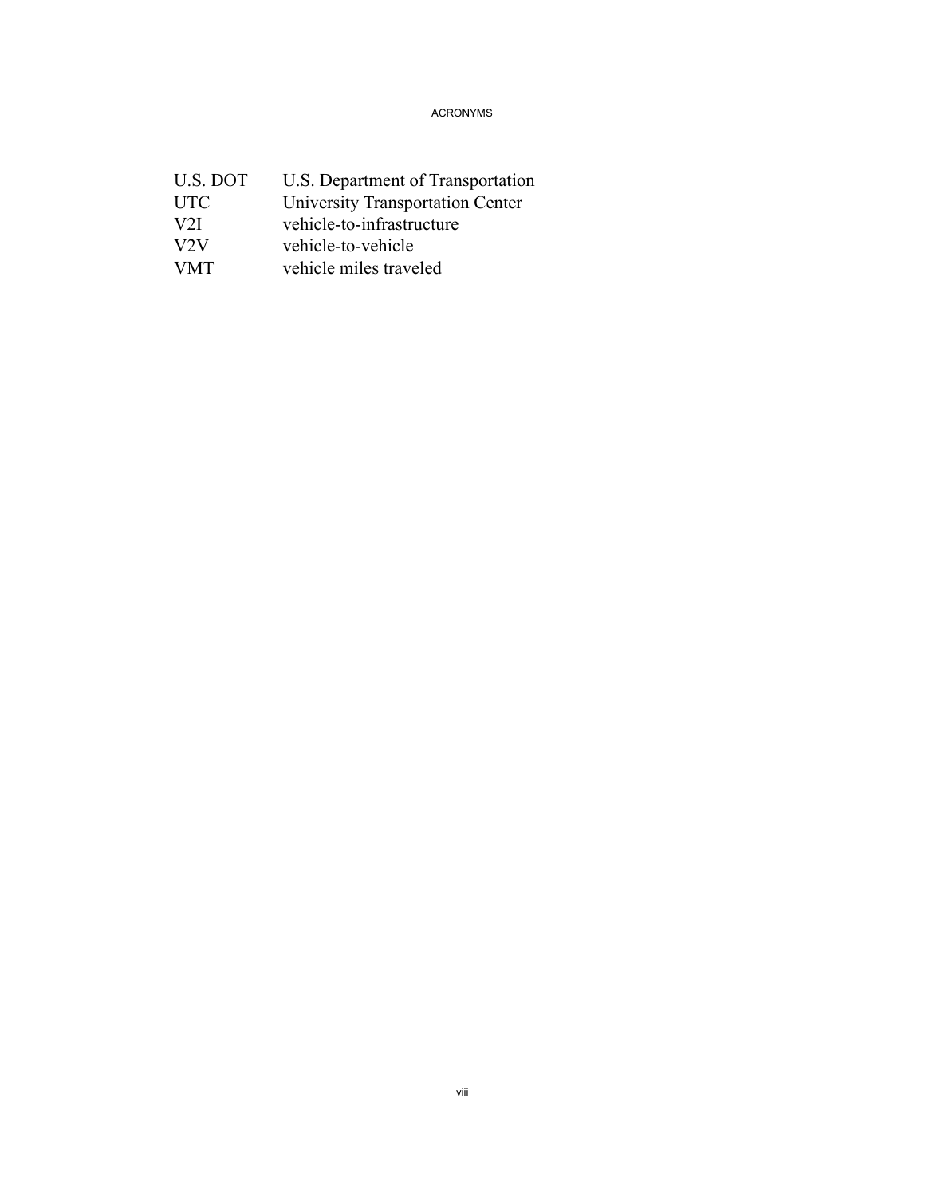| | |
|---|---|
| U.S. DOT | U.S. Department of Transportation |
| UTC | University Transportation Center |
| V2I | vehicle-to-infrastructure |
| V2V | vehicle-to-vehicle |
| VMT | vehicle miles traveled |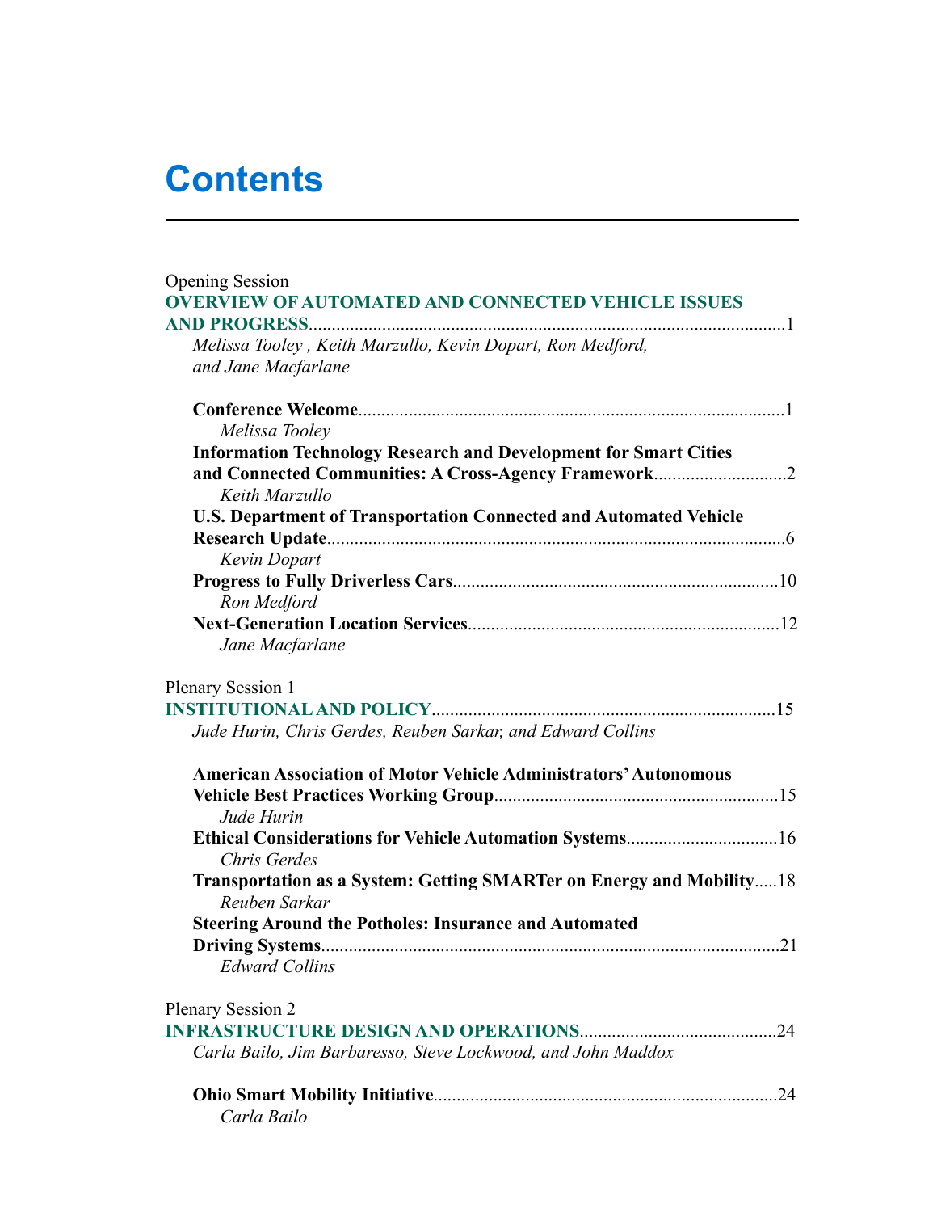# Contents

Opening Session

**OVERVIEW OF AUTOMATED AND CONNECTED VEHICLE ISSUES AND PROGRESS**........................................................................1

*Melissa Tooley , Keith Marzullo, Kevin Dopart, Ron Medford, and Jane Macfarlane*

**Conference Welcome**........................................................................1

*Melissa Tooley*

**Information Technology Research and Development for Smart Cities and Connected Communities: A Cross-Agency Framework**........................................................................2

*Keith Marzullo*

**U.S. Department of Transportation Connected and Automated Vehicle Research Update**........................................................................6

*Kevin Dopart*

**Progress to Fully Driverless Cars**........................................................................10

*Ron Medford*

**Next-Generation Location Services**........................................................................12

*Jane Macfarlane*

Plenary Session 1

**INSTITUTIONAL AND POLICY**........................................................................15

*Jude Hurin, Chris Gerdes, Reuben Sarkar, and Edward Collins*

**American Association of Motor Vehicle Administrators' Autonomous Vehicle Best Practices Working Group**........................................................................15

*Jude Hurin*

**Ethical Considerations for Vehicle Automation Systems**........................................................................16

*Chris Gerdes*

**Transportation as a System: Getting SMARTer on Energy and Mobility**.....18

*Reuben Sarkar*

**Steering Around the Potholes: Insurance and Automated Driving Systems**........................................................................21

*Edward Collins*

Plenary Session 2

**INFRASTRUCTURE DESIGN AND OPERATIONS**........................................................................24

*Carla Bailo, Jim Barbaresso, Steve Lockwood, and John Maddox*

**Ohio Smart Mobility Initiative**........................................................................24

*Carla Bailo*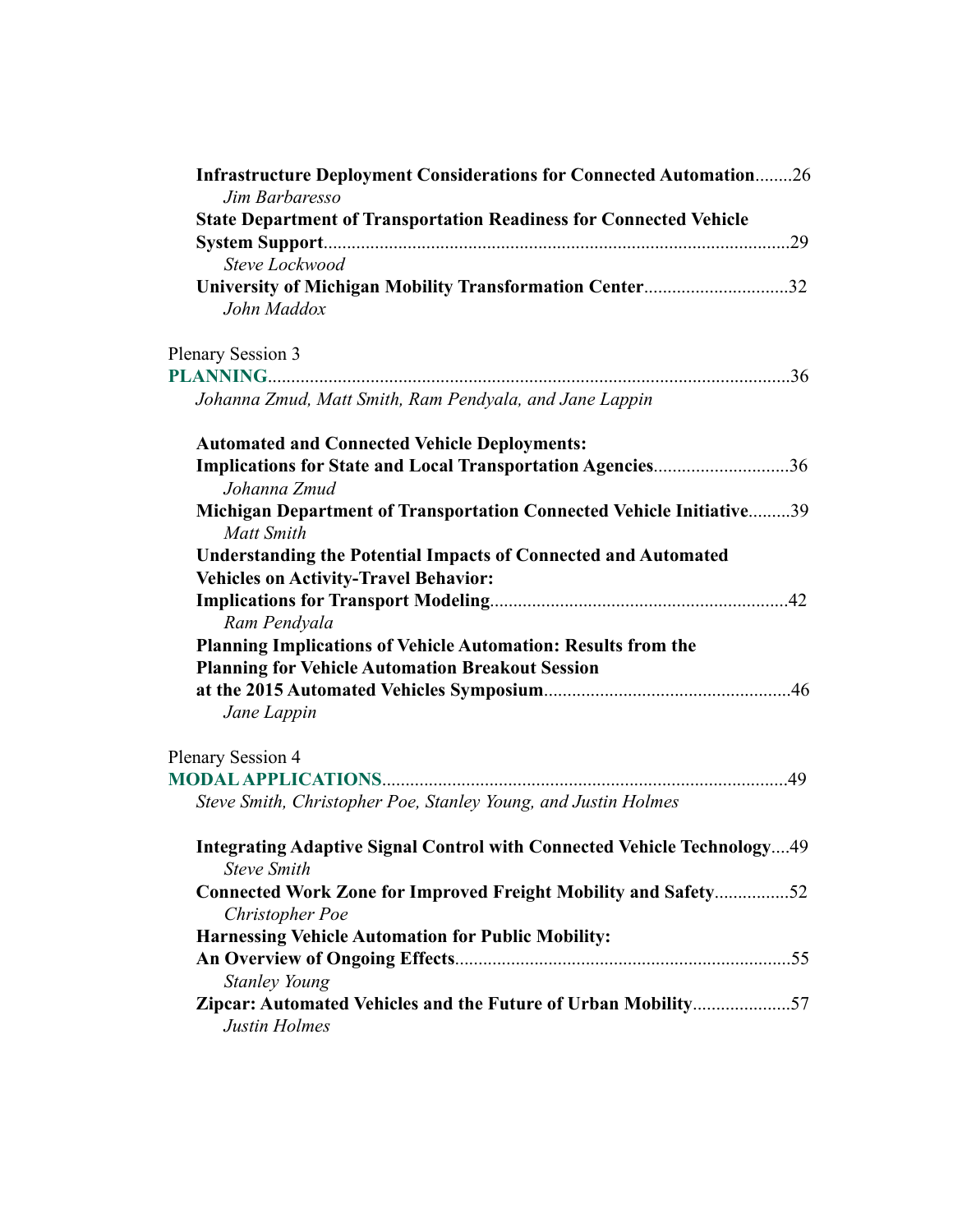**Infrastructure Deployment Considerations for Connected Automation**........26
*Jim Barbaresso*

**State Department of Transportation Readiness for Connected Vehicle System Support**..........29
*Steve Lockwood*

**University of Michigan Mobility Transformation Center**..........32
*John Maddox*

Plenary Session 3

**PLANNING**..........36
*Johanna Zmud, Matt Smith, Ram Pendyala, and Jane Lappin*

**Automated and Connected Vehicle Deployments: Implications for State and Local Transportation Agencies**..........36
*Johanna Zmud*

**Michigan Department of Transportation Connected Vehicle Initiative**..........39
*Matt Smith*

**Understanding the Potential Impacts of Connected and Automated Vehicles on Activity-Travel Behavior: Implications for Transport Modeling**..........42
*Ram Pendyala*

**Planning Implications of Vehicle Automation: Results from the Planning for Vehicle Automation Breakout Session at the 2015 Automated Vehicles Symposium**..........46
*Jane Lappin*

Plenary Session 4

**MODAL APPLICATIONS**..........49
*Steve Smith, Christopher Poe, Stanley Young, and Justin Holmes*

**Integrating Adaptive Signal Control with Connected Vehicle Technology**....49
*Steve Smith*

**Connected Work Zone for Improved Freight Mobility and Safety**..........52
*Christopher Poe*

**Harnessing Vehicle Automation for Public Mobility: An Overview of Ongoing Effects**..........55
*Stanley Young*

**Zipcar: Automated Vehicles and the Future of Urban Mobility**..........57
*Justin Holmes*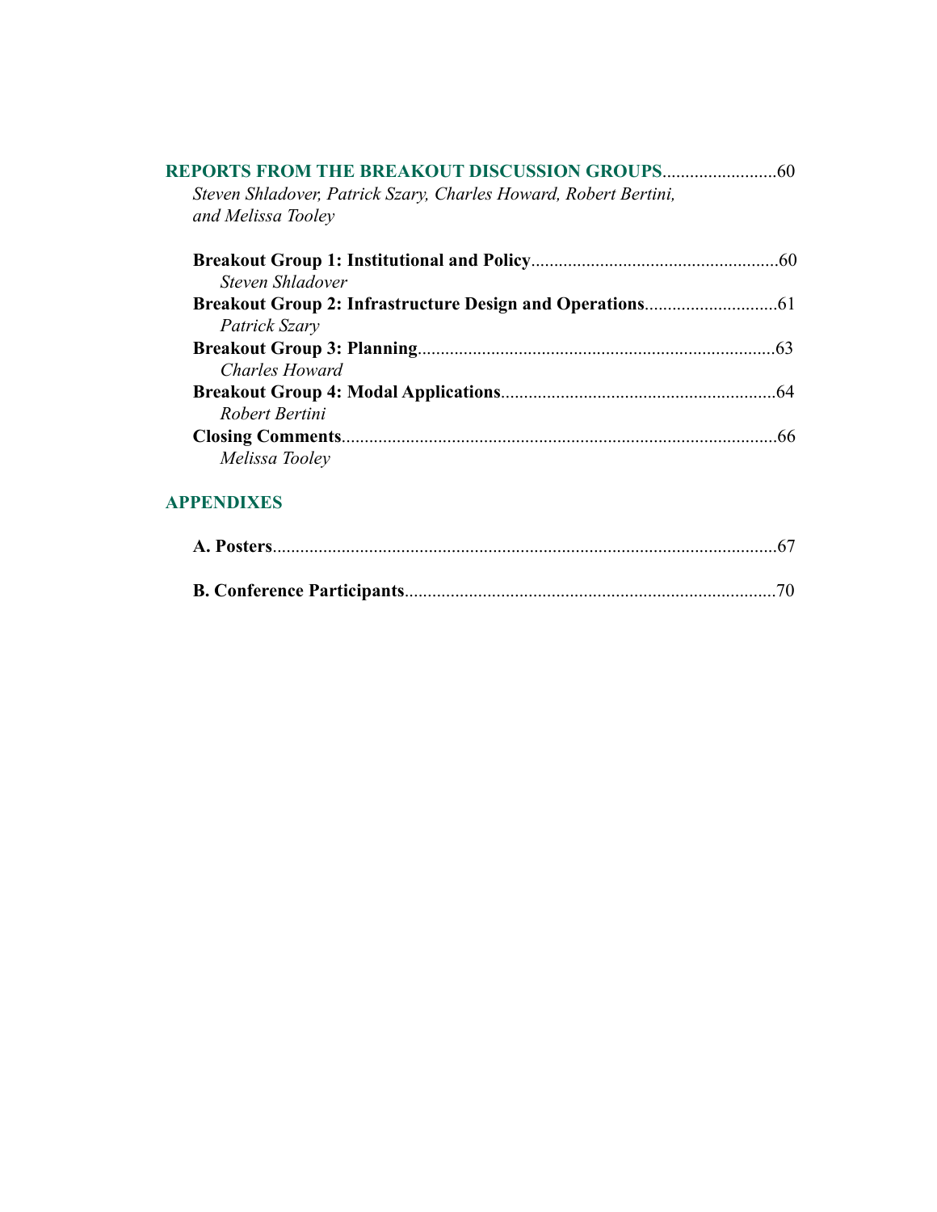**REPORTS FROM THE BREAKOUT DISCUSSION GROUPS**.........................60
*Steven Shladover, Patrick Szary, Charles Howard, Robert Bertini, and Melissa Tooley*

**Breakout Group 1: Institutional and Policy**.....................................................60
*Steven Shladover*

**Breakout Group 2: Infrastructure Design and Operations**.............................61
*Patrick Szary*

**Breakout Group 3: Planning**.............................................................................63
*Charles Howard*

**Breakout Group 4: Modal Applications**............................................................64
*Robert Bertini*

**Closing Comments**................................................................................................66
*Melissa Tooley*

**APPENDIXES**

**A. Posters**..............................................................................................................67

**B. Conference Participants**.................................................................................70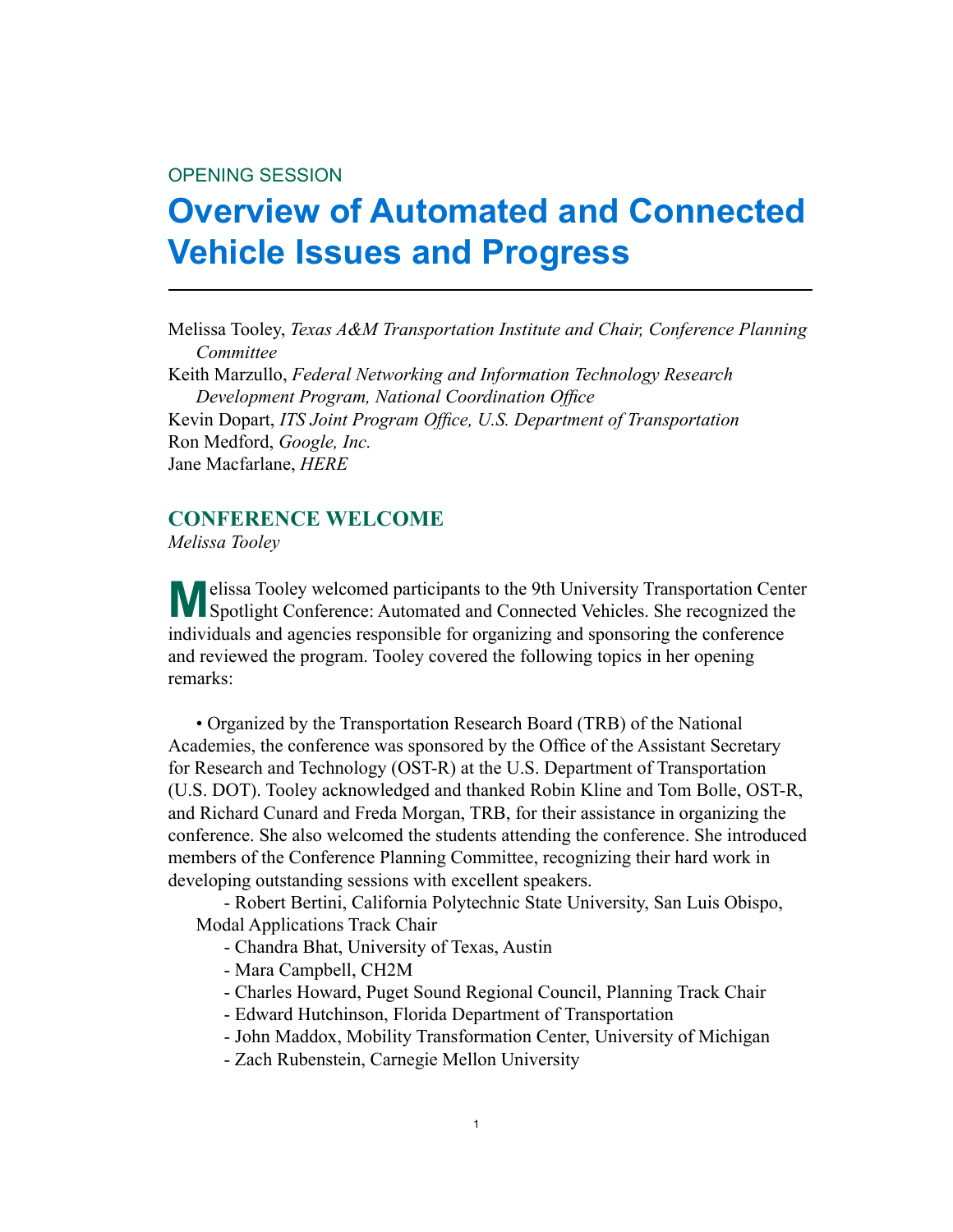OPENING SESSION

# Overview of Automated and Connected Vehicle Issues and Progress

---

Melissa Tooley, *Texas A&M Transportation Institute and Chair, Conference Planning Committee*
Keith Marzullo, *Federal Networking and Information Technology Research Development Program, National Coordination Office*
Kevin Dopart, *ITS Joint Program Office, U.S. Department of Transportation*
Ron Medford, *Google, Inc.*
Jane Macfarlane, *HERE*

## CONFERENCE WELCOME

*Melissa Tooley*

Melissa Tooley welcomed participants to the 9th University Transportation Center Spotlight Conference: Automated and Connected Vehicles. She recognized the individuals and agencies responsible for organizing and sponsoring the conference and reviewed the program. Tooley covered the following topics in her opening remarks:

- Organized by the Transportation Research Board (TRB) of the National Academies, the conference was sponsored by the Office of the Assistant Secretary for Research and Technology (OST-R) at the U.S. Department of Transportation (U.S. DOT). Tooley acknowledged and thanked Robin Kline and Tom Bolle, OST-R, and Richard Cunard and Freda Morgan, TRB, for their assistance in organizing the conference. She also welcomed the students attending the conference. She introduced members of the Conference Planning Committee, recognizing their hard work in developing outstanding sessions with excellent speakers.
  - Robert Bertini, California Polytechnic State University, San Luis Obispo, Modal Applications Track Chair
  - Chandra Bhat, University of Texas, Austin
  - Mara Campbell, CH2M
  - Charles Howard, Puget Sound Regional Council, Planning Track Chair
  - Edward Hutchinson, Florida Department of Transportation
  - John Maddox, Mobility Transformation Center, University of Michigan
  - Zach Rubenstein, Carnegie Mellon University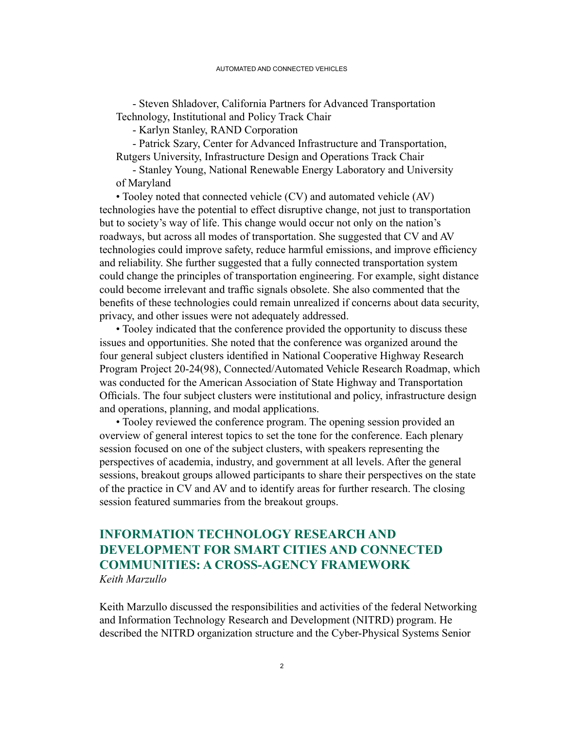- Steven Shladover, California Partners for Advanced Transportation Technology, Institutional and Policy Track Chair
- Karlyn Stanley, RAND Corporation
- Patrick Szary, Center for Advanced Infrastructure and Transportation, Rutgers University, Infrastructure Design and Operations Track Chair
- Stanley Young, National Renewable Energy Laboratory and University of Maryland

• Tooley noted that connected vehicle (CV) and automated vehicle (AV) technologies have the potential to effect disruptive change, not just to transportation but to society's way of life. This change would occur not only on the nation's roadways, but across all modes of transportation. She suggested that CV and AV technologies could improve safety, reduce harmful emissions, and improve efficiency and reliability. She further suggested that a fully connected transportation system could change the principles of transportation engineering. For example, sight distance could become irrelevant and traffic signals obsolete. She also commented that the benefits of these technologies could remain unrealized if concerns about data security, privacy, and other issues were not adequately addressed.

• Tooley indicated that the conference provided the opportunity to discuss these issues and opportunities. She noted that the conference was organized around the four general subject clusters identified in National Cooperative Highway Research Program Project 20-24(98), Connected/Automated Vehicle Research Roadmap, which was conducted for the American Association of State Highway and Transportation Officials. The four subject clusters were institutional and policy, infrastructure design and operations, planning, and modal applications.

• Tooley reviewed the conference program. The opening session provided an overview of general interest topics to set the tone for the conference. Each plenary session focused on one of the subject clusters, with speakers representing the perspectives of academia, industry, and government at all levels. After the general sessions, breakout groups allowed participants to share their perspectives on the state of the practice in CV and AV and to identify areas for further research. The closing session featured summaries from the breakout groups.

## INFORMATION TECHNOLOGY RESEARCH AND DEVELOPMENT FOR SMART CITIES AND CONNECTED COMMUNITIES: A CROSS-AGENCY FRAMEWORK

*Keith Marzullo*

Keith Marzullo discussed the responsibilities and activities of the federal Networking and Information Technology Research and Development (NITRD) program. He described the NITRD organization structure and the Cyber-Physical Systems Senior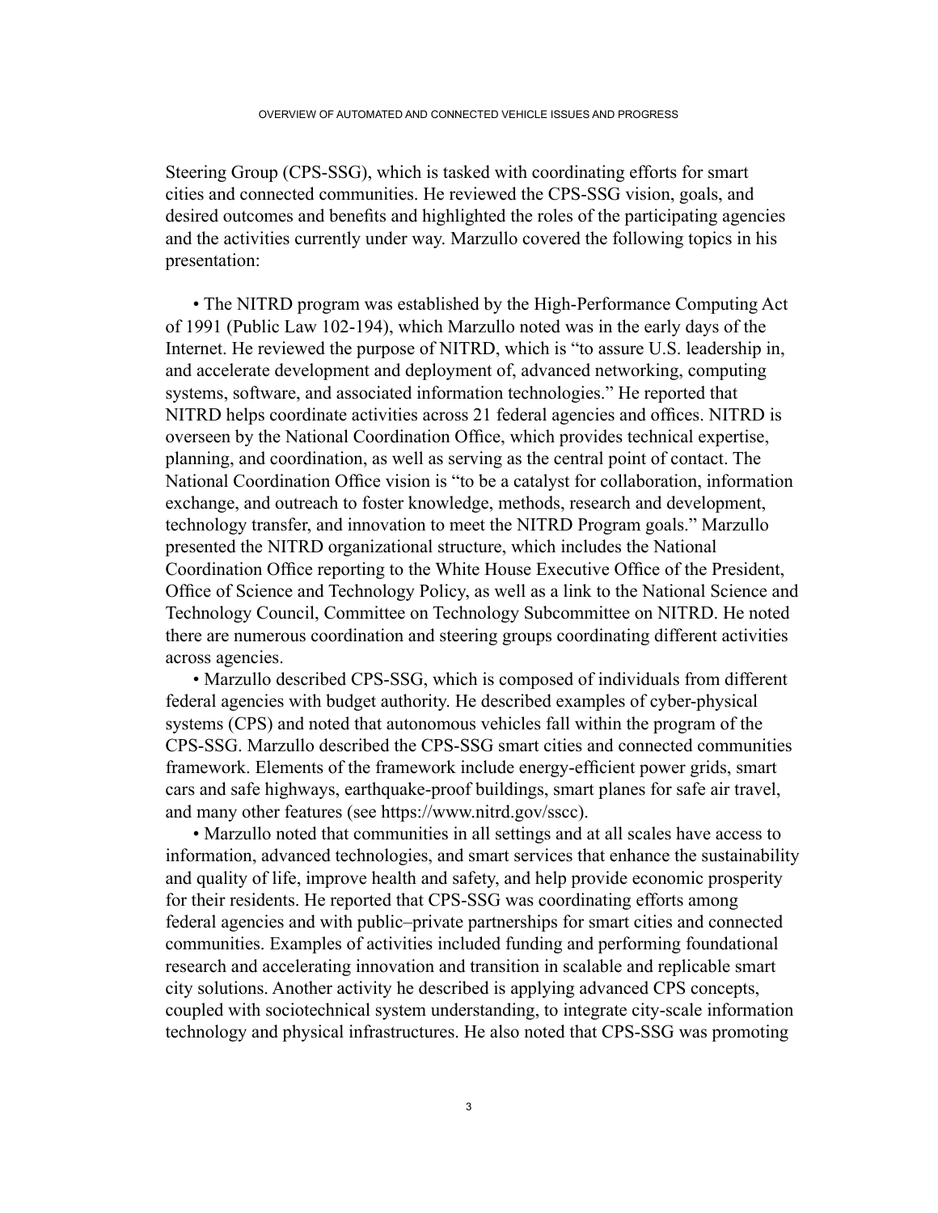Steering Group (CPS-SSG), which is tasked with coordinating efforts for smart cities and connected communities. He reviewed the CPS-SSG vision, goals, and desired outcomes and benefits and highlighted the roles of the participating agencies and the activities currently under way. Marzullo covered the following topics in his presentation:

- The NITRD program was established by the High-Performance Computing Act of 1991 (Public Law 102-194), which Marzullo noted was in the early days of the Internet. He reviewed the purpose of NITRD, which is "to assure U.S. leadership in, and accelerate development and deployment of, advanced networking, computing systems, software, and associated information technologies." He reported that NITRD helps coordinate activities across 21 federal agencies and offices. NITRD is overseen by the National Coordination Office, which provides technical expertise, planning, and coordination, as well as serving as the central point of contact. The National Coordination Office vision is "to be a catalyst for collaboration, information exchange, and outreach to foster knowledge, methods, research and development, technology transfer, and innovation to meet the NITRD Program goals." Marzullo presented the NITRD organizational structure, which includes the National Coordination Office reporting to the White House Executive Office of the President, Office of Science and Technology Policy, as well as a link to the National Science and Technology Council, Committee on Technology Subcommittee on NITRD. He noted there are numerous coordination and steering groups coordinating different activities across agencies.
- Marzullo described CPS-SSG, which is composed of individuals from different federal agencies with budget authority. He described examples of cyber-physical systems (CPS) and noted that autonomous vehicles fall within the program of the CPS-SSG. Marzullo described the CPS-SSG smart cities and connected communities framework. Elements of the framework include energy-efficient power grids, smart cars and safe highways, earthquake-proof buildings, smart planes for safe air travel, and many other features (see https://www.nitrd.gov/sscc).
- Marzullo noted that communities in all settings and at all scales have access to information, advanced technologies, and smart services that enhance the sustainability and quality of life, improve health and safety, and help provide economic prosperity for their residents. He reported that CPS-SSG was coordinating efforts among federal agencies and with public–private partnerships for smart cities and connected communities. Examples of activities included funding and performing foundational research and accelerating innovation and transition in scalable and replicable smart city solutions. Another activity he described is applying advanced CPS concepts, coupled with sociotechnical system understanding, to integrate city-scale information technology and physical infrastructures. He also noted that CPS-SSG was promoting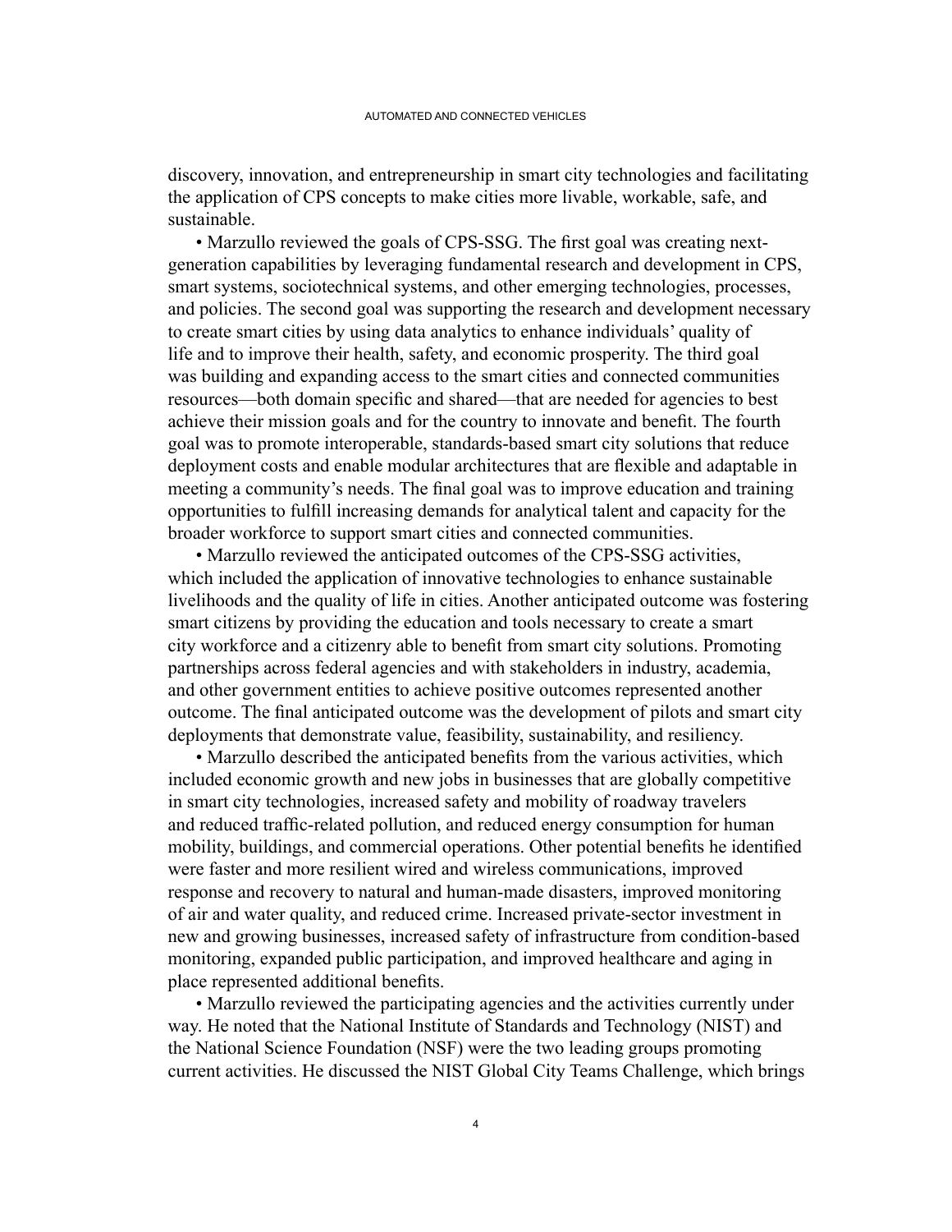discovery, innovation, and entrepreneurship in smart city technologies and facilitating the application of CPS concepts to make cities more livable, workable, safe, and sustainable.

• Marzullo reviewed the goals of CPS-SSG. The first goal was creating next-generation capabilities by leveraging fundamental research and development in CPS, smart systems, sociotechnical systems, and other emerging technologies, processes, and policies. The second goal was supporting the research and development necessary to create smart cities by using data analytics to enhance individuals' quality of life and to improve their health, safety, and economic prosperity. The third goal was building and expanding access to the smart cities and connected communities resources—both domain specific and shared—that are needed for agencies to best achieve their mission goals and for the country to innovate and benefit. The fourth goal was to promote interoperable, standards-based smart city solutions that reduce deployment costs and enable modular architectures that are flexible and adaptable in meeting a community's needs. The final goal was to improve education and training opportunities to fulfill increasing demands for analytical talent and capacity for the broader workforce to support smart cities and connected communities.

• Marzullo reviewed the anticipated outcomes of the CPS-SSG activities, which included the application of innovative technologies to enhance sustainable livelihoods and the quality of life in cities. Another anticipated outcome was fostering smart citizens by providing the education and tools necessary to create a smart city workforce and a citizenry able to benefit from smart city solutions. Promoting partnerships across federal agencies and with stakeholders in industry, academia, and other government entities to achieve positive outcomes represented another outcome. The final anticipated outcome was the development of pilots and smart city deployments that demonstrate value, feasibility, sustainability, and resiliency.

• Marzullo described the anticipated benefits from the various activities, which included economic growth and new jobs in businesses that are globally competitive in smart city technologies, increased safety and mobility of roadway travelers and reduced traffic-related pollution, and reduced energy consumption for human mobility, buildings, and commercial operations. Other potential benefits he identified were faster and more resilient wired and wireless communications, improved response and recovery to natural and human-made disasters, improved monitoring of air and water quality, and reduced crime. Increased private-sector investment in new and growing businesses, increased safety of infrastructure from condition-based monitoring, expanded public participation, and improved healthcare and aging in place represented additional benefits.

• Marzullo reviewed the participating agencies and the activities currently under way. He noted that the National Institute of Standards and Technology (NIST) and the National Science Foundation (NSF) were the two leading groups promoting current activities. He discussed the NIST Global City Teams Challenge, which brings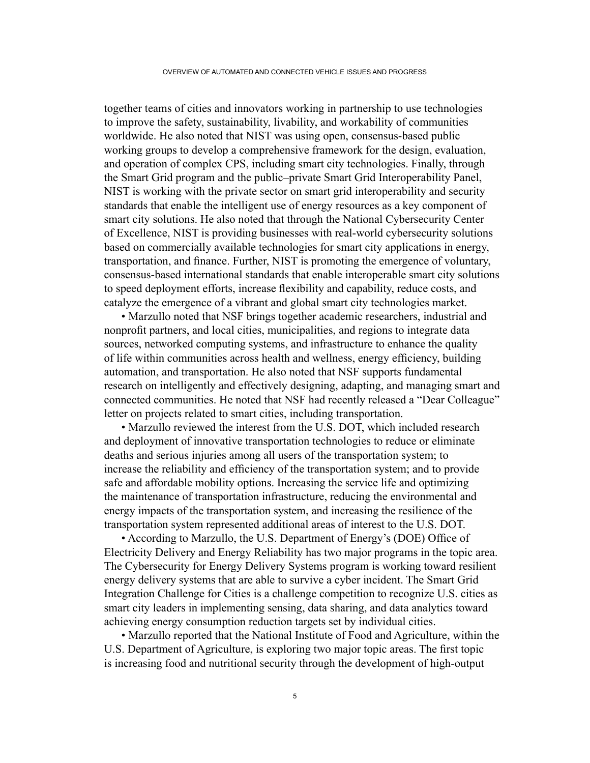together teams of cities and innovators working in partnership to use technologies to improve the safety, sustainability, livability, and workability of communities worldwide. He also noted that NIST was using open, consensus-based public working groups to develop a comprehensive framework for the design, evaluation, and operation of complex CPS, including smart city technologies. Finally, through the Smart Grid program and the public–private Smart Grid Interoperability Panel, NIST is working with the private sector on smart grid interoperability and security standards that enable the intelligent use of energy resources as a key component of smart city solutions. He also noted that through the National Cybersecurity Center of Excellence, NIST is providing businesses with real-world cybersecurity solutions based on commercially available technologies for smart city applications in energy, transportation, and finance. Further, NIST is promoting the emergence of voluntary, consensus-based international standards that enable interoperable smart city solutions to speed deployment efforts, increase flexibility and capability, reduce costs, and catalyze the emergence of a vibrant and global smart city technologies market.

- Marzullo noted that NSF brings together academic researchers, industrial and nonprofit partners, and local cities, municipalities, and regions to integrate data sources, networked computing systems, and infrastructure to enhance the quality of life within communities across health and wellness, energy efficiency, building automation, and transportation. He also noted that NSF supports fundamental research on intelligently and effectively designing, adapting, and managing smart and connected communities. He noted that NSF had recently released a "Dear Colleague" letter on projects related to smart cities, including transportation.
- Marzullo reviewed the interest from the U.S. DOT, which included research and deployment of innovative transportation technologies to reduce or eliminate deaths and serious injuries among all users of the transportation system; to increase the reliability and efficiency of the transportation system; and to provide safe and affordable mobility options. Increasing the service life and optimizing the maintenance of transportation infrastructure, reducing the environmental and energy impacts of the transportation system, and increasing the resilience of the transportation system represented additional areas of interest to the U.S. DOT.
- According to Marzullo, the U.S. Department of Energy's (DOE) Office of Electricity Delivery and Energy Reliability has two major programs in the topic area. The Cybersecurity for Energy Delivery Systems program is working toward resilient energy delivery systems that are able to survive a cyber incident. The Smart Grid Integration Challenge for Cities is a challenge competition to recognize U.S. cities as smart city leaders in implementing sensing, data sharing, and data analytics toward achieving energy consumption reduction targets set by individual cities.
- Marzullo reported that the National Institute of Food and Agriculture, within the U.S. Department of Agriculture, is exploring two major topic areas. The first topic is increasing food and nutritional security through the development of high-output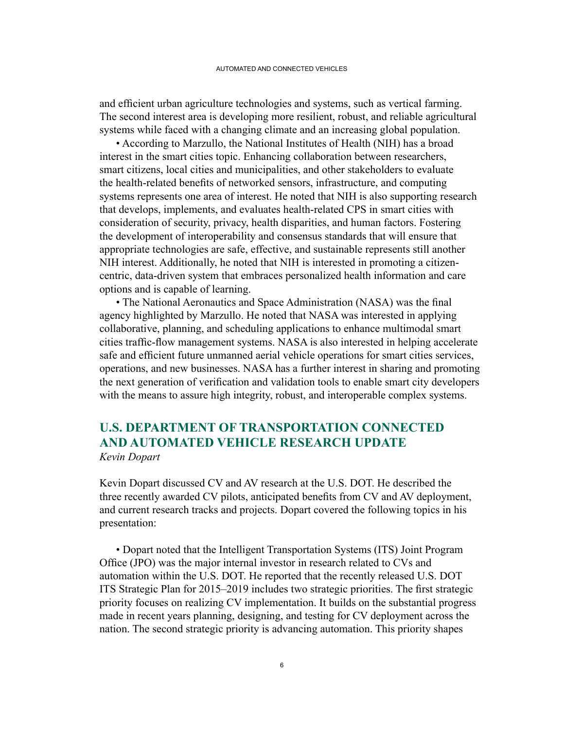and efficient urban agriculture technologies and systems, such as vertical farming. The second interest area is developing more resilient, robust, and reliable agricultural systems while faced with a changing climate and an increasing global population.

- According to Marzullo, the National Institutes of Health (NIH) has a broad interest in the smart cities topic. Enhancing collaboration between researchers, smart citizens, local cities and municipalities, and other stakeholders to evaluate the health-related benefits of networked sensors, infrastructure, and computing systems represents one area of interest. He noted that NIH is also supporting research that develops, implements, and evaluates health-related CPS in smart cities with consideration of security, privacy, health disparities, and human factors. Fostering the development of interoperability and consensus standards that will ensure that appropriate technologies are safe, effective, and sustainable represents still another NIH interest. Additionally, he noted that NIH is interested in promoting a citizen-centric, data-driven system that embraces personalized health information and care options and is capable of learning.
- The National Aeronautics and Space Administration (NASA) was the final agency highlighted by Marzullo. He noted that NASA was interested in applying collaborative, planning, and scheduling applications to enhance multimodal smart cities traffic-flow management systems. NASA is also interested in helping accelerate safe and efficient future unmanned aerial vehicle operations for smart cities services, operations, and new businesses. NASA has a further interest in sharing and promoting the next generation of verification and validation tools to enable smart city developers with the means to assure high integrity, robust, and interoperable complex systems.

## U.S. DEPARTMENT OF TRANSPORTATION CONNECTED AND AUTOMATED VEHICLE RESEARCH UPDATE

*Kevin Dopart*

Kevin Dopart discussed CV and AV research at the U.S. DOT. He described the three recently awarded CV pilots, anticipated benefits from CV and AV deployment, and current research tracks and projects. Dopart covered the following topics in his presentation:

- Dopart noted that the Intelligent Transportation Systems (ITS) Joint Program Office (JPO) was the major internal investor in research related to CVs and automation within the U.S. DOT. He reported that the recently released U.S. DOT ITS Strategic Plan for 2015–2019 includes two strategic priorities. The first strategic priority focuses on realizing CV implementation. It builds on the substantial progress made in recent years planning, designing, and testing for CV deployment across the nation. The second strategic priority is advancing automation. This priority shapes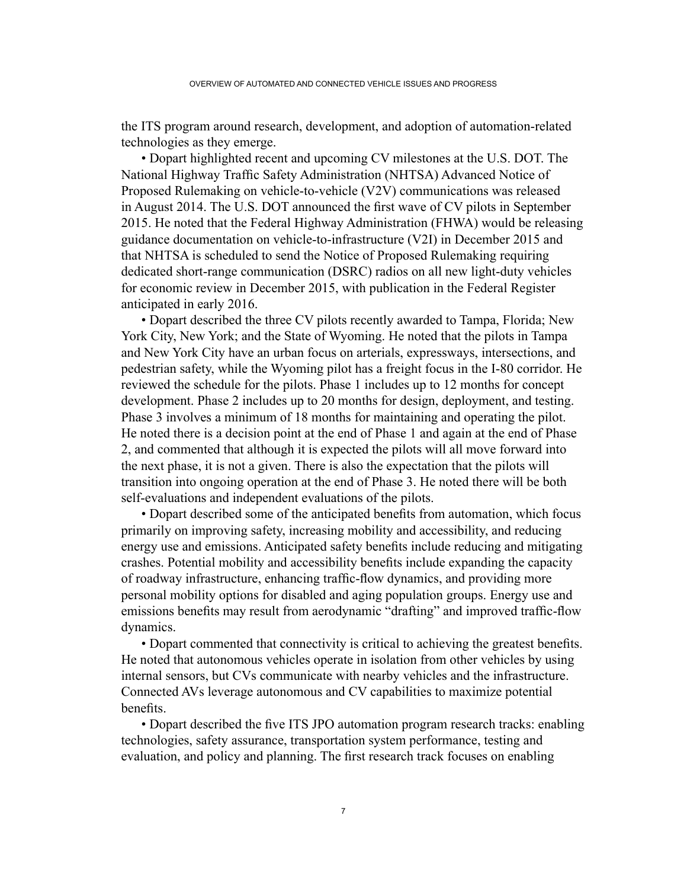the ITS program around research, development, and adoption of automation-related technologies as they emerge.

- Dopart highlighted recent and upcoming CV milestones at the U.S. DOT. The National Highway Traffic Safety Administration (NHTSA) Advanced Notice of Proposed Rulemaking on vehicle-to-vehicle (V2V) communications was released in August 2014. The U.S. DOT announced the first wave of CV pilots in September 2015. He noted that the Federal Highway Administration (FHWA) would be releasing guidance documentation on vehicle-to-infrastructure (V2I) in December 2015 and that NHTSA is scheduled to send the Notice of Proposed Rulemaking requiring dedicated short-range communication (DSRC) radios on all new light-duty vehicles for economic review in December 2015, with publication in the Federal Register anticipated in early 2016.
- Dopart described the three CV pilots recently awarded to Tampa, Florida; New York City, New York; and the State of Wyoming. He noted that the pilots in Tampa and New York City have an urban focus on arterials, expressways, intersections, and pedestrian safety, while the Wyoming pilot has a freight focus in the I-80 corridor. He reviewed the schedule for the pilots. Phase 1 includes up to 12 months for concept development. Phase 2 includes up to 20 months for design, deployment, and testing. Phase 3 involves a minimum of 18 months for maintaining and operating the pilot. He noted there is a decision point at the end of Phase 1 and again at the end of Phase 2, and commented that although it is expected the pilots will all move forward into the next phase, it is not a given. There is also the expectation that the pilots will transition into ongoing operation at the end of Phase 3. He noted there will be both self-evaluations and independent evaluations of the pilots.
- Dopart described some of the anticipated benefits from automation, which focus primarily on improving safety, increasing mobility and accessibility, and reducing energy use and emissions. Anticipated safety benefits include reducing and mitigating crashes. Potential mobility and accessibility benefits include expanding the capacity of roadway infrastructure, enhancing traffic-flow dynamics, and providing more personal mobility options for disabled and aging population groups. Energy use and emissions benefits may result from aerodynamic "drafting" and improved traffic-flow dynamics.
- Dopart commented that connectivity is critical to achieving the greatest benefits. He noted that autonomous vehicles operate in isolation from other vehicles by using internal sensors, but CVs communicate with nearby vehicles and the infrastructure. Connected AVs leverage autonomous and CV capabilities to maximize potential benefits.
- Dopart described the five ITS JPO automation program research tracks: enabling technologies, safety assurance, transportation system performance, testing and evaluation, and policy and planning. The first research track focuses on enabling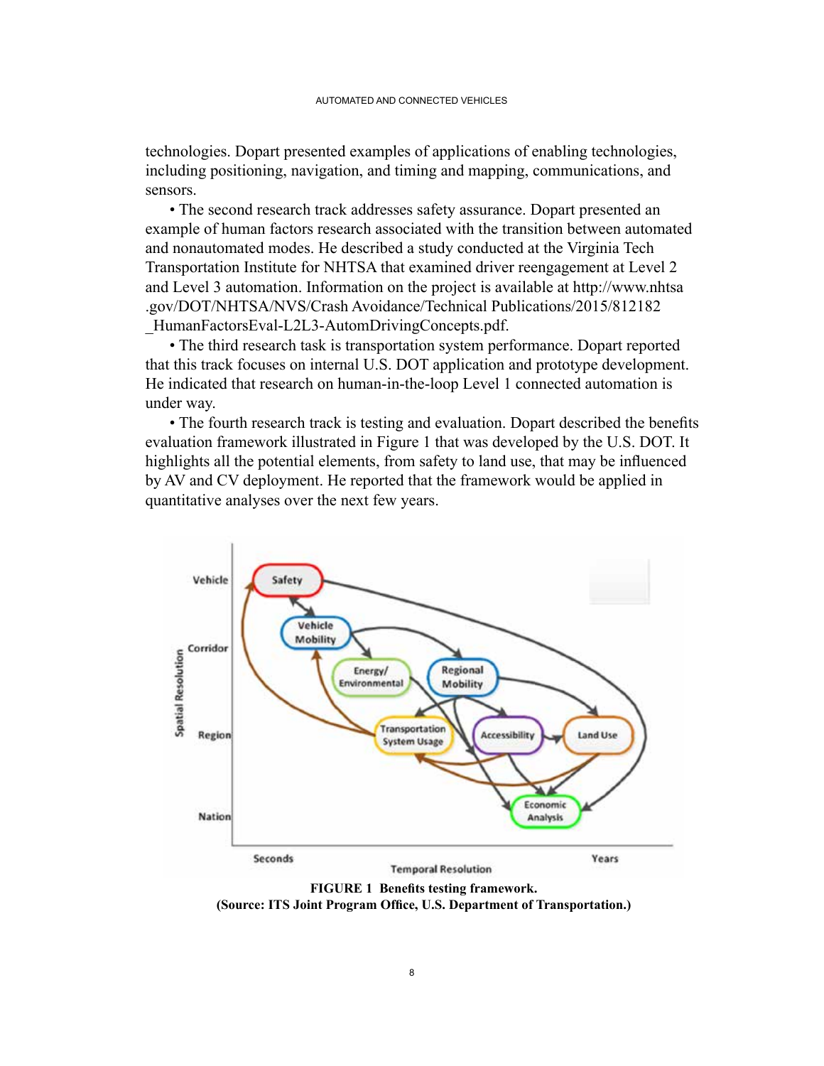technologies. Dopart presented examples of applications of enabling technologies, including positioning, navigation, and timing and mapping, communications, and sensors.

• The second research track addresses safety assurance. Dopart presented an example of human factors research associated with the transition between automated and nonautomated modes. He described a study conducted at the Virginia Tech Transportation Institute for NHTSA that examined driver reengagement at Level 2 and Level 3 automation. Information on the project is available at http://www.nhtsa.gov/DOT/NHTSA/NVS/Crash Avoidance/Technical Publications/2015/812182_HumanFactorsEval-L2L3-AutomDrivingConcepts.pdf.

• The third research task is transportation system performance. Dopart reported that this track focuses on internal U.S. DOT application and prototype development. He indicated that research on human-in-the-loop Level 1 connected automation is under way.

• The fourth research track is testing and evaluation. Dopart described the benefits evaluation framework illustrated in Figure 1 that was developed by the U.S. DOT. It highlights all the potential elements, from safety to land use, that may be influenced by AV and CV deployment. He reported that the framework would be applied in quantitative analyses over the next few years.

**FIGURE 1 Benefits testing framework.**
**(Source: ITS Joint Program Office, U.S. Department of Transportation.)**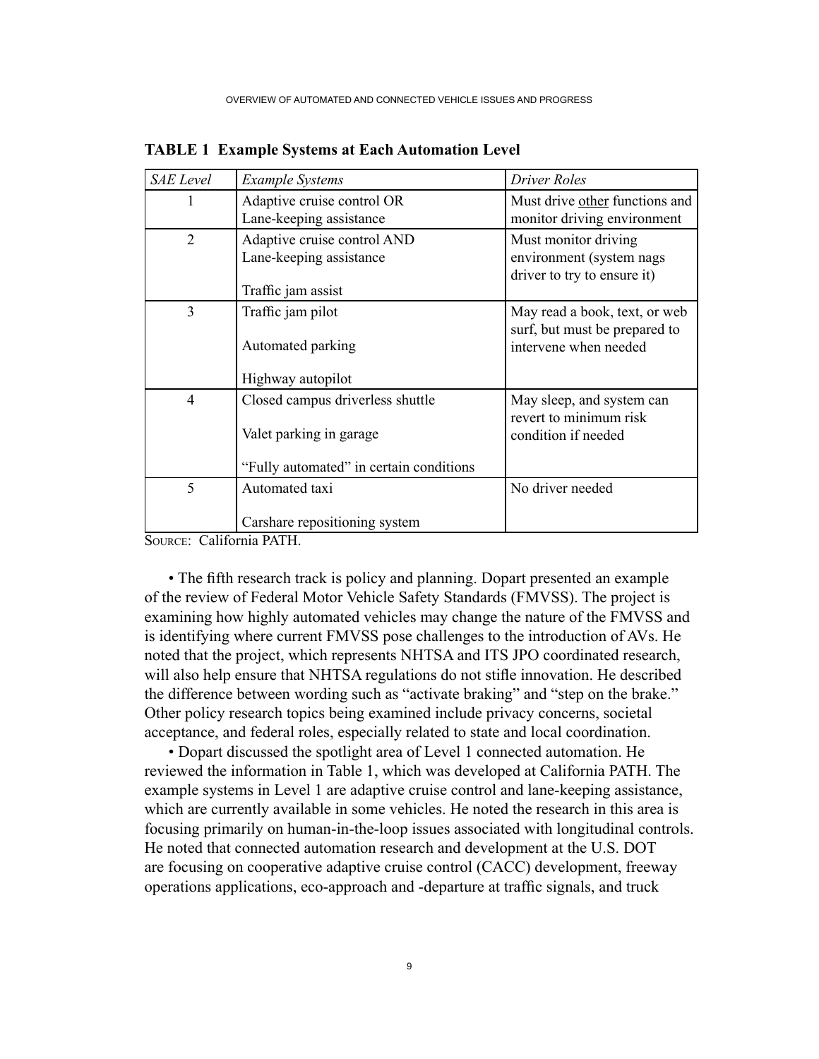**TABLE 1 Example Systems at Each Automation Level**

| *SAE Level* | *Example Systems* | *Driver Roles* |
|---|---|---|
| 1 | Adaptive cruise control OR Lane-keeping assistance | Must drive other functions and monitor driving environment |
| 2 | Adaptive cruise control AND Lane-keeping assistance<br><br>Traffic jam assist | Must monitor driving environment (system nags driver to try to ensure it) |
| 3 | Traffic jam pilot<br><br>Automated parking<br><br>Highway autopilot | May read a book, text, or web surf, but must be prepared to intervene when needed |
| 4 | Closed campus driverless shuttle<br><br>Valet parking in garage<br><br>"Fully automated" in certain conditions | May sleep, and system can revert to minimum risk condition if needed |
| 5 | Automated taxi<br><br>Carshare repositioning system | No driver needed |

SOURCE: California PATH.

• The fifth research track is policy and planning. Dopart presented an example of the review of Federal Motor Vehicle Safety Standards (FMVSS). The project is examining how highly automated vehicles may change the nature of the FMVSS and is identifying where current FMVSS pose challenges to the introduction of AVs. He noted that the project, which represents NHTSA and ITS JPO coordinated research, will also help ensure that NHTSA regulations do not stifle innovation. He described the difference between wording such as "activate braking" and "step on the brake." Other policy research topics being examined include privacy concerns, societal acceptance, and federal roles, especially related to state and local coordination.

• Dopart discussed the spotlight area of Level 1 connected automation. He reviewed the information in Table 1, which was developed at California PATH. The example systems in Level 1 are adaptive cruise control and lane-keeping assistance, which are currently available in some vehicles. He noted the research in this area is focusing primarily on human-in-the-loop issues associated with longitudinal controls. He noted that connected automation research and development at the U.S. DOT are focusing on cooperative adaptive cruise control (CACC) development, freeway operations applications, eco-approach and -departure at traffic signals, and truck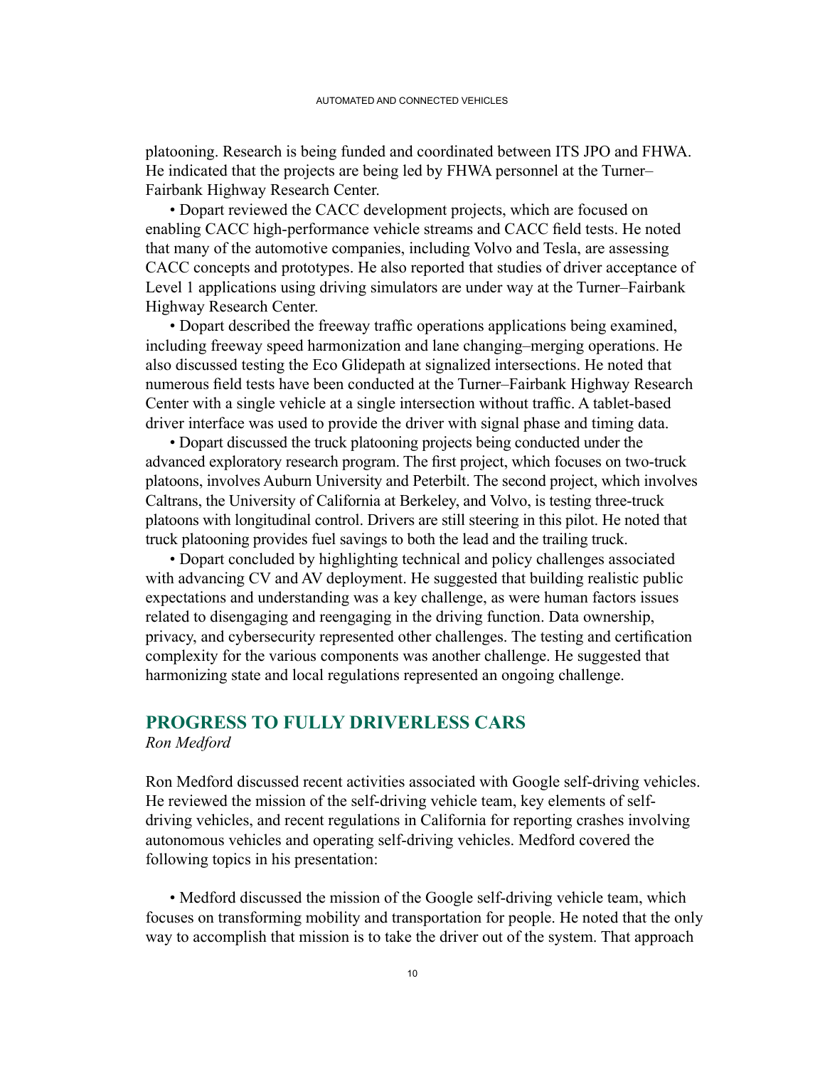platooning. Research is being funded and coordinated between ITS JPO and FHWA. He indicated that the projects are being led by FHWA personnel at the Turner–Fairbank Highway Research Center.

• Dopart reviewed the CACC development projects, which are focused on enabling CACC high-performance vehicle streams and CACC field tests. He noted that many of the automotive companies, including Volvo and Tesla, are assessing CACC concepts and prototypes. He also reported that studies of driver acceptance of Level 1 applications using driving simulators are under way at the Turner–Fairbank Highway Research Center.

• Dopart described the freeway traffic operations applications being examined, including freeway speed harmonization and lane changing–merging operations. He also discussed testing the Eco Glidepath at signalized intersections. He noted that numerous field tests have been conducted at the Turner–Fairbank Highway Research Center with a single vehicle at a single intersection without traffic. A tablet-based driver interface was used to provide the driver with signal phase and timing data.

• Dopart discussed the truck platooning projects being conducted under the advanced exploratory research program. The first project, which focuses on two-truck platoons, involves Auburn University and Peterbilt. The second project, which involves Caltrans, the University of California at Berkeley, and Volvo, is testing three-truck platoons with longitudinal control. Drivers are still steering in this pilot. He noted that truck platooning provides fuel savings to both the lead and the trailing truck.

• Dopart concluded by highlighting technical and policy challenges associated with advancing CV and AV deployment. He suggested that building realistic public expectations and understanding was a key challenge, as were human factors issues related to disengaging and reengaging in the driving function. Data ownership, privacy, and cybersecurity represented other challenges. The testing and certification complexity for the various components was another challenge. He suggested that harmonizing state and local regulations represented an ongoing challenge.

## PROGRESS TO FULLY DRIVERLESS CARS

*Ron Medford*

Ron Medford discussed recent activities associated with Google self-driving vehicles. He reviewed the mission of the self-driving vehicle team, key elements of self-driving vehicles, and recent regulations in California for reporting crashes involving autonomous vehicles and operating self-driving vehicles. Medford covered the following topics in his presentation:

• Medford discussed the mission of the Google self-driving vehicle team, which focuses on transforming mobility and transportation for people. He noted that the only way to accomplish that mission is to take the driver out of the system. That approach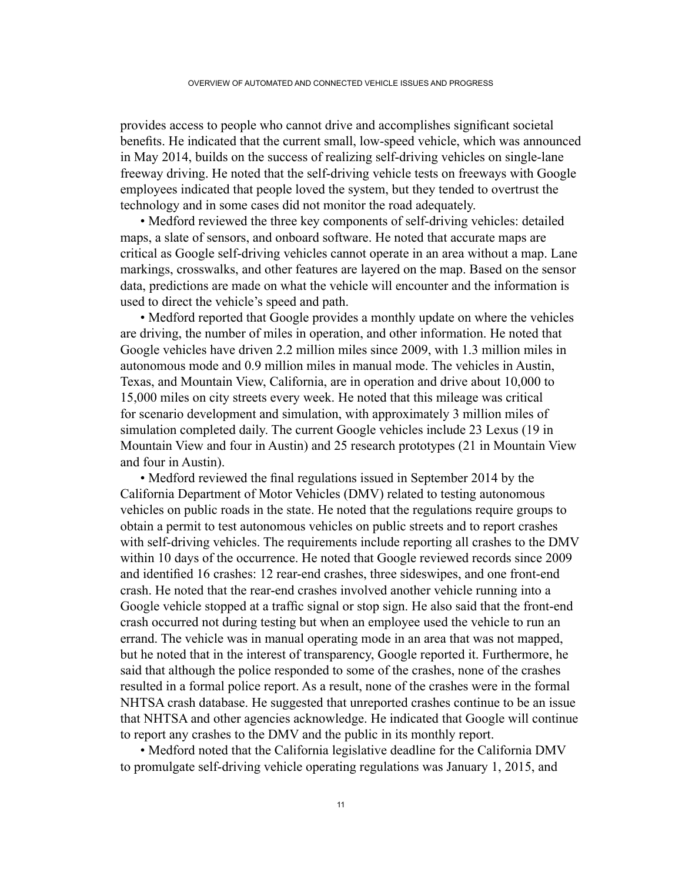provides access to people who cannot drive and accomplishes significant societal benefits. He indicated that the current small, low-speed vehicle, which was announced in May 2014, builds on the success of realizing self-driving vehicles on single-lane freeway driving. He noted that the self-driving vehicle tests on freeways with Google employees indicated that people loved the system, but they tended to overtrust the technology and in some cases did not monitor the road adequately.

• Medford reviewed the three key components of self-driving vehicles: detailed maps, a slate of sensors, and onboard software. He noted that accurate maps are critical as Google self-driving vehicles cannot operate in an area without a map. Lane markings, crosswalks, and other features are layered on the map. Based on the sensor data, predictions are made on what the vehicle will encounter and the information is used to direct the vehicle's speed and path.

• Medford reported that Google provides a monthly update on where the vehicles are driving, the number of miles in operation, and other information. He noted that Google vehicles have driven 2.2 million miles since 2009, with 1.3 million miles in autonomous mode and 0.9 million miles in manual mode. The vehicles in Austin, Texas, and Mountain View, California, are in operation and drive about 10,000 to 15,000 miles on city streets every week. He noted that this mileage was critical for scenario development and simulation, with approximately 3 million miles of simulation completed daily. The current Google vehicles include 23 Lexus (19 in Mountain View and four in Austin) and 25 research prototypes (21 in Mountain View and four in Austin).

• Medford reviewed the final regulations issued in September 2014 by the California Department of Motor Vehicles (DMV) related to testing autonomous vehicles on public roads in the state. He noted that the regulations require groups to obtain a permit to test autonomous vehicles on public streets and to report crashes with self-driving vehicles. The requirements include reporting all crashes to the DMV within 10 days of the occurrence. He noted that Google reviewed records since 2009 and identified 16 crashes: 12 rear-end crashes, three sideswipes, and one front-end crash. He noted that the rear-end crashes involved another vehicle running into a Google vehicle stopped at a traffic signal or stop sign. He also said that the front-end crash occurred not during testing but when an employee used the vehicle to run an errand. The vehicle was in manual operating mode in an area that was not mapped, but he noted that in the interest of transparency, Google reported it. Furthermore, he said that although the police responded to some of the crashes, none of the crashes resulted in a formal police report. As a result, none of the crashes were in the formal NHTSA crash database. He suggested that unreported crashes continue to be an issue that NHTSA and other agencies acknowledge. He indicated that Google will continue to report any crashes to the DMV and the public in its monthly report.

• Medford noted that the California legislative deadline for the California DMV to promulgate self-driving vehicle operating regulations was January 1, 2015, and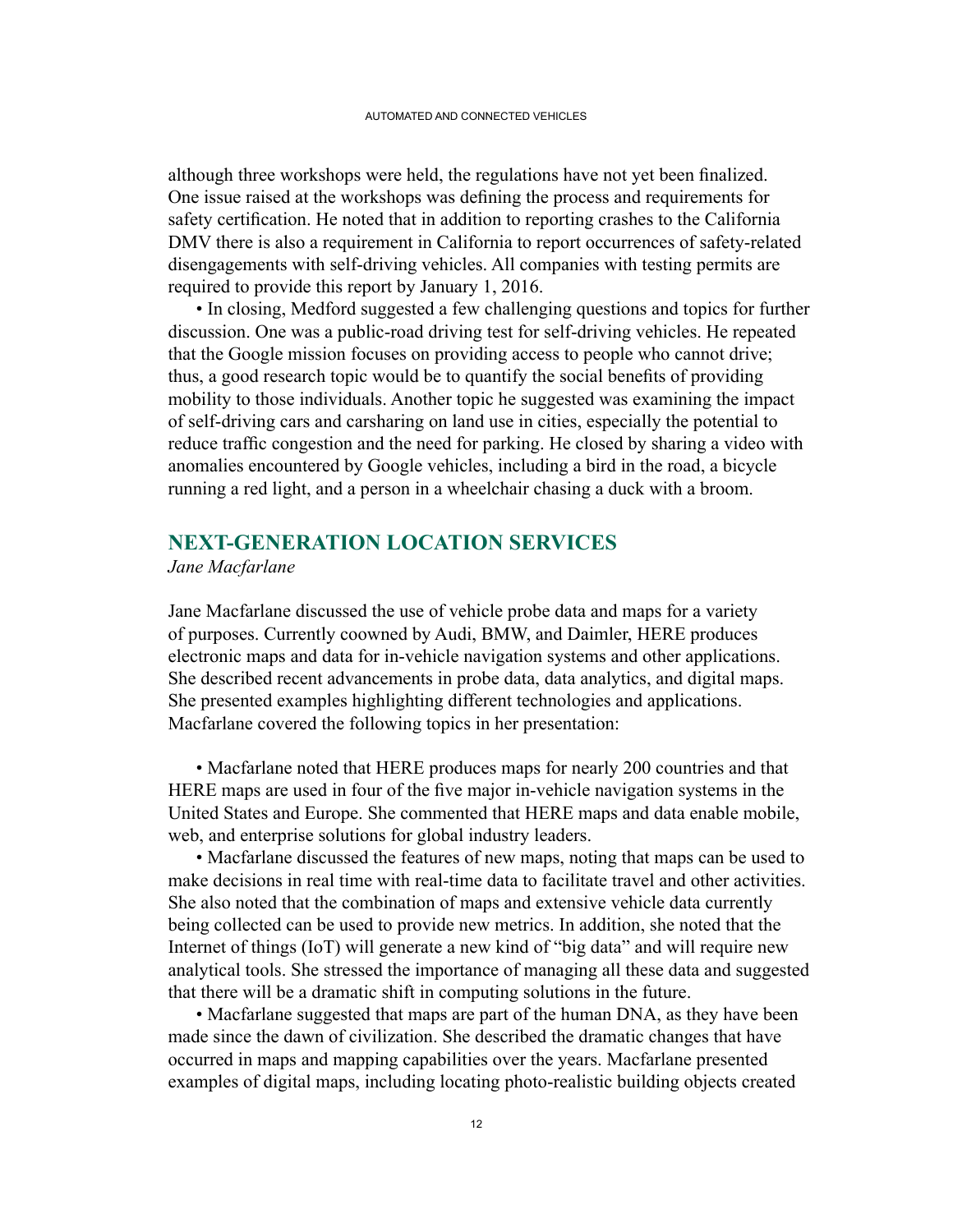although three workshops were held, the regulations have not yet been finalized. One issue raised at the workshops was defining the process and requirements for safety certification. He noted that in addition to reporting crashes to the California DMV there is also a requirement in California to report occurrences of safety-related disengagements with self-driving vehicles. All companies with testing permits are required to provide this report by January 1, 2016.

• In closing, Medford suggested a few challenging questions and topics for further discussion. One was a public-road driving test for self-driving vehicles. He repeated that the Google mission focuses on providing access to people who cannot drive; thus, a good research topic would be to quantify the social benefits of providing mobility to those individuals. Another topic he suggested was examining the impact of self-driving cars and carsharing on land use in cities, especially the potential to reduce traffic congestion and the need for parking. He closed by sharing a video with anomalies encountered by Google vehicles, including a bird in the road, a bicycle running a red light, and a person in a wheelchair chasing a duck with a broom.

## NEXT-GENERATION LOCATION SERVICES

*Jane Macfarlane*

Jane Macfarlane discussed the use of vehicle probe data and maps for a variety of purposes. Currently coowned by Audi, BMW, and Daimler, HERE produces electronic maps and data for in-vehicle navigation systems and other applications. She described recent advancements in probe data, data analytics, and digital maps. She presented examples highlighting different technologies and applications. Macfarlane covered the following topics in her presentation:

• Macfarlane noted that HERE produces maps for nearly 200 countries and that HERE maps are used in four of the five major in-vehicle navigation systems in the United States and Europe. She commented that HERE maps and data enable mobile, web, and enterprise solutions for global industry leaders.

• Macfarlane discussed the features of new maps, noting that maps can be used to make decisions in real time with real-time data to facilitate travel and other activities. She also noted that the combination of maps and extensive vehicle data currently being collected can be used to provide new metrics. In addition, she noted that the Internet of things (IoT) will generate a new kind of "big data" and will require new analytical tools. She stressed the importance of managing all these data and suggested that there will be a dramatic shift in computing solutions in the future.

• Macfarlane suggested that maps are part of the human DNA, as they have been made since the dawn of civilization. She described the dramatic changes that have occurred in maps and mapping capabilities over the years. Macfarlane presented examples of digital maps, including locating photo-realistic building objects created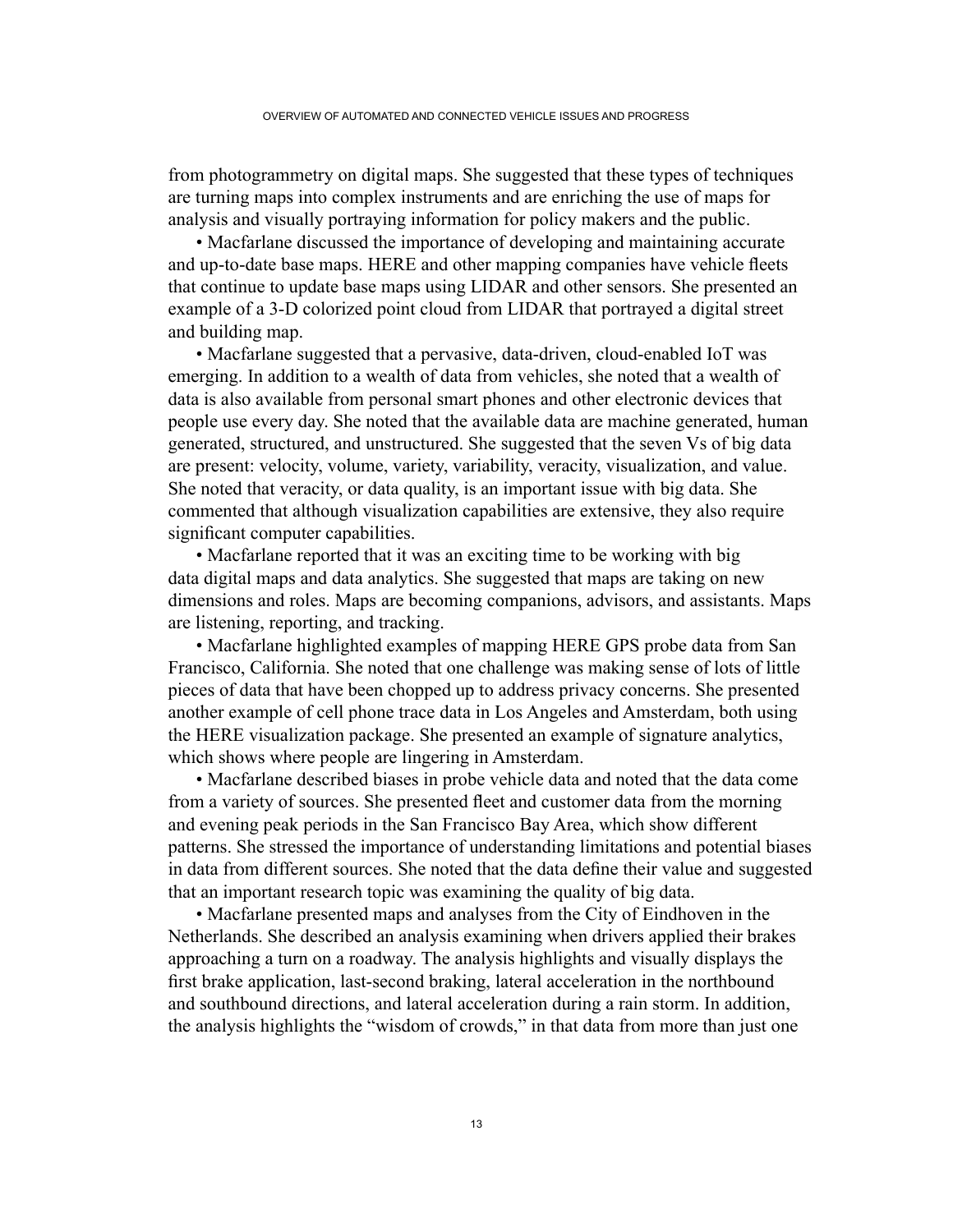from photogrammetry on digital maps. She suggested that these types of techniques are turning maps into complex instruments and are enriching the use of maps for analysis and visually portraying information for policy makers and the public.

- Macfarlane discussed the importance of developing and maintaining accurate and up-to-date base maps. HERE and other mapping companies have vehicle fleets that continue to update base maps using LIDAR and other sensors. She presented an example of a 3-D colorized point cloud from LIDAR that portrayed a digital street and building map.
- Macfarlane suggested that a pervasive, data-driven, cloud-enabled IoT was emerging. In addition to a wealth of data from vehicles, she noted that a wealth of data is also available from personal smart phones and other electronic devices that people use every day. She noted that the available data are machine generated, human generated, structured, and unstructured. She suggested that the seven Vs of big data are present: velocity, volume, variety, variability, veracity, visualization, and value. She noted that veracity, or data quality, is an important issue with big data. She commented that although visualization capabilities are extensive, they also require significant computer capabilities.
- Macfarlane reported that it was an exciting time to be working with big data digital maps and data analytics. She suggested that maps are taking on new dimensions and roles. Maps are becoming companions, advisors, and assistants. Maps are listening, reporting, and tracking.
- Macfarlane highlighted examples of mapping HERE GPS probe data from San Francisco, California. She noted that one challenge was making sense of lots of little pieces of data that have been chopped up to address privacy concerns. She presented another example of cell phone trace data in Los Angeles and Amsterdam, both using the HERE visualization package. She presented an example of signature analytics, which shows where people are lingering in Amsterdam.
- Macfarlane described biases in probe vehicle data and noted that the data come from a variety of sources. She presented fleet and customer data from the morning and evening peak periods in the San Francisco Bay Area, which show different patterns. She stressed the importance of understanding limitations and potential biases in data from different sources. She noted that the data define their value and suggested that an important research topic was examining the quality of big data.
- Macfarlane presented maps and analyses from the City of Eindhoven in the Netherlands. She described an analysis examining when drivers applied their brakes approaching a turn on a roadway. The analysis highlights and visually displays the first brake application, last-second braking, lateral acceleration in the northbound and southbound directions, and lateral acceleration during a rain storm. In addition, the analysis highlights the "wisdom of crowds," in that data from more than just one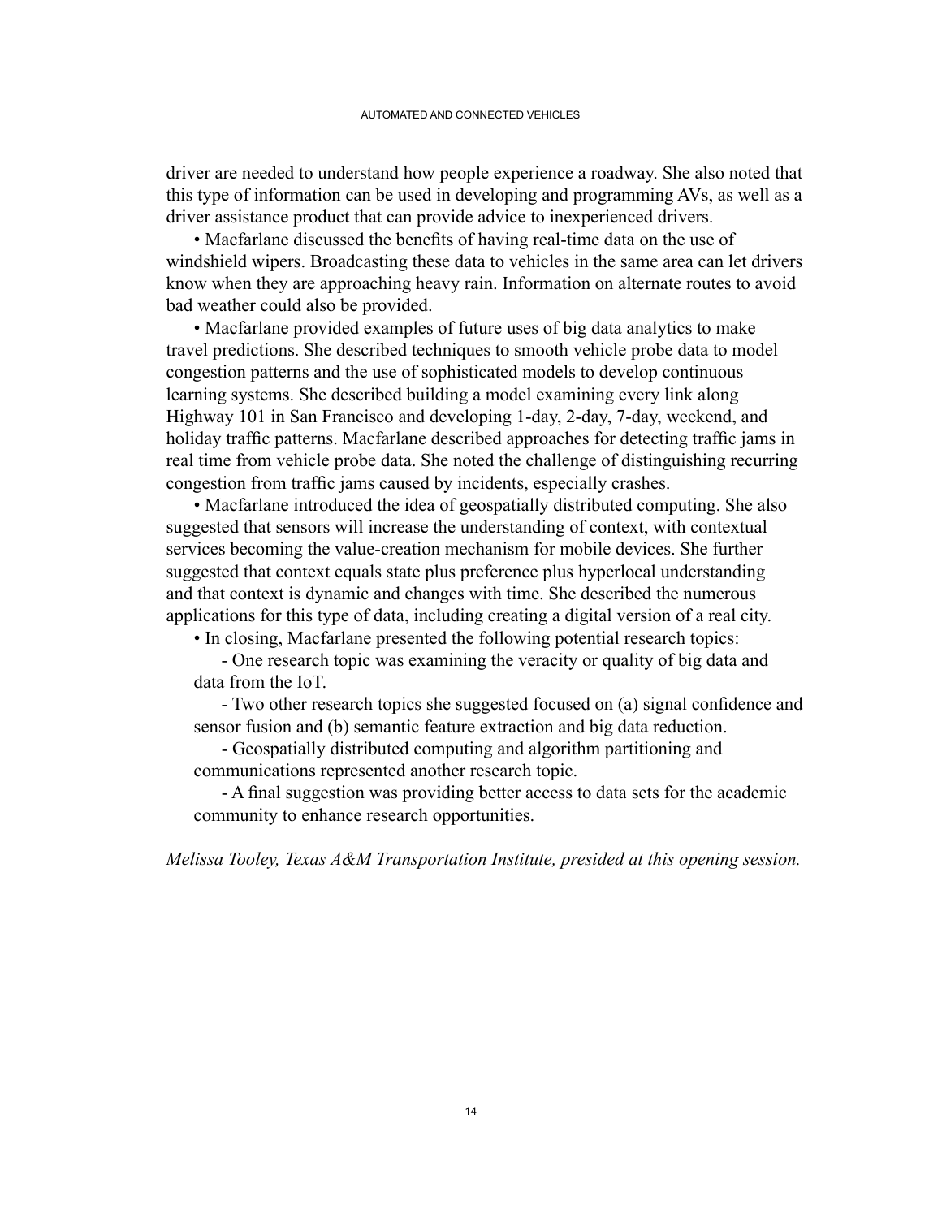driver are needed to understand how people experience a roadway. She also noted that this type of information can be used in developing and programming AVs, as well as a driver assistance product that can provide advice to inexperienced drivers.

- Macfarlane discussed the benefits of having real-time data on the use of windshield wipers. Broadcasting these data to vehicles in the same area can let drivers know when they are approaching heavy rain. Information on alternate routes to avoid bad weather could also be provided.
- Macfarlane provided examples of future uses of big data analytics to make travel predictions. She described techniques to smooth vehicle probe data to model congestion patterns and the use of sophisticated models to develop continuous learning systems. She described building a model examining every link along Highway 101 in San Francisco and developing 1-day, 2-day, 7-day, weekend, and holiday traffic patterns. Macfarlane described approaches for detecting traffic jams in real time from vehicle probe data. She noted the challenge of distinguishing recurring congestion from traffic jams caused by incidents, especially crashes.
- Macfarlane introduced the idea of geospatially distributed computing. She also suggested that sensors will increase the understanding of context, with contextual services becoming the value-creation mechanism for mobile devices. She further suggested that context equals state plus preference plus hyperlocal understanding and that context is dynamic and changes with time. She described the numerous applications for this type of data, including creating a digital version of a real city.
- In closing, Macfarlane presented the following potential research topics:
  - One research topic was examining the veracity or quality of big data and data from the IoT.
  - Two other research topics she suggested focused on (a) signal confidence and sensor fusion and (b) semantic feature extraction and big data reduction.
  - Geospatially distributed computing and algorithm partitioning and communications represented another research topic.
  - A final suggestion was providing better access to data sets for the academic community to enhance research opportunities.

*Melissa Tooley, Texas A&M Transportation Institute, presided at this opening session.*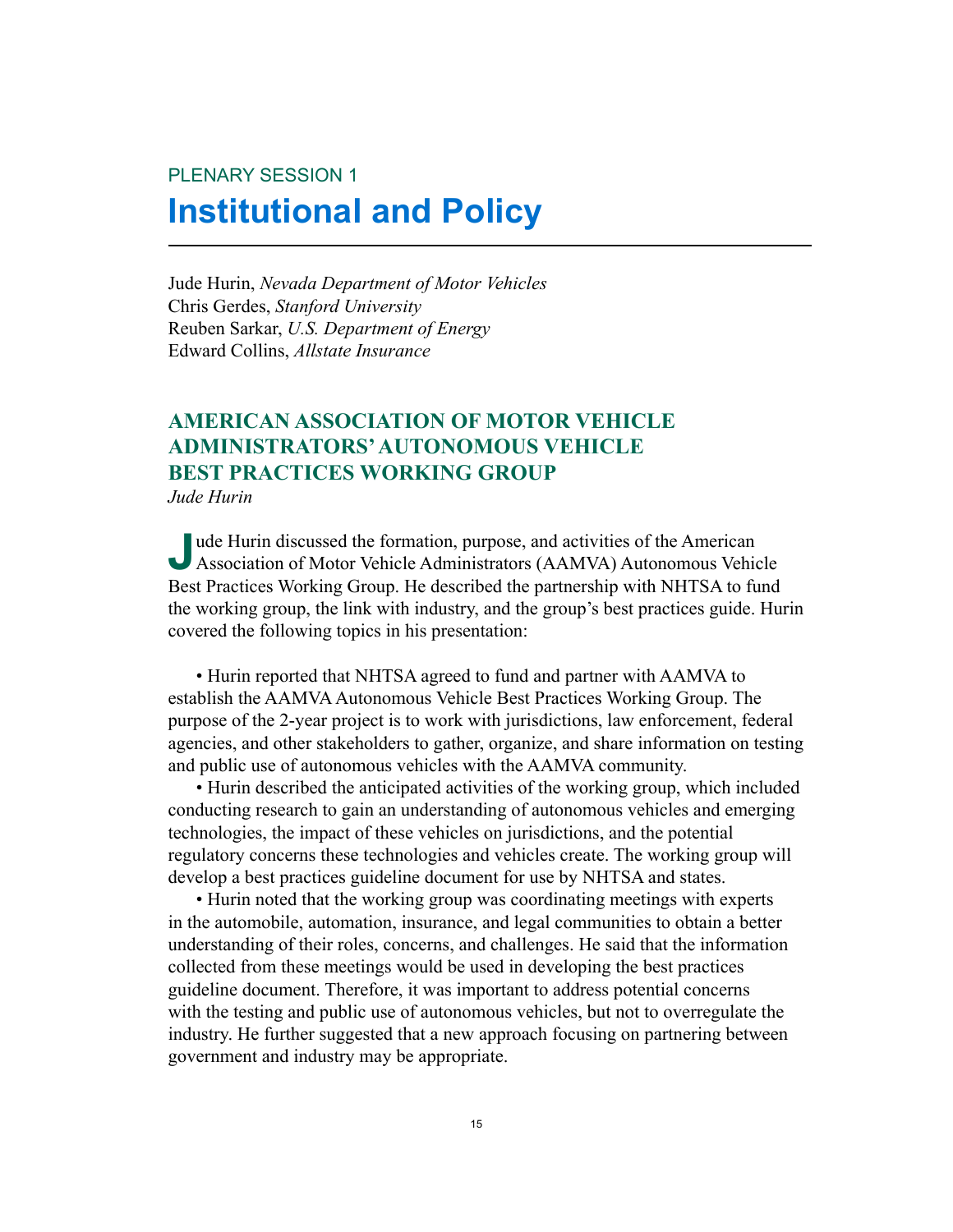PLENARY SESSION 1

# Institutional and Policy

Jude Hurin, *Nevada Department of Motor Vehicles*
Chris Gerdes, *Stanford University*
Reuben Sarkar, *U.S. Department of Energy*
Edward Collins, *Allstate Insurance*

## AMERICAN ASSOCIATION OF MOTOR VEHICLE ADMINISTRATORS' AUTONOMOUS VEHICLE BEST PRACTICES WORKING GROUP

*Jude Hurin*

Jude Hurin discussed the formation, purpose, and activities of the American Association of Motor Vehicle Administrators (AAMVA) Autonomous Vehicle Best Practices Working Group. He described the partnership with NHTSA to fund the working group, the link with industry, and the group's best practices guide. Hurin covered the following topics in his presentation:

- Hurin reported that NHTSA agreed to fund and partner with AAMVA to establish the AAMVA Autonomous Vehicle Best Practices Working Group. The purpose of the 2-year project is to work with jurisdictions, law enforcement, federal agencies, and other stakeholders to gather, organize, and share information on testing and public use of autonomous vehicles with the AAMVA community.
- Hurin described the anticipated activities of the working group, which included conducting research to gain an understanding of autonomous vehicles and emerging technologies, the impact of these vehicles on jurisdictions, and the potential regulatory concerns these technologies and vehicles create. The working group will develop a best practices guideline document for use by NHTSA and states.
- Hurin noted that the working group was coordinating meetings with experts in the automobile, automation, insurance, and legal communities to obtain a better understanding of their roles, concerns, and challenges. He said that the information collected from these meetings would be used in developing the best practices guideline document. Therefore, it was important to address potential concerns with the testing and public use of autonomous vehicles, but not to overregulate the industry. He further suggested that a new approach focusing on partnering between government and industry may be appropriate.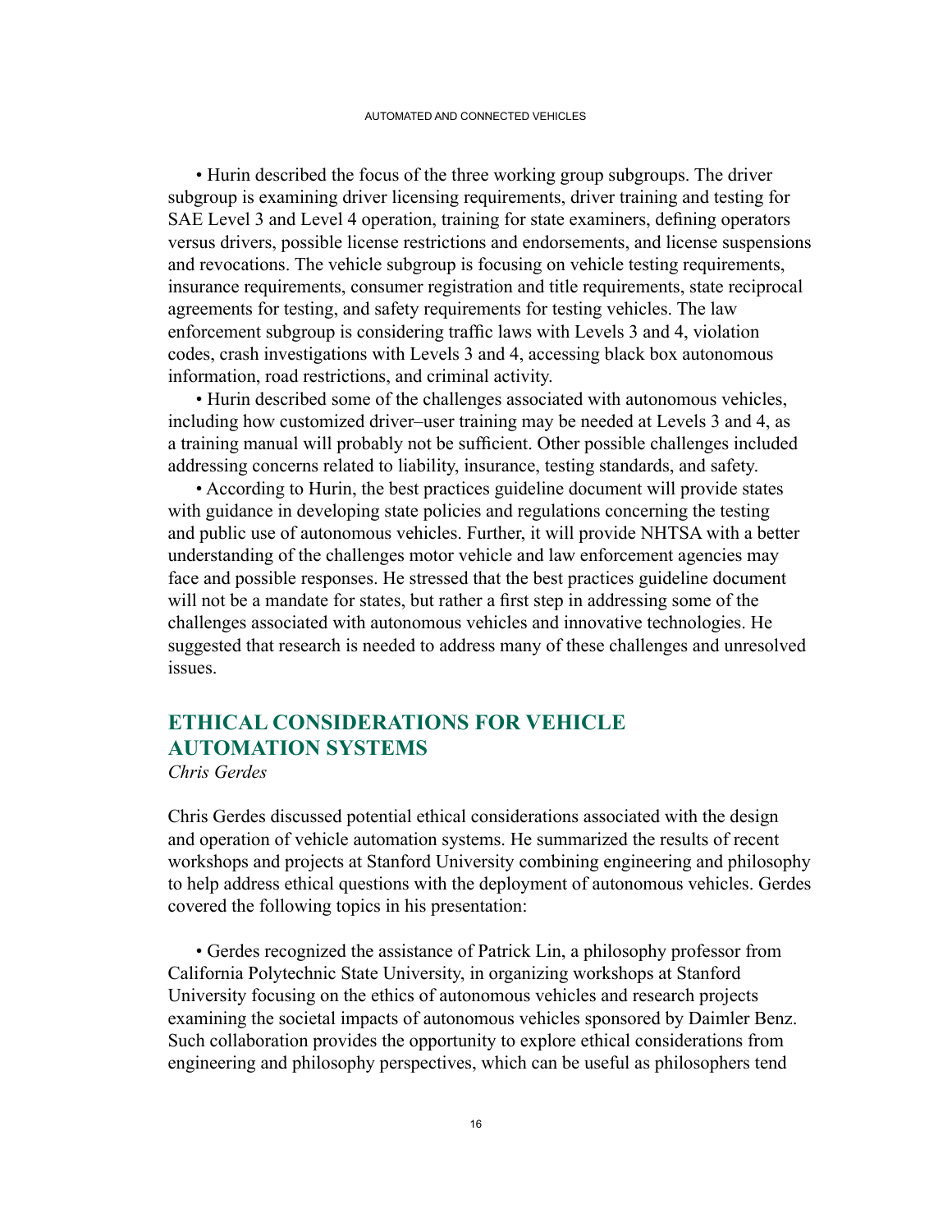• Hurin described the focus of the three working group subgroups. The driver subgroup is examining driver licensing requirements, driver training and testing for SAE Level 3 and Level 4 operation, training for state examiners, defining operators versus drivers, possible license restrictions and endorsements, and license suspensions and revocations. The vehicle subgroup is focusing on vehicle testing requirements, insurance requirements, consumer registration and title requirements, state reciprocal agreements for testing, and safety requirements for testing vehicles. The law enforcement subgroup is considering traffic laws with Levels 3 and 4, violation codes, crash investigations with Levels 3 and 4, accessing black box autonomous information, road restrictions, and criminal activity.

• Hurin described some of the challenges associated with autonomous vehicles, including how customized driver–user training may be needed at Levels 3 and 4, as a training manual will probably not be sufficient. Other possible challenges included addressing concerns related to liability, insurance, testing standards, and safety.

• According to Hurin, the best practices guideline document will provide states with guidance in developing state policies and regulations concerning the testing and public use of autonomous vehicles. Further, it will provide NHTSA with a better understanding of the challenges motor vehicle and law enforcement agencies may face and possible responses. He stressed that the best practices guideline document will not be a mandate for states, but rather a first step in addressing some of the challenges associated with autonomous vehicles and innovative technologies. He suggested that research is needed to address many of these challenges and unresolved issues.

## ETHICAL CONSIDERATIONS FOR VEHICLE AUTOMATION SYSTEMS

*Chris Gerdes*

Chris Gerdes discussed potential ethical considerations associated with the design and operation of vehicle automation systems. He summarized the results of recent workshops and projects at Stanford University combining engineering and philosophy to help address ethical questions with the deployment of autonomous vehicles. Gerdes covered the following topics in his presentation:

• Gerdes recognized the assistance of Patrick Lin, a philosophy professor from California Polytechnic State University, in organizing workshops at Stanford University focusing on the ethics of autonomous vehicles and research projects examining the societal impacts of autonomous vehicles sponsored by Daimler Benz. Such collaboration provides the opportunity to explore ethical considerations from engineering and philosophy perspectives, which can be useful as philosophers tend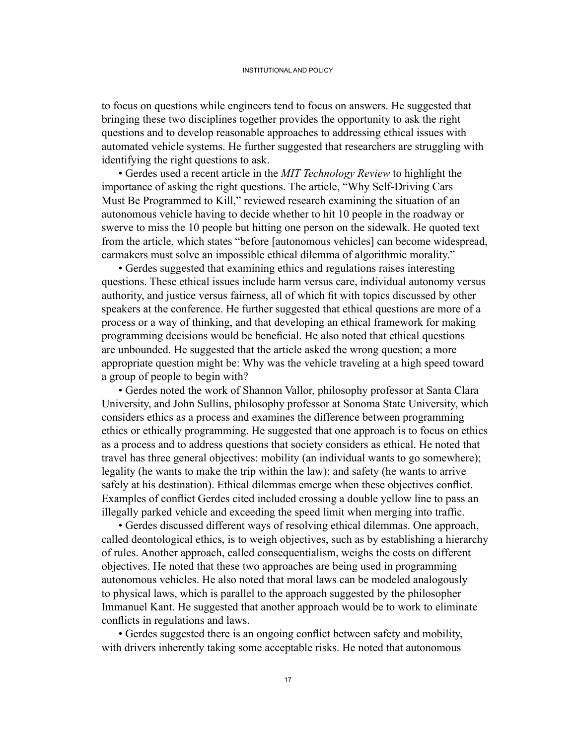to focus on questions while engineers tend to focus on answers. He suggested that bringing these two disciplines together provides the opportunity to ask the right questions and to develop reasonable approaches to addressing ethical issues with automated vehicle systems. He further suggested that researchers are struggling with identifying the right questions to ask.

• Gerdes used a recent article in the *MIT Technology Review* to highlight the importance of asking the right questions. The article, "Why Self-Driving Cars Must Be Programmed to Kill," reviewed research examining the situation of an autonomous vehicle having to decide whether to hit 10 people in the roadway or swerve to miss the 10 people but hitting one person on the sidewalk. He quoted text from the article, which states "before [autonomous vehicles] can become widespread, carmakers must solve an impossible ethical dilemma of algorithmic morality."

• Gerdes suggested that examining ethics and regulations raises interesting questions. These ethical issues include harm versus care, individual autonomy versus authority, and justice versus fairness, all of which fit with topics discussed by other speakers at the conference. He further suggested that ethical questions are more of a process or a way of thinking, and that developing an ethical framework for making programming decisions would be beneficial. He also noted that ethical questions are unbounded. He suggested that the article asked the wrong question; a more appropriate question might be: Why was the vehicle traveling at a high speed toward a group of people to begin with?

• Gerdes noted the work of Shannon Vallor, philosophy professor at Santa Clara University, and John Sullins, philosophy professor at Sonoma State University, which considers ethics as a process and examines the difference between programming ethics or ethically programming. He suggested that one approach is to focus on ethics as a process and to address questions that society considers as ethical. He noted that travel has three general objectives: mobility (an individual wants to go somewhere); legality (he wants to make the trip within the law); and safety (he wants to arrive safely at his destination). Ethical dilemmas emerge when these objectives conflict. Examples of conflict Gerdes cited included crossing a double yellow line to pass an illegally parked vehicle and exceeding the speed limit when merging into traffic.

• Gerdes discussed different ways of resolving ethical dilemmas. One approach, called deontological ethics, is to weigh objectives, such as by establishing a hierarchy of rules. Another approach, called consequentialism, weighs the costs on different objectives. He noted that these two approaches are being used in programming autonomous vehicles. He also noted that moral laws can be modeled analogously to physical laws, which is parallel to the approach suggested by the philosopher Immanuel Kant. He suggested that another approach would be to work to eliminate conflicts in regulations and laws.

• Gerdes suggested there is an ongoing conflict between safety and mobility, with drivers inherently taking some acceptable risks. He noted that autonomous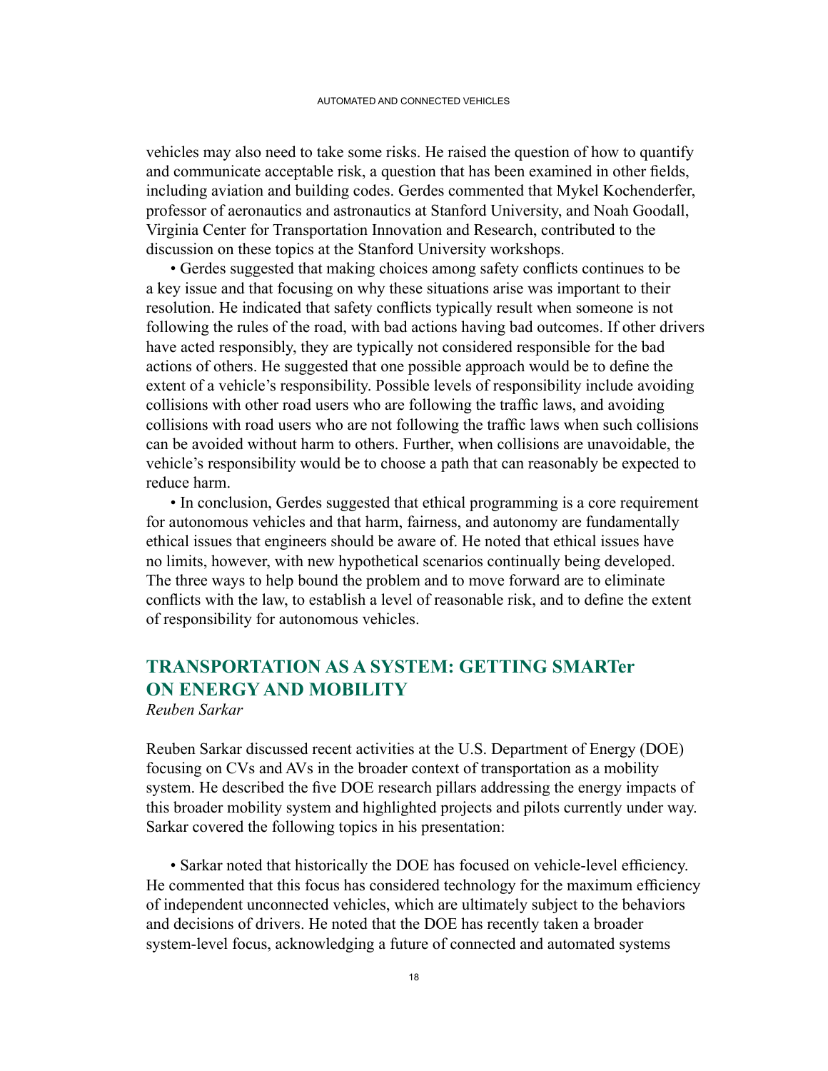vehicles may also need to take some risks. He raised the question of how to quantify and communicate acceptable risk, a question that has been examined in other fields, including aviation and building codes. Gerdes commented that Mykel Kochenderfer, professor of aeronautics and astronautics at Stanford University, and Noah Goodall, Virginia Center for Transportation Innovation and Research, contributed to the discussion on these topics at the Stanford University workshops.

- Gerdes suggested that making choices among safety conflicts continues to be a key issue and that focusing on why these situations arise was important to their resolution. He indicated that safety conflicts typically result when someone is not following the rules of the road, with bad actions having bad outcomes. If other drivers have acted responsibly, they are typically not considered responsible for the bad actions of others. He suggested that one possible approach would be to define the extent of a vehicle's responsibility. Possible levels of responsibility include avoiding collisions with other road users who are following the traffic laws, and avoiding collisions with road users who are not following the traffic laws when such collisions can be avoided without harm to others. Further, when collisions are unavoidable, the vehicle's responsibility would be to choose a path that can reasonably be expected to reduce harm.
- In conclusion, Gerdes suggested that ethical programming is a core requirement for autonomous vehicles and that harm, fairness, and autonomy are fundamentally ethical issues that engineers should be aware of. He noted that ethical issues have no limits, however, with new hypothetical scenarios continually being developed. The three ways to help bound the problem and to move forward are to eliminate conflicts with the law, to establish a level of reasonable risk, and to define the extent of responsibility for autonomous vehicles.

## TRANSPORTATION AS A SYSTEM: GETTING SMARTer ON ENERGY AND MOBILITY

*Reuben Sarkar*

Reuben Sarkar discussed recent activities at the U.S. Department of Energy (DOE) focusing on CVs and AVs in the broader context of transportation as a mobility system. He described the five DOE research pillars addressing the energy impacts of this broader mobility system and highlighted projects and pilots currently under way. Sarkar covered the following topics in his presentation:

- Sarkar noted that historically the DOE has focused on vehicle-level efficiency. He commented that this focus has considered technology for the maximum efficiency of independent unconnected vehicles, which are ultimately subject to the behaviors and decisions of drivers. He noted that the DOE has recently taken a broader system-level focus, acknowledging a future of connected and automated systems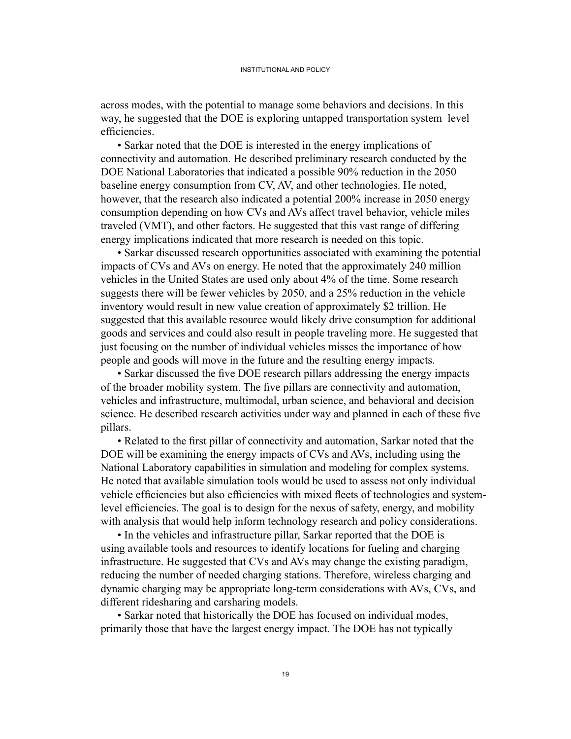across modes, with the potential to manage some behaviors and decisions. In this way, he suggested that the DOE is exploring untapped transportation system–level efficiencies.

• Sarkar noted that the DOE is interested in the energy implications of connectivity and automation. He described preliminary research conducted by the DOE National Laboratories that indicated a possible 90% reduction in the 2050 baseline energy consumption from CV, AV, and other technologies. He noted, however, that the research also indicated a potential 200% increase in 2050 energy consumption depending on how CVs and AVs affect travel behavior, vehicle miles traveled (VMT), and other factors. He suggested that this vast range of differing energy implications indicated that more research is needed on this topic.

• Sarkar discussed research opportunities associated with examining the potential impacts of CVs and AVs on energy. He noted that the approximately 240 million vehicles in the United States are used only about 4% of the time. Some research suggests there will be fewer vehicles by 2050, and a 25% reduction in the vehicle inventory would result in new value creation of approximately $2 trillion. He suggested that this available resource would likely drive consumption for additional goods and services and could also result in people traveling more. He suggested that just focusing on the number of individual vehicles misses the importance of how people and goods will move in the future and the resulting energy impacts.

• Sarkar discussed the five DOE research pillars addressing the energy impacts of the broader mobility system. The five pillars are connectivity and automation, vehicles and infrastructure, multimodal, urban science, and behavioral and decision science. He described research activities under way and planned in each of these five pillars.

• Related to the first pillar of connectivity and automation, Sarkar noted that the DOE will be examining the energy impacts of CVs and AVs, including using the National Laboratory capabilities in simulation and modeling for complex systems. He noted that available simulation tools would be used to assess not only individual vehicle efficiencies but also efficiencies with mixed fleets of technologies and system-level efficiencies. The goal is to design for the nexus of safety, energy, and mobility with analysis that would help inform technology research and policy considerations.

• In the vehicles and infrastructure pillar, Sarkar reported that the DOE is using available tools and resources to identify locations for fueling and charging infrastructure. He suggested that CVs and AVs may change the existing paradigm, reducing the number of needed charging stations. Therefore, wireless charging and dynamic charging may be appropriate long-term considerations with AVs, CVs, and different ridesharing and carsharing models.

• Sarkar noted that historically the DOE has focused on individual modes, primarily those that have the largest energy impact. The DOE has not typically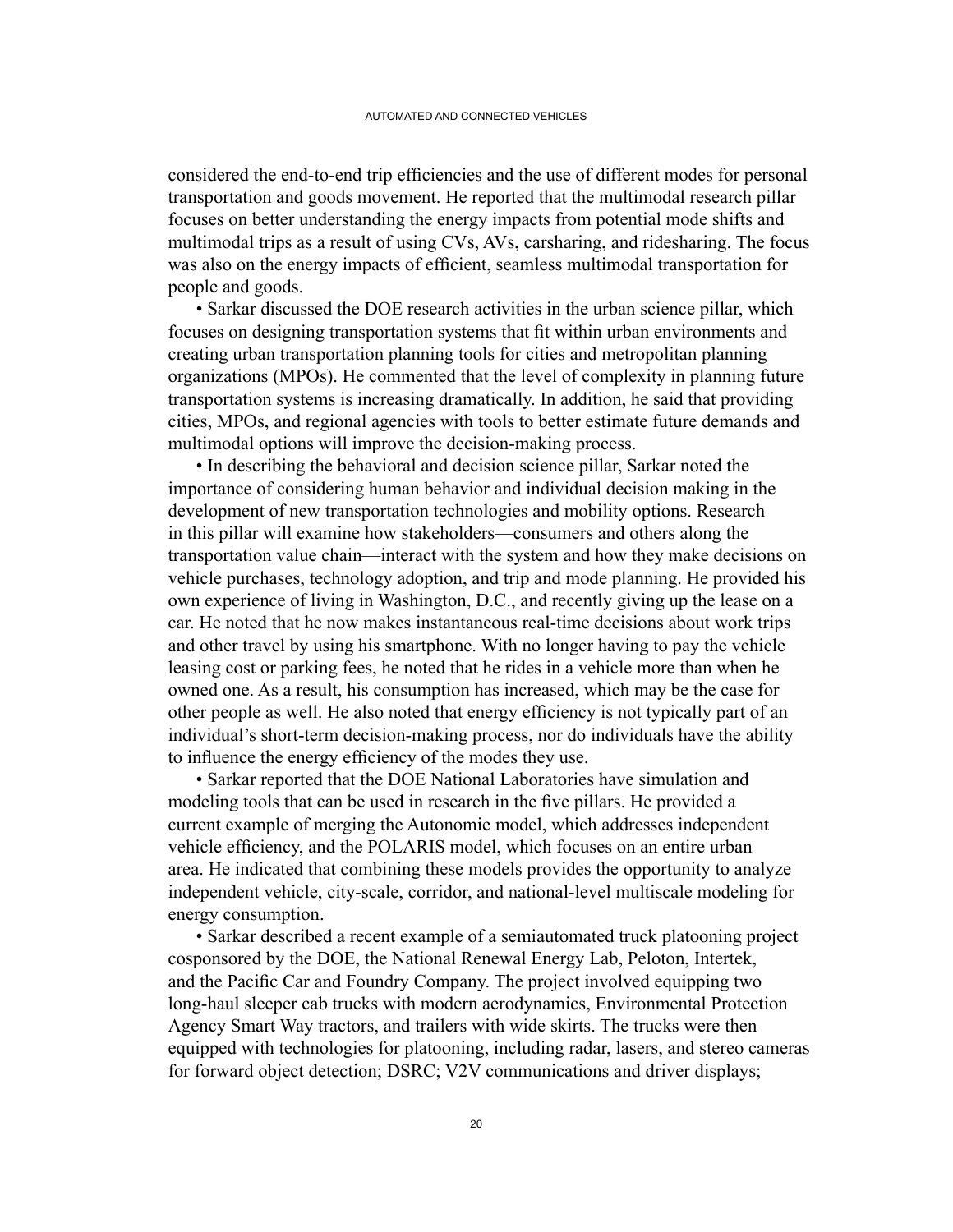considered the end-to-end trip efficiencies and the use of different modes for personal transportation and goods movement. He reported that the multimodal research pillar focuses on better understanding the energy impacts from potential mode shifts and multimodal trips as a result of using CVs, AVs, carsharing, and ridesharing. The focus was also on the energy impacts of efficient, seamless multimodal transportation for people and goods.

• Sarkar discussed the DOE research activities in the urban science pillar, which focuses on designing transportation systems that fit within urban environments and creating urban transportation planning tools for cities and metropolitan planning organizations (MPOs). He commented that the level of complexity in planning future transportation systems is increasing dramatically. In addition, he said that providing cities, MPOs, and regional agencies with tools to better estimate future demands and multimodal options will improve the decision-making process.

• In describing the behavioral and decision science pillar, Sarkar noted the importance of considering human behavior and individual decision making in the development of new transportation technologies and mobility options. Research in this pillar will examine how stakeholders—consumers and others along the transportation value chain—interact with the system and how they make decisions on vehicle purchases, technology adoption, and trip and mode planning. He provided his own experience of living in Washington, D.C., and recently giving up the lease on a car. He noted that he now makes instantaneous real-time decisions about work trips and other travel by using his smartphone. With no longer having to pay the vehicle leasing cost or parking fees, he noted that he rides in a vehicle more than when he owned one. As a result, his consumption has increased, which may be the case for other people as well. He also noted that energy efficiency is not typically part of an individual's short-term decision-making process, nor do individuals have the ability to influence the energy efficiency of the modes they use.

• Sarkar reported that the DOE National Laboratories have simulation and modeling tools that can be used in research in the five pillars. He provided a current example of merging the Autonomie model, which addresses independent vehicle efficiency, and the POLARIS model, which focuses on an entire urban area. He indicated that combining these models provides the opportunity to analyze independent vehicle, city-scale, corridor, and national-level multiscale modeling for energy consumption.

• Sarkar described a recent example of a semiautomated truck platooning project cosponsored by the DOE, the National Renewal Energy Lab, Peloton, Intertek, and the Pacific Car and Foundry Company. The project involved equipping two long-haul sleeper cab trucks with modern aerodynamics, Environmental Protection Agency Smart Way tractors, and trailers with wide skirts. The trucks were then equipped with technologies for platooning, including radar, lasers, and stereo cameras for forward object detection; DSRC; V2V communications and driver displays;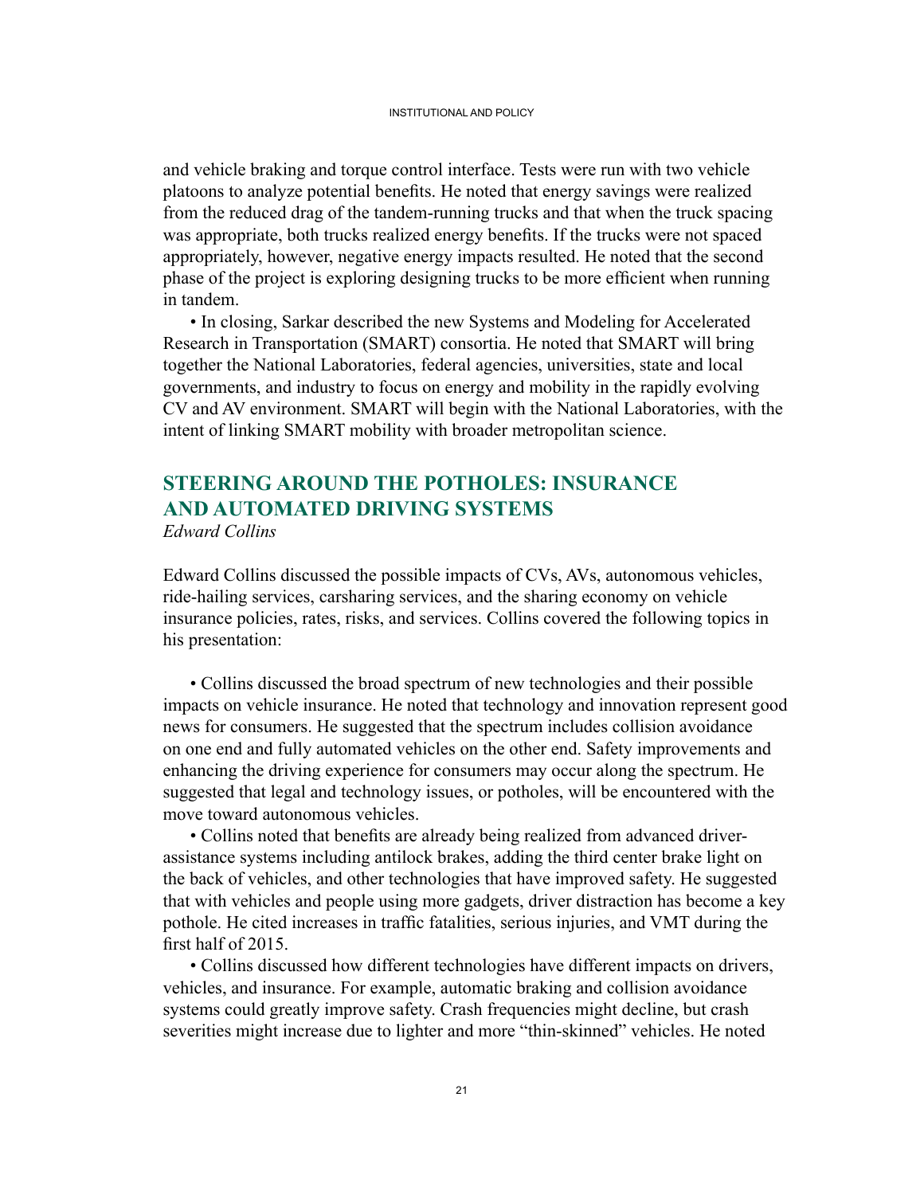and vehicle braking and torque control interface. Tests were run with two vehicle platoons to analyze potential benefits. He noted that energy savings were realized from the reduced drag of the tandem-running trucks and that when the truck spacing was appropriate, both trucks realized energy benefits. If the trucks were not spaced appropriately, however, negative energy impacts resulted. He noted that the second phase of the project is exploring designing trucks to be more efficient when running in tandem.

• In closing, Sarkar described the new Systems and Modeling for Accelerated Research in Transportation (SMART) consortia. He noted that SMART will bring together the National Laboratories, federal agencies, universities, state and local governments, and industry to focus on energy and mobility in the rapidly evolving CV and AV environment. SMART will begin with the National Laboratories, with the intent of linking SMART mobility with broader metropolitan science.

## STEERING AROUND THE POTHOLES: INSURANCE AND AUTOMATED DRIVING SYSTEMS

*Edward Collins*

Edward Collins discussed the possible impacts of CVs, AVs, autonomous vehicles, ride-hailing services, carsharing services, and the sharing economy on vehicle insurance policies, rates, risks, and services. Collins covered the following topics in his presentation:

• Collins discussed the broad spectrum of new technologies and their possible impacts on vehicle insurance. He noted that technology and innovation represent good news for consumers. He suggested that the spectrum includes collision avoidance on one end and fully automated vehicles on the other end. Safety improvements and enhancing the driving experience for consumers may occur along the spectrum. He suggested that legal and technology issues, or potholes, will be encountered with the move toward autonomous vehicles.

• Collins noted that benefits are already being realized from advanced driver-assistance systems including antilock brakes, adding the third center brake light on the back of vehicles, and other technologies that have improved safety. He suggested that with vehicles and people using more gadgets, driver distraction has become a key pothole. He cited increases in traffic fatalities, serious injuries, and VMT during the first half of 2015.

• Collins discussed how different technologies have different impacts on drivers, vehicles, and insurance. For example, automatic braking and collision avoidance systems could greatly improve safety. Crash frequencies might decline, but crash severities might increase due to lighter and more "thin-skinned" vehicles. He noted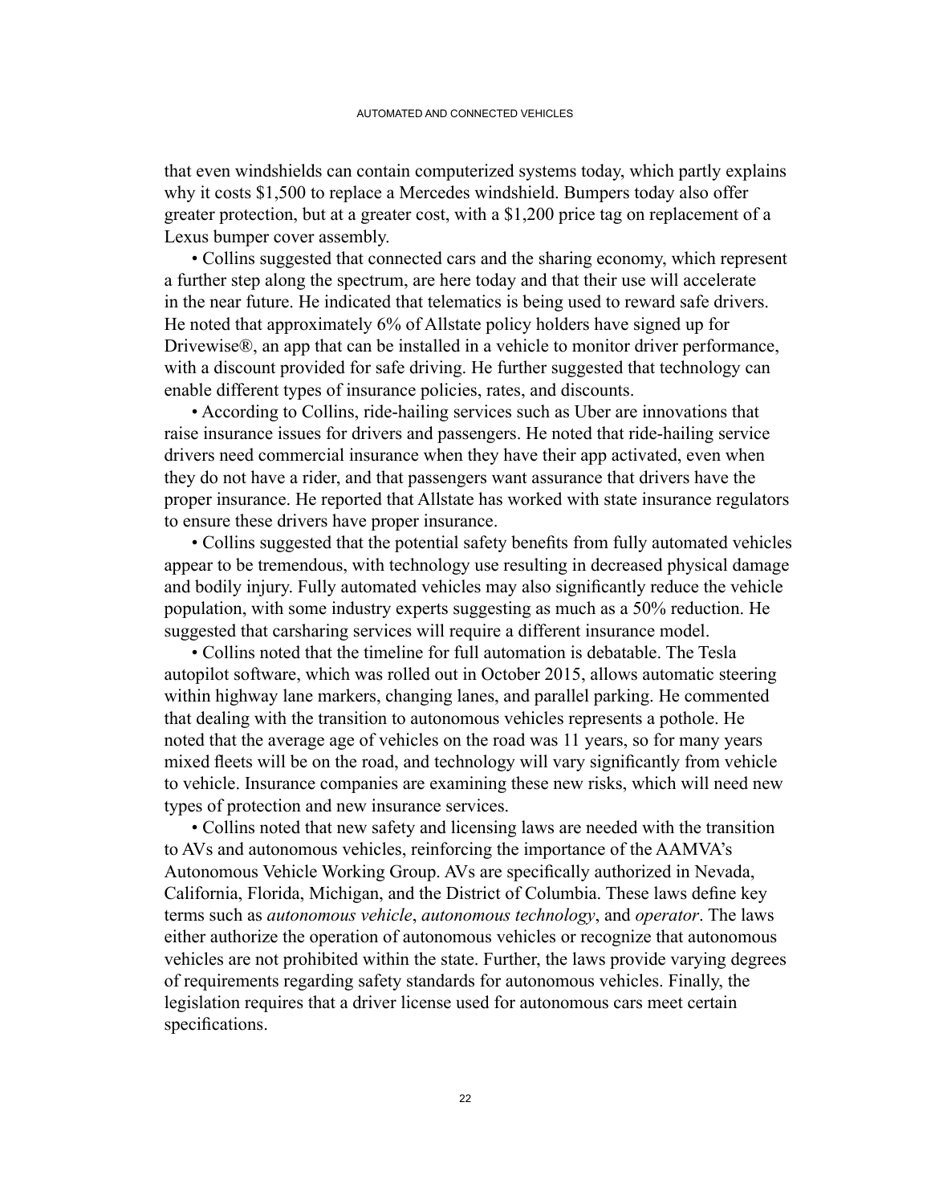that even windshields can contain computerized systems today, which partly explains why it costs $1,500 to replace a Mercedes windshield. Bumpers today also offer greater protection, but at a greater cost, with a $1,200 price tag on replacement of a Lexus bumper cover assembly.

- Collins suggested that connected cars and the sharing economy, which represent a further step along the spectrum, are here today and that their use will accelerate in the near future. He indicated that telematics is being used to reward safe drivers. He noted that approximately 6% of Allstate policy holders have signed up for Drivewise®, an app that can be installed in a vehicle to monitor driver performance, with a discount provided for safe driving. He further suggested that technology can enable different types of insurance policies, rates, and discounts.
- According to Collins, ride-hailing services such as Uber are innovations that raise insurance issues for drivers and passengers. He noted that ride-hailing service drivers need commercial insurance when they have their app activated, even when they do not have a rider, and that passengers want assurance that drivers have the proper insurance. He reported that Allstate has worked with state insurance regulators to ensure these drivers have proper insurance.
- Collins suggested that the potential safety benefits from fully automated vehicles appear to be tremendous, with technology use resulting in decreased physical damage and bodily injury. Fully automated vehicles may also significantly reduce the vehicle population, with some industry experts suggesting as much as a 50% reduction. He suggested that carsharing services will require a different insurance model.
- Collins noted that the timeline for full automation is debatable. The Tesla autopilot software, which was rolled out in October 2015, allows automatic steering within highway lane markers, changing lanes, and parallel parking. He commented that dealing with the transition to autonomous vehicles represents a pothole. He noted that the average age of vehicles on the road was 11 years, so for many years mixed fleets will be on the road, and technology will vary significantly from vehicle to vehicle. Insurance companies are examining these new risks, which will need new types of protection and new insurance services.
- Collins noted that new safety and licensing laws are needed with the transition to AVs and autonomous vehicles, reinforcing the importance of the AAMVA's Autonomous Vehicle Working Group. AVs are specifically authorized in Nevada, California, Florida, Michigan, and the District of Columbia. These laws define key terms such as *autonomous vehicle*, *autonomous technology*, and *operator*. The laws either authorize the operation of autonomous vehicles or recognize that autonomous vehicles are not prohibited within the state. Further, the laws provide varying degrees of requirements regarding safety standards for autonomous vehicles. Finally, the legislation requires that a driver license used for autonomous cars meet certain specifications.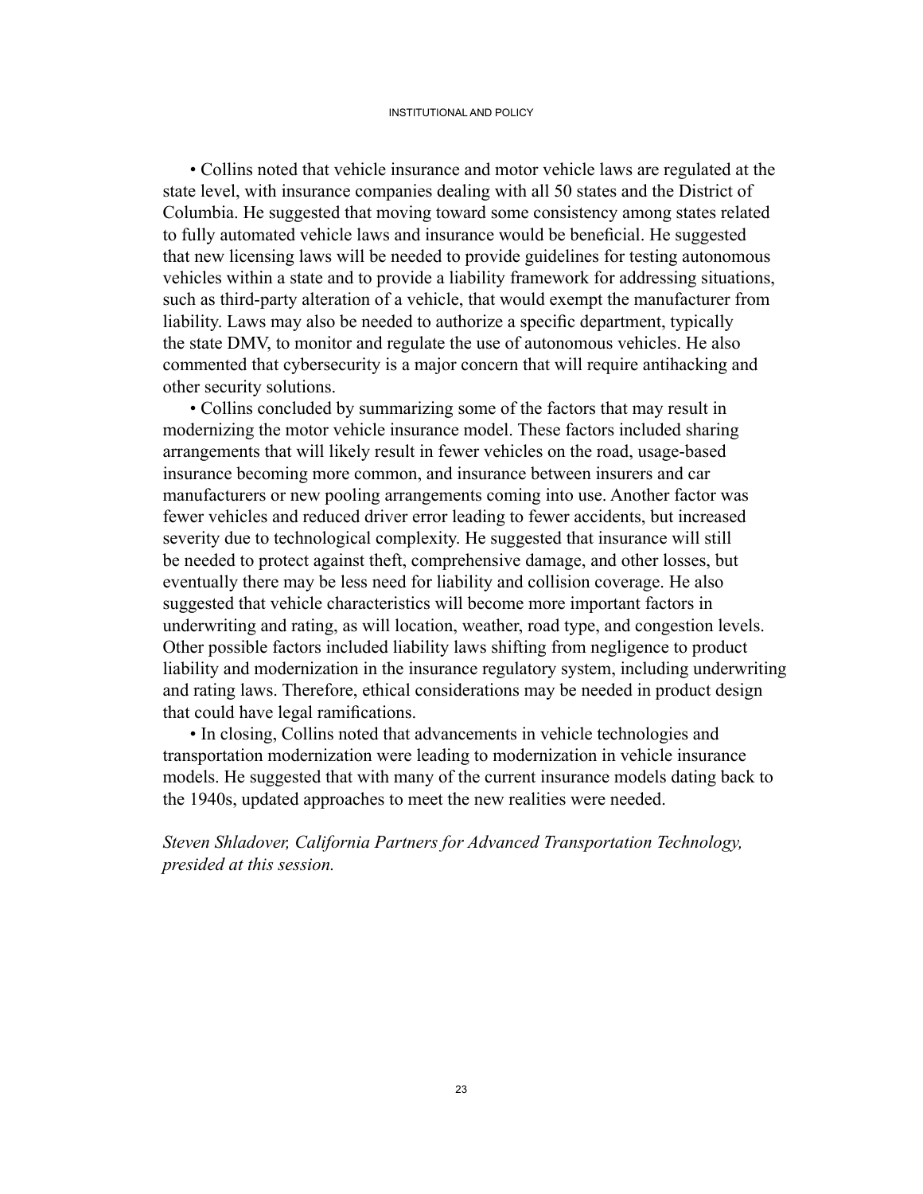• Collins noted that vehicle insurance and motor vehicle laws are regulated at the state level, with insurance companies dealing with all 50 states and the District of Columbia. He suggested that moving toward some consistency among states related to fully automated vehicle laws and insurance would be beneficial. He suggested that new licensing laws will be needed to provide guidelines for testing autonomous vehicles within a state and to provide a liability framework for addressing situations, such as third-party alteration of a vehicle, that would exempt the manufacturer from liability. Laws may also be needed to authorize a specific department, typically the state DMV, to monitor and regulate the use of autonomous vehicles. He also commented that cybersecurity is a major concern that will require antihacking and other security solutions.

• Collins concluded by summarizing some of the factors that may result in modernizing the motor vehicle insurance model. These factors included sharing arrangements that will likely result in fewer vehicles on the road, usage-based insurance becoming more common, and insurance between insurers and car manufacturers or new pooling arrangements coming into use. Another factor was fewer vehicles and reduced driver error leading to fewer accidents, but increased severity due to technological complexity. He suggested that insurance will still be needed to protect against theft, comprehensive damage, and other losses, but eventually there may be less need for liability and collision coverage. He also suggested that vehicle characteristics will become more important factors in underwriting and rating, as will location, weather, road type, and congestion levels. Other possible factors included liability laws shifting from negligence to product liability and modernization in the insurance regulatory system, including underwriting and rating laws. Therefore, ethical considerations may be needed in product design that could have legal ramifications.

• In closing, Collins noted that advancements in vehicle technologies and transportation modernization were leading to modernization in vehicle insurance models. He suggested that with many of the current insurance models dating back to the 1940s, updated approaches to meet the new realities were needed.

*Steven Shladover, California Partners for Advanced Transportation Technology, presided at this session.*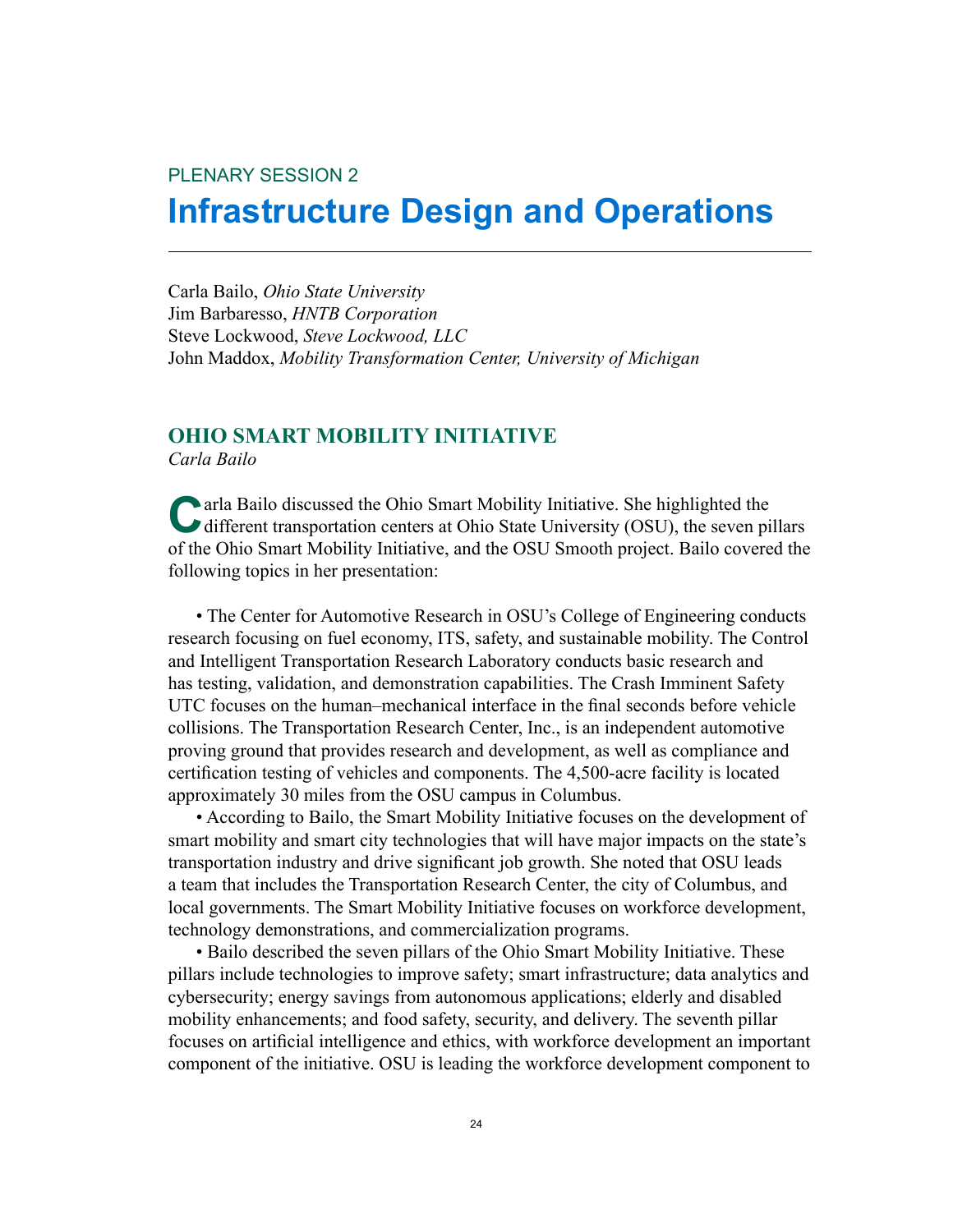PLENARY SESSION 2

# Infrastructure Design and Operations

Carla Bailo, *Ohio State University*
Jim Barbaresso, *HNTB Corporation*
Steve Lockwood, *Steve Lockwood, LLC*
John Maddox, *Mobility Transformation Center, University of Michigan*

## OHIO SMART MOBILITY INITIATIVE

*Carla Bailo*

Carla Bailo discussed the Ohio Smart Mobility Initiative. She highlighted the different transportation centers at Ohio State University (OSU), the seven pillars of the Ohio Smart Mobility Initiative, and the OSU Smooth project. Bailo covered the following topics in her presentation:

- The Center for Automotive Research in OSU's College of Engineering conducts research focusing on fuel economy, ITS, safety, and sustainable mobility. The Control and Intelligent Transportation Research Laboratory conducts basic research and has testing, validation, and demonstration capabilities. The Crash Imminent Safety UTC focuses on the human–mechanical interface in the final seconds before vehicle collisions. The Transportation Research Center, Inc., is an independent automotive proving ground that provides research and development, as well as compliance and certification testing of vehicles and components. The 4,500-acre facility is located approximately 30 miles from the OSU campus in Columbus.
- According to Bailo, the Smart Mobility Initiative focuses on the development of smart mobility and smart city technologies that will have major impacts on the state's transportation industry and drive significant job growth. She noted that OSU leads a team that includes the Transportation Research Center, the city of Columbus, and local governments. The Smart Mobility Initiative focuses on workforce development, technology demonstrations, and commercialization programs.
- Bailo described the seven pillars of the Ohio Smart Mobility Initiative. These pillars include technologies to improve safety; smart infrastructure; data analytics and cybersecurity; energy savings from autonomous applications; elderly and disabled mobility enhancements; and food safety, security, and delivery. The seventh pillar focuses on artificial intelligence and ethics, with workforce development an important component of the initiative. OSU is leading the workforce development component to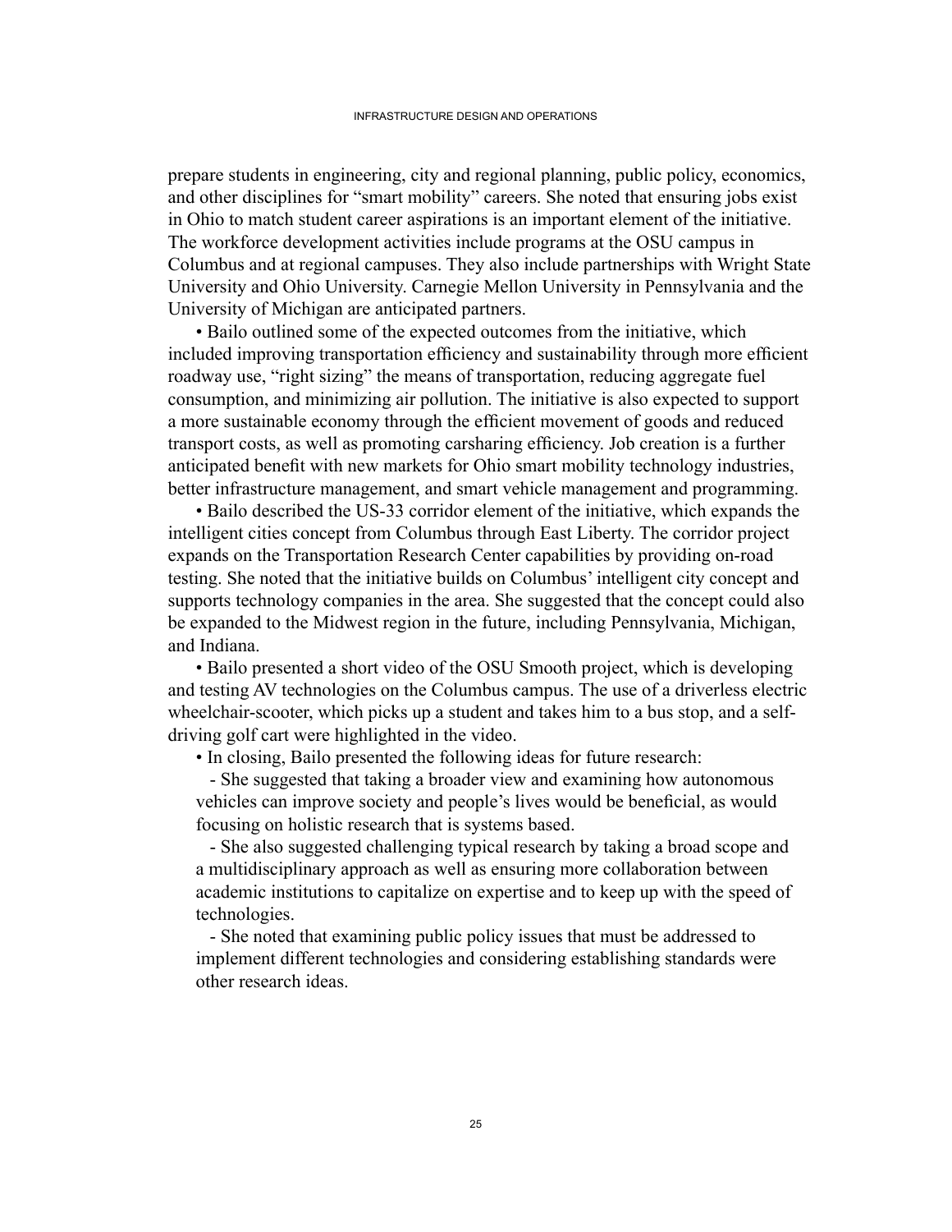prepare students in engineering, city and regional planning, public policy, economics, and other disciplines for "smart mobility" careers. She noted that ensuring jobs exist in Ohio to match student career aspirations is an important element of the initiative. The workforce development activities include programs at the OSU campus in Columbus and at regional campuses. They also include partnerships with Wright State University and Ohio University. Carnegie Mellon University in Pennsylvania and the University of Michigan are anticipated partners.

- Bailo outlined some of the expected outcomes from the initiative, which included improving transportation efficiency and sustainability through more efficient roadway use, "right sizing" the means of transportation, reducing aggregate fuel consumption, and minimizing air pollution. The initiative is also expected to support a more sustainable economy through the efficient movement of goods and reduced transport costs, as well as promoting carsharing efficiency. Job creation is a further anticipated benefit with new markets for Ohio smart mobility technology industries, better infrastructure management, and smart vehicle management and programming.
- Bailo described the US-33 corridor element of the initiative, which expands the intelligent cities concept from Columbus through East Liberty. The corridor project expands on the Transportation Research Center capabilities by providing on-road testing. She noted that the initiative builds on Columbus' intelligent city concept and supports technology companies in the area. She suggested that the concept could also be expanded to the Midwest region in the future, including Pennsylvania, Michigan, and Indiana.
- Bailo presented a short video of the OSU Smooth project, which is developing and testing AV technologies on the Columbus campus. The use of a driverless electric wheelchair-scooter, which picks up a student and takes him to a bus stop, and a self-driving golf cart were highlighted in the video.
- In closing, Bailo presented the following ideas for future research:
  - She suggested that taking a broader view and examining how autonomous vehicles can improve society and people's lives would be beneficial, as would focusing on holistic research that is systems based.
  - She also suggested challenging typical research by taking a broad scope and a multidisciplinary approach as well as ensuring more collaboration between academic institutions to capitalize on expertise and to keep up with the speed of technologies.
  - She noted that examining public policy issues that must be addressed to implement different technologies and considering establishing standards were other research ideas.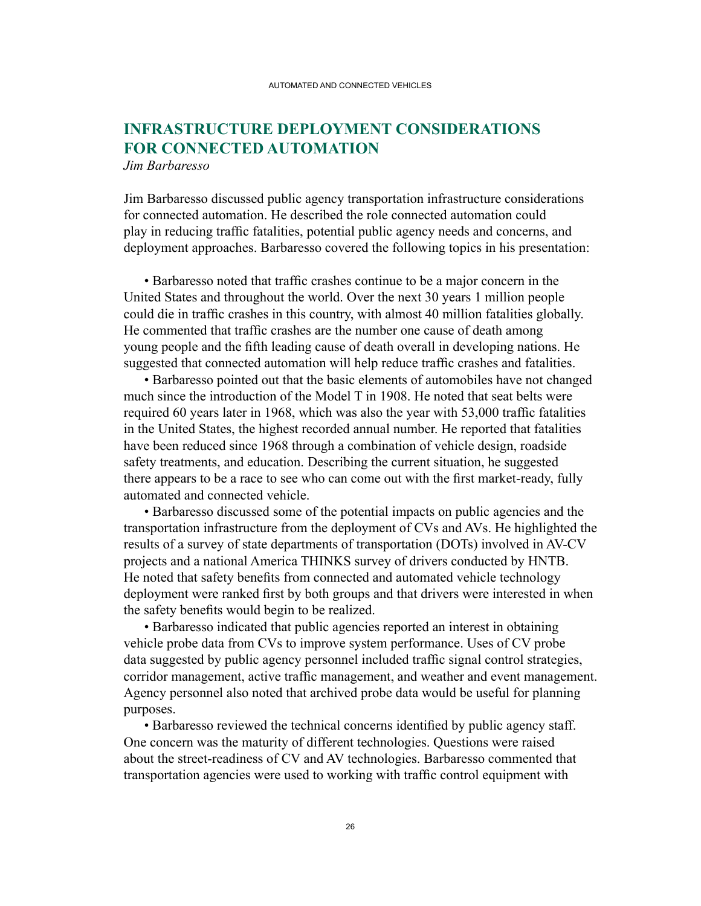## INFRASTRUCTURE DEPLOYMENT CONSIDERATIONS FOR CONNECTED AUTOMATION

*Jim Barbaresso*

Jim Barbaresso discussed public agency transportation infrastructure considerations for connected automation. He described the role connected automation could play in reducing traffic fatalities, potential public agency needs and concerns, and deployment approaches. Barbaresso covered the following topics in his presentation:

- Barbaresso noted that traffic crashes continue to be a major concern in the United States and throughout the world. Over the next 30 years 1 million people could die in traffic crashes in this country, with almost 40 million fatalities globally. He commented that traffic crashes are the number one cause of death among young people and the fifth leading cause of death overall in developing nations. He suggested that connected automation will help reduce traffic crashes and fatalities.
- Barbaresso pointed out that the basic elements of automobiles have not changed much since the introduction of the Model T in 1908. He noted that seat belts were required 60 years later in 1968, which was also the year with 53,000 traffic fatalities in the United States, the highest recorded annual number. He reported that fatalities have been reduced since 1968 through a combination of vehicle design, roadside safety treatments, and education. Describing the current situation, he suggested there appears to be a race to see who can come out with the first market-ready, fully automated and connected vehicle.
- Barbaresso discussed some of the potential impacts on public agencies and the transportation infrastructure from the deployment of CVs and AVs. He highlighted the results of a survey of state departments of transportation (DOTs) involved in AV-CV projects and a national America THINKS survey of drivers conducted by HNTB. He noted that safety benefits from connected and automated vehicle technology deployment were ranked first by both groups and that drivers were interested in when the safety benefits would begin to be realized.
- Barbaresso indicated that public agencies reported an interest in obtaining vehicle probe data from CVs to improve system performance. Uses of CV probe data suggested by public agency personnel included traffic signal control strategies, corridor management, active traffic management, and weather and event management. Agency personnel also noted that archived probe data would be useful for planning purposes.
- Barbaresso reviewed the technical concerns identified by public agency staff. One concern was the maturity of different technologies. Questions were raised about the street-readiness of CV and AV technologies. Barbaresso commented that transportation agencies were used to working with traffic control equipment with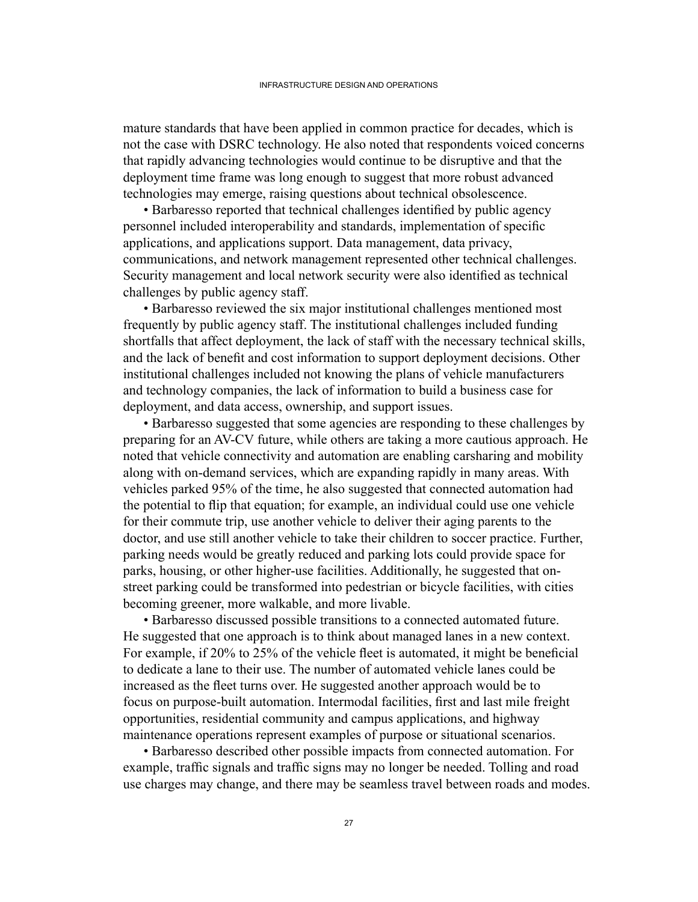mature standards that have been applied in common practice for decades, which is not the case with DSRC technology. He also noted that respondents voiced concerns that rapidly advancing technologies would continue to be disruptive and that the deployment time frame was long enough to suggest that more robust advanced technologies may emerge, raising questions about technical obsolescence.

• Barbaresso reported that technical challenges identified by public agency personnel included interoperability and standards, implementation of specific applications, and applications support. Data management, data privacy, communications, and network management represented other technical challenges. Security management and local network security were also identified as technical challenges by public agency staff.

• Barbaresso reviewed the six major institutional challenges mentioned most frequently by public agency staff. The institutional challenges included funding shortfalls that affect deployment, the lack of staff with the necessary technical skills, and the lack of benefit and cost information to support deployment decisions. Other institutional challenges included not knowing the plans of vehicle manufacturers and technology companies, the lack of information to build a business case for deployment, and data access, ownership, and support issues.

• Barbaresso suggested that some agencies are responding to these challenges by preparing for an AV-CV future, while others are taking a more cautious approach. He noted that vehicle connectivity and automation are enabling carsharing and mobility along with on-demand services, which are expanding rapidly in many areas. With vehicles parked 95% of the time, he also suggested that connected automation had the potential to flip that equation; for example, an individual could use one vehicle for their commute trip, use another vehicle to deliver their aging parents to the doctor, and use still another vehicle to take their children to soccer practice. Further, parking needs would be greatly reduced and parking lots could provide space for parks, housing, or other higher-use facilities. Additionally, he suggested that on-street parking could be transformed into pedestrian or bicycle facilities, with cities becoming greener, more walkable, and more livable.

• Barbaresso discussed possible transitions to a connected automated future. He suggested that one approach is to think about managed lanes in a new context. For example, if 20% to 25% of the vehicle fleet is automated, it might be beneficial to dedicate a lane to their use. The number of automated vehicle lanes could be increased as the fleet turns over. He suggested another approach would be to focus on purpose-built automation. Intermodal facilities, first and last mile freight opportunities, residential community and campus applications, and highway maintenance operations represent examples of purpose or situational scenarios.

• Barbaresso described other possible impacts from connected automation. For example, traffic signals and traffic signs may no longer be needed. Tolling and road use charges may change, and there may be seamless travel between roads and modes.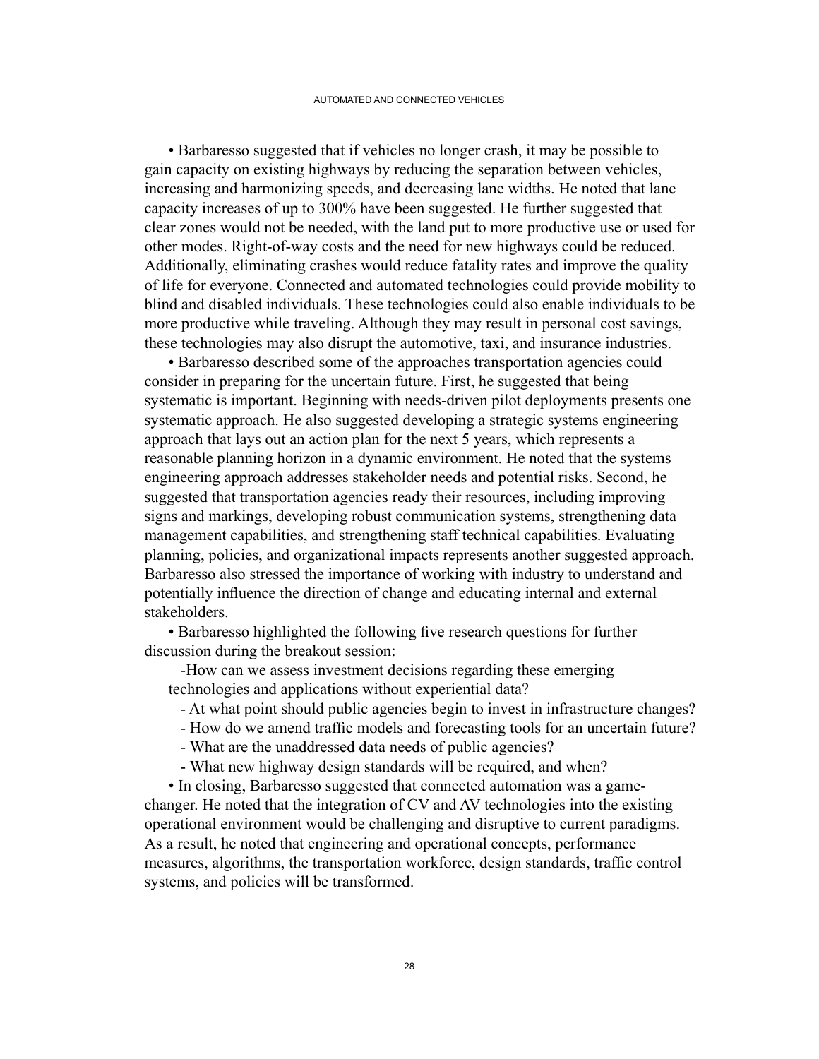- Barbaresso suggested that if vehicles no longer crash, it may be possible to gain capacity on existing highways by reducing the separation between vehicles, increasing and harmonizing speeds, and decreasing lane widths. He noted that lane capacity increases of up to 300% have been suggested. He further suggested that clear zones would not be needed, with the land put to more productive use or used for other modes. Right-of-way costs and the need for new highways could be reduced. Additionally, eliminating crashes would reduce fatality rates and improve the quality of life for everyone. Connected and automated technologies could provide mobility to blind and disabled individuals. These technologies could also enable individuals to be more productive while traveling. Although they may result in personal cost savings, these technologies may also disrupt the automotive, taxi, and insurance industries.
- Barbaresso described some of the approaches transportation agencies could consider in preparing for the uncertain future. First, he suggested that being systematic is important. Beginning with needs-driven pilot deployments presents one systematic approach. He also suggested developing a strategic systems engineering approach that lays out an action plan for the next 5 years, which represents a reasonable planning horizon in a dynamic environment. He noted that the systems engineering approach addresses stakeholder needs and potential risks. Second, he suggested that transportation agencies ready their resources, including improving signs and markings, developing robust communication systems, strengthening data management capabilities, and strengthening staff technical capabilities. Evaluating planning, policies, and organizational impacts represents another suggested approach. Barbaresso also stressed the importance of working with industry to understand and potentially influence the direction of change and educating internal and external stakeholders.
- Barbaresso highlighted the following five research questions for further discussion during the breakout session:
  - How can we assess investment decisions regarding these emerging technologies and applications without experiential data?
  - At what point should public agencies begin to invest in infrastructure changes?
  - How do we amend traffic models and forecasting tools for an uncertain future?
  - What are the unaddressed data needs of public agencies?
  - What new highway design standards will be required, and when?
- In closing, Barbaresso suggested that connected automation was a game-changer. He noted that the integration of CV and AV technologies into the existing operational environment would be challenging and disruptive to current paradigms. As a result, he noted that engineering and operational concepts, performance measures, algorithms, the transportation workforce, design standards, traffic control systems, and policies will be transformed.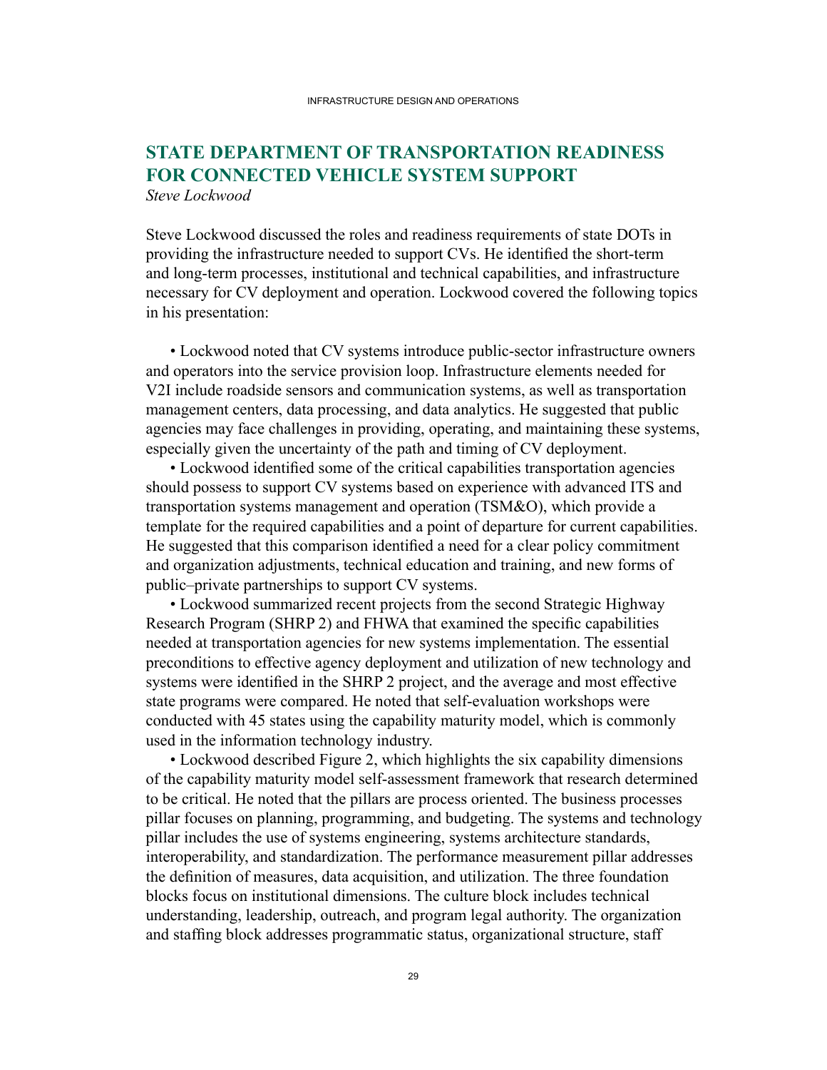## STATE DEPARTMENT OF TRANSPORTATION READINESS FOR CONNECTED VEHICLE SYSTEM SUPPORT

*Steve Lockwood*

Steve Lockwood discussed the roles and readiness requirements of state DOTs in providing the infrastructure needed to support CVs. He identified the short-term and long-term processes, institutional and technical capabilities, and infrastructure necessary for CV deployment and operation. Lockwood covered the following topics in his presentation:

- Lockwood noted that CV systems introduce public-sector infrastructure owners and operators into the service provision loop. Infrastructure elements needed for V2I include roadside sensors and communication systems, as well as transportation management centers, data processing, and data analytics. He suggested that public agencies may face challenges in providing, operating, and maintaining these systems, especially given the uncertainty of the path and timing of CV deployment.
- Lockwood identified some of the critical capabilities transportation agencies should possess to support CV systems based on experience with advanced ITS and transportation systems management and operation (TSM&O), which provide a template for the required capabilities and a point of departure for current capabilities. He suggested that this comparison identified a need for a clear policy commitment and organization adjustments, technical education and training, and new forms of public–private partnerships to support CV systems.
- Lockwood summarized recent projects from the second Strategic Highway Research Program (SHRP 2) and FHWA that examined the specific capabilities needed at transportation agencies for new systems implementation. The essential preconditions to effective agency deployment and utilization of new technology and systems were identified in the SHRP 2 project, and the average and most effective state programs were compared. He noted that self-evaluation workshops were conducted with 45 states using the capability maturity model, which is commonly used in the information technology industry.
- Lockwood described Figure 2, which highlights the six capability dimensions of the capability maturity model self-assessment framework that research determined to be critical. He noted that the pillars are process oriented. The business processes pillar focuses on planning, programming, and budgeting. The systems and technology pillar includes the use of systems engineering, systems architecture standards, interoperability, and standardization. The performance measurement pillar addresses the definition of measures, data acquisition, and utilization. The three foundation blocks focus on institutional dimensions. The culture block includes technical understanding, leadership, outreach, and program legal authority. The organization and staffing block addresses programmatic status, organizational structure, staff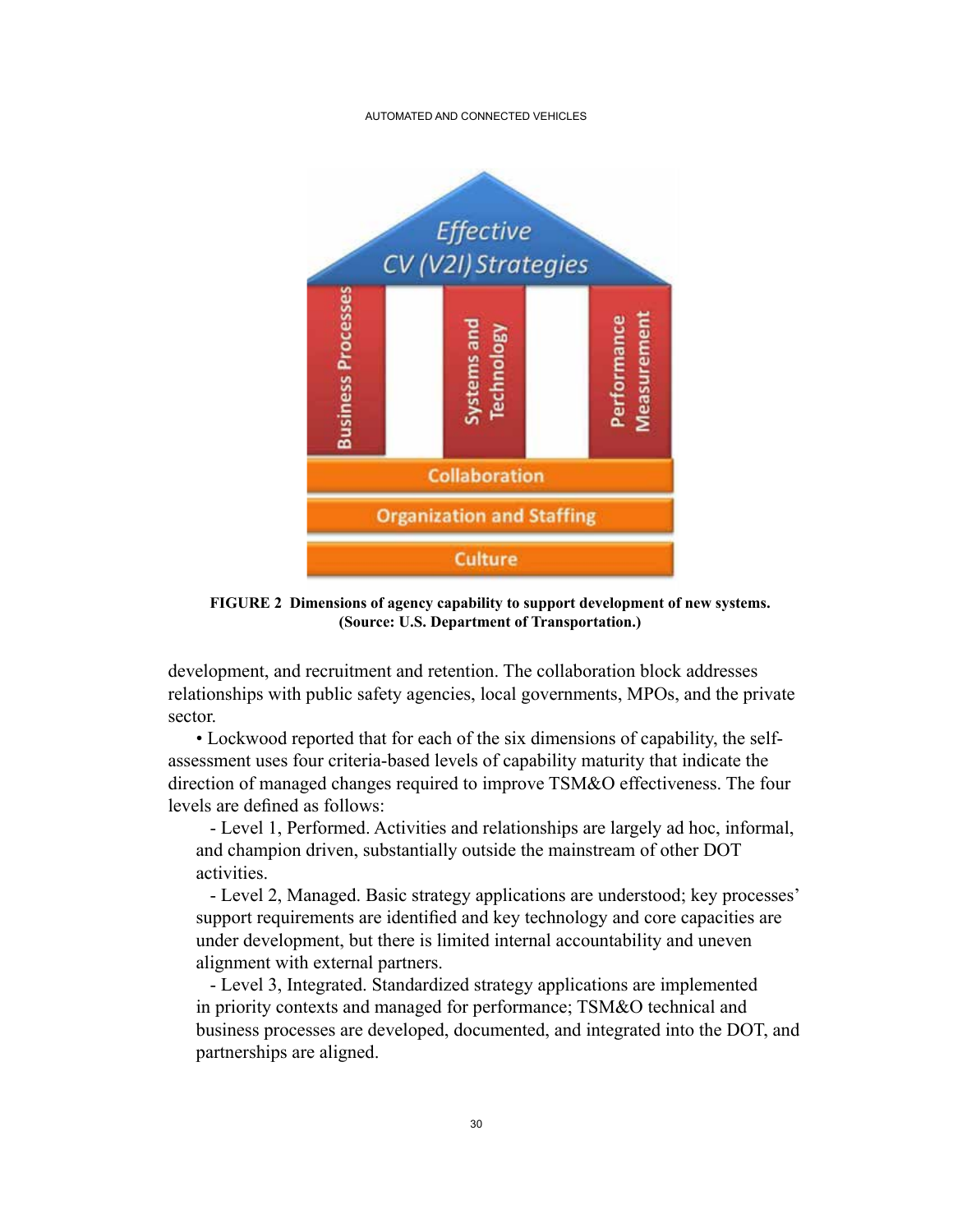FIGURE 2 Dimensions of agency capability to support development of new systems. (Source: U.S. Department of Transportation.)

development, and recruitment and retention. The collaboration block addresses relationships with public safety agencies, local governments, MPOs, and the private sector.

- Lockwood reported that for each of the six dimensions of capability, the self-assessment uses four criteria-based levels of capability maturity that indicate the direction of managed changes required to improve TSM&O effectiveness. The four levels are defined as follows:
  - Level 1, Performed. Activities and relationships are largely ad hoc, informal, and champion driven, substantially outside the mainstream of other DOT activities.
  - Level 2, Managed. Basic strategy applications are understood; key processes' support requirements are identified and key technology and core capacities are under development, but there is limited internal accountability and uneven alignment with external partners.
  - Level 3, Integrated. Standardized strategy applications are implemented in priority contexts and managed for performance; TSM&O technical and business processes are developed, documented, and integrated into the DOT, and partnerships are aligned.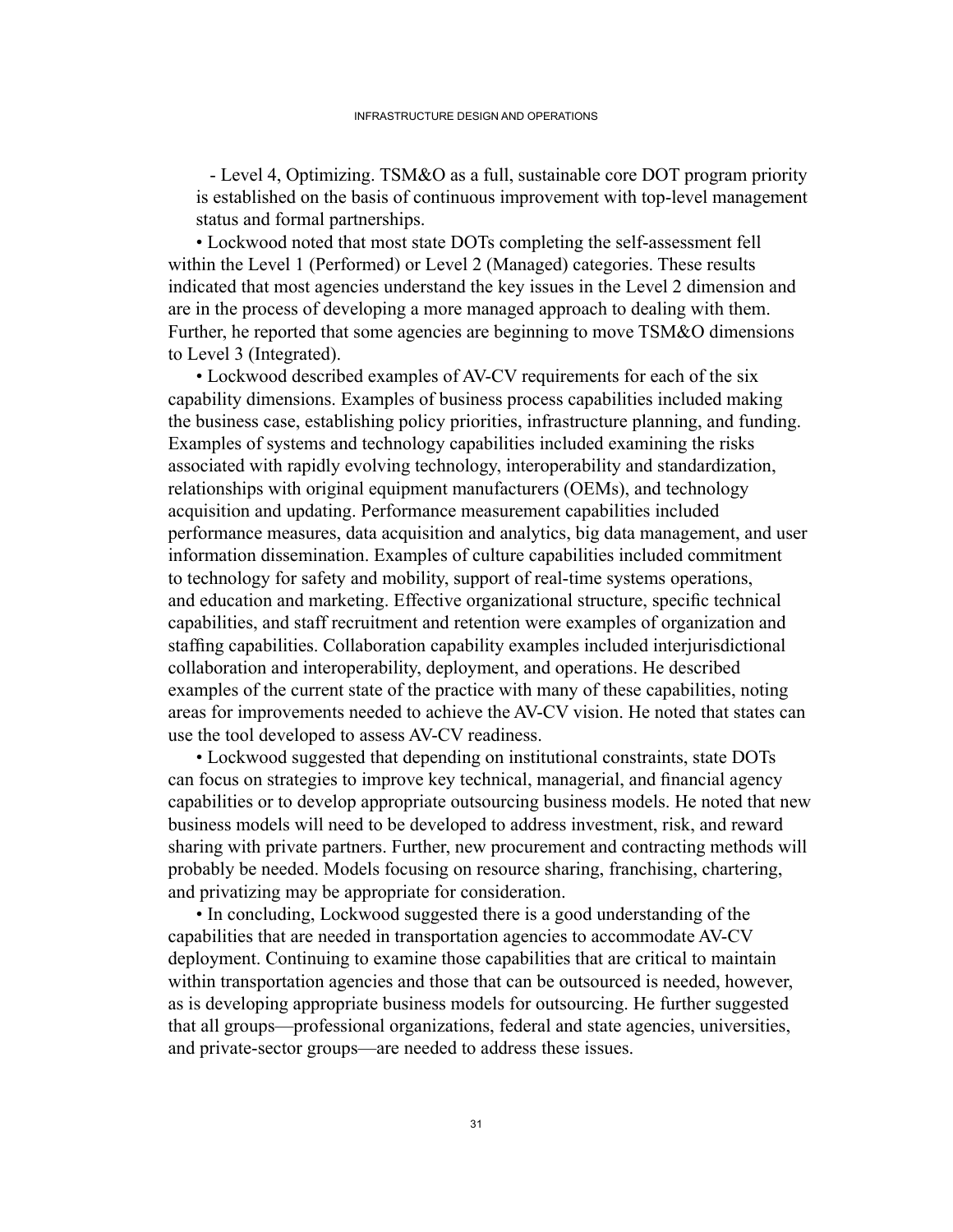- Level 4, Optimizing. TSM&O as a full, sustainable core DOT program priority is established on the basis of continuous improvement with top-level management status and formal partnerships.

- Lockwood noted that most state DOTs completing the self-assessment fell within the Level 1 (Performed) or Level 2 (Managed) categories. These results indicated that most agencies understand the key issues in the Level 2 dimension and are in the process of developing a more managed approach to dealing with them. Further, he reported that some agencies are beginning to move TSM&O dimensions to Level 3 (Integrated).
- Lockwood described examples of AV-CV requirements for each of the six capability dimensions. Examples of business process capabilities included making the business case, establishing policy priorities, infrastructure planning, and funding. Examples of systems and technology capabilities included examining the risks associated with rapidly evolving technology, interoperability and standardization, relationships with original equipment manufacturers (OEMs), and technology acquisition and updating. Performance measurement capabilities included performance measures, data acquisition and analytics, big data management, and user information dissemination. Examples of culture capabilities included commitment to technology for safety and mobility, support of real-time systems operations, and education and marketing. Effective organizational structure, specific technical capabilities, and staff recruitment and retention were examples of organization and staffing capabilities. Collaboration capability examples included interjurisdictional collaboration and interoperability, deployment, and operations. He described examples of the current state of the practice with many of these capabilities, noting areas for improvements needed to achieve the AV-CV vision. He noted that states can use the tool developed to assess AV-CV readiness.
- Lockwood suggested that depending on institutional constraints, state DOTs can focus on strategies to improve key technical, managerial, and financial agency capabilities or to develop appropriate outsourcing business models. He noted that new business models will need to be developed to address investment, risk, and reward sharing with private partners. Further, new procurement and contracting methods will probably be needed. Models focusing on resource sharing, franchising, chartering, and privatizing may be appropriate for consideration.
- In concluding, Lockwood suggested there is a good understanding of the capabilities that are needed in transportation agencies to accommodate AV-CV deployment. Continuing to examine those capabilities that are critical to maintain within transportation agencies and those that can be outsourced is needed, however, as is developing appropriate business models for outsourcing. He further suggested that all groups—professional organizations, federal and state agencies, universities, and private-sector groups—are needed to address these issues.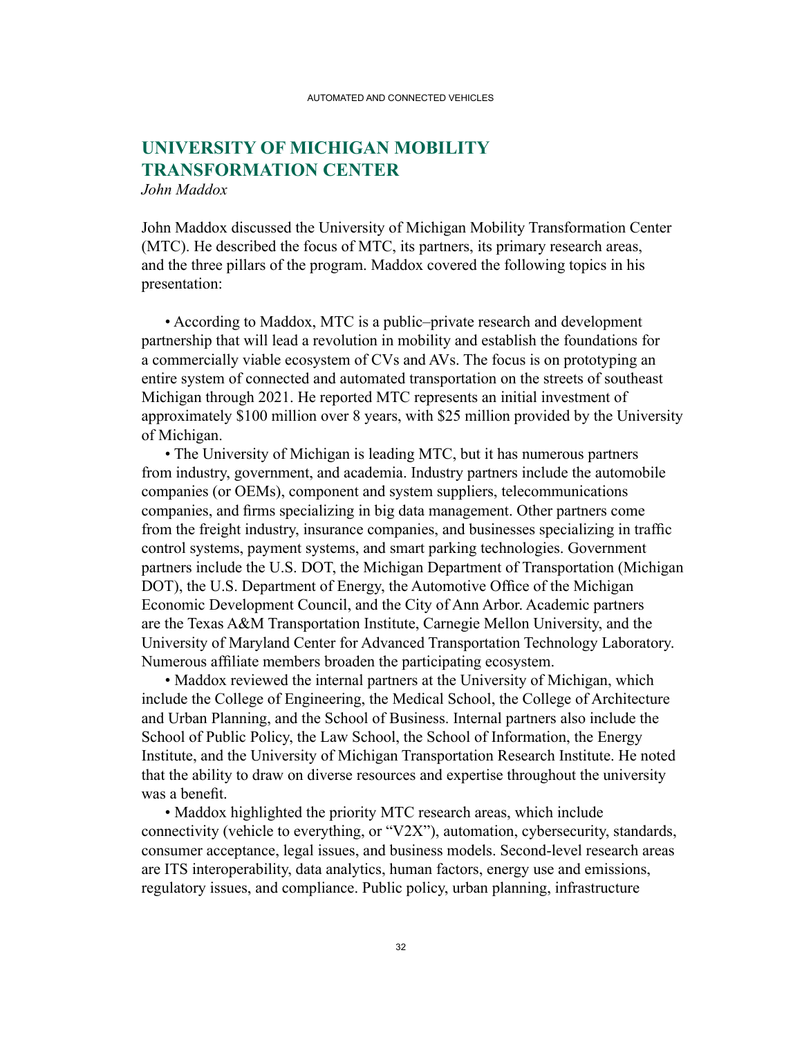## UNIVERSITY OF MICHIGAN MOBILITY TRANSFORMATION CENTER

*John Maddox*

John Maddox discussed the University of Michigan Mobility Transformation Center (MTC). He described the focus of MTC, its partners, its primary research areas, and the three pillars of the program. Maddox covered the following topics in his presentation:

- According to Maddox, MTC is a public–private research and development partnership that will lead a revolution in mobility and establish the foundations for a commercially viable ecosystem of CVs and AVs. The focus is on prototyping an entire system of connected and automated transportation on the streets of southeast Michigan through 2021. He reported MTC represents an initial investment of approximately $100 million over 8 years, with $25 million provided by the University of Michigan.
- The University of Michigan is leading MTC, but it has numerous partners from industry, government, and academia. Industry partners include the automobile companies (or OEMs), component and system suppliers, telecommunications companies, and firms specializing in big data management. Other partners come from the freight industry, insurance companies, and businesses specializing in traffic control systems, payment systems, and smart parking technologies. Government partners include the U.S. DOT, the Michigan Department of Transportation (Michigan DOT), the U.S. Department of Energy, the Automotive Office of the Michigan Economic Development Council, and the City of Ann Arbor. Academic partners are the Texas A&M Transportation Institute, Carnegie Mellon University, and the University of Maryland Center for Advanced Transportation Technology Laboratory. Numerous affiliate members broaden the participating ecosystem.
- Maddox reviewed the internal partners at the University of Michigan, which include the College of Engineering, the Medical School, the College of Architecture and Urban Planning, and the School of Business. Internal partners also include the School of Public Policy, the Law School, the School of Information, the Energy Institute, and the University of Michigan Transportation Research Institute. He noted that the ability to draw on diverse resources and expertise throughout the university was a benefit.
- Maddox highlighted the priority MTC research areas, which include connectivity (vehicle to everything, or "V2X"), automation, cybersecurity, standards, consumer acceptance, legal issues, and business models. Second-level research areas are ITS interoperability, data analytics, human factors, energy use and emissions, regulatory issues, and compliance. Public policy, urban planning, infrastructure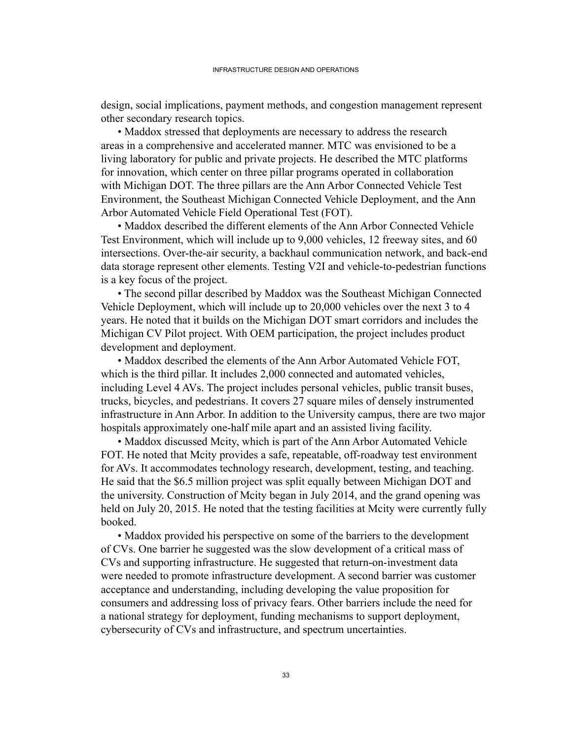design, social implications, payment methods, and congestion management represent other secondary research topics.

- Maddox stressed that deployments are necessary to address the research areas in a comprehensive and accelerated manner. MTC was envisioned to be a living laboratory for public and private projects. He described the MTC platforms for innovation, which center on three pillar programs operated in collaboration with Michigan DOT. The three pillars are the Ann Arbor Connected Vehicle Test Environment, the Southeast Michigan Connected Vehicle Deployment, and the Ann Arbor Automated Vehicle Field Operational Test (FOT).
- Maddox described the different elements of the Ann Arbor Connected Vehicle Test Environment, which will include up to 9,000 vehicles, 12 freeway sites, and 60 intersections. Over-the-air security, a backhaul communication network, and back-end data storage represent other elements. Testing V2I and vehicle-to-pedestrian functions is a key focus of the project.
- The second pillar described by Maddox was the Southeast Michigan Connected Vehicle Deployment, which will include up to 20,000 vehicles over the next 3 to 4 years. He noted that it builds on the Michigan DOT smart corridors and includes the Michigan CV Pilot project. With OEM participation, the project includes product development and deployment.
- Maddox described the elements of the Ann Arbor Automated Vehicle FOT, which is the third pillar. It includes 2,000 connected and automated vehicles, including Level 4 AVs. The project includes personal vehicles, public transit buses, trucks, bicycles, and pedestrians. It covers 27 square miles of densely instrumented infrastructure in Ann Arbor. In addition to the University campus, there are two major hospitals approximately one-half mile apart and an assisted living facility.
- Maddox discussed Mcity, which is part of the Ann Arbor Automated Vehicle FOT. He noted that Mcity provides a safe, repeatable, off-roadway test environment for AVs. It accommodates technology research, development, testing, and teaching. He said that the $6.5 million project was split equally between Michigan DOT and the university. Construction of Mcity began in July 2014, and the grand opening was held on July 20, 2015. He noted that the testing facilities at Mcity were currently fully booked.
- Maddox provided his perspective on some of the barriers to the development of CVs. One barrier he suggested was the slow development of a critical mass of CVs and supporting infrastructure. He suggested that return-on-investment data were needed to promote infrastructure development. A second barrier was customer acceptance and understanding, including developing the value proposition for consumers and addressing loss of privacy fears. Other barriers include the need for a national strategy for deployment, funding mechanisms to support deployment, cybersecurity of CVs and infrastructure, and spectrum uncertainties.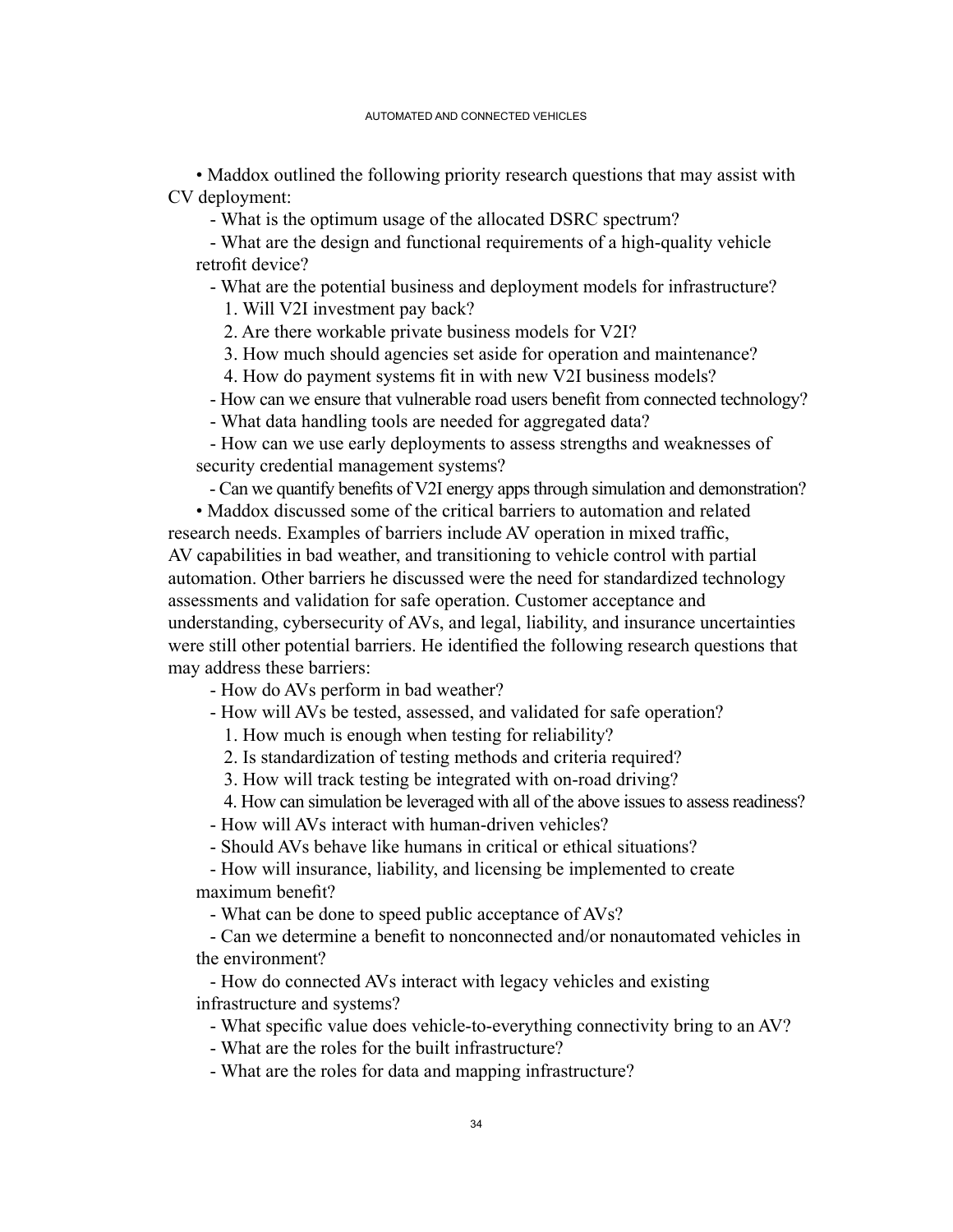- Maddox outlined the following priority research questions that may assist with CV deployment:
  - What is the optimum usage of the allocated DSRC spectrum?
  - What are the design and functional requirements of a high-quality vehicle retrofit device?
  - What are the potential business and deployment models for infrastructure?
    1. Will V2I investment pay back?
    2. Are there workable private business models for V2I?
    3. How much should agencies set aside for operation and maintenance?
    4. How do payment systems fit in with new V2I business models?
  - How can we ensure that vulnerable road users benefit from connected technology?
  - What data handling tools are needed for aggregated data?
  - How can we use early deployments to assess strengths and weaknesses of security credential management systems?
  - Can we quantify benefits of V2I energy apps through simulation and demonstration?
- Maddox discussed some of the critical barriers to automation and related research needs. Examples of barriers include AV operation in mixed traffic, AV capabilities in bad weather, and transitioning to vehicle control with partial automation. Other barriers he discussed were the need for standardized technology assessments and validation for safe operation. Customer acceptance and understanding, cybersecurity of AVs, and legal, liability, and insurance uncertainties were still other potential barriers. He identified the following research questions that may address these barriers:
  - How do AVs perform in bad weather?
  - How will AVs be tested, assessed, and validated for safe operation?
    1. How much is enough when testing for reliability?
    2. Is standardization of testing methods and criteria required?
    3. How will track testing be integrated with on-road driving?
    4. How can simulation be leveraged with all of the above issues to assess readiness?
  - How will AVs interact with human-driven vehicles?
  - Should AVs behave like humans in critical or ethical situations?
  - How will insurance, liability, and licensing be implemented to create maximum benefit?
  - What can be done to speed public acceptance of AVs?
  - Can we determine a benefit to nonconnected and/or nonautomated vehicles in the environment?
  - How do connected AVs interact with legacy vehicles and existing infrastructure and systems?
  - What specific value does vehicle-to-everything connectivity bring to an AV?
  - What are the roles for the built infrastructure?
  - What are the roles for data and mapping infrastructure?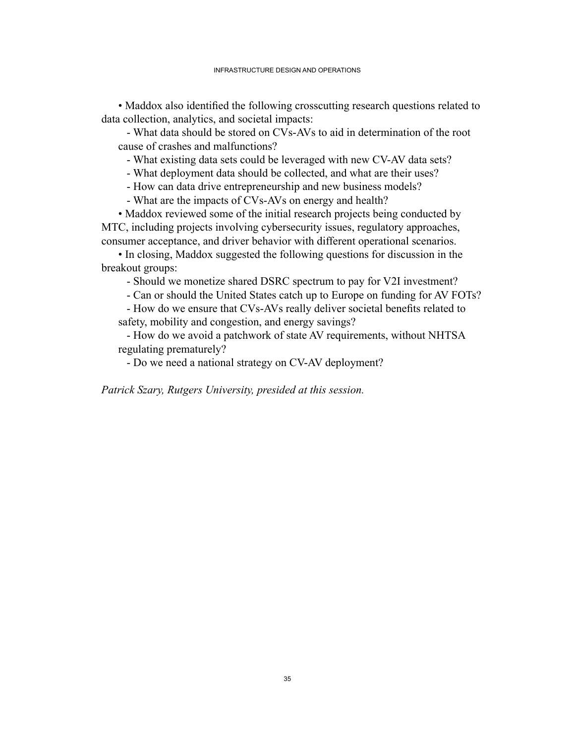- Maddox also identified the following crosscutting research questions related to data collection, analytics, and societal impacts:
  - What data should be stored on CVs-AVs to aid in determination of the root cause of crashes and malfunctions?
  - What existing data sets could be leveraged with new CV-AV data sets?
  - What deployment data should be collected, and what are their uses?
  - How can data drive entrepreneurship and new business models?
  - What are the impacts of CVs-AVs on energy and health?
- Maddox reviewed some of the initial research projects being conducted by MTC, including projects involving cybersecurity issues, regulatory approaches, consumer acceptance, and driver behavior with different operational scenarios.
- In closing, Maddox suggested the following questions for discussion in the breakout groups:
  - Should we monetize shared DSRC spectrum to pay for V2I investment?
  - Can or should the United States catch up to Europe on funding for AV FOTs?
  - How do we ensure that CVs-AVs really deliver societal benefits related to safety, mobility and congestion, and energy savings?
  - How do we avoid a patchwork of state AV requirements, without NHTSA regulating prematurely?
  - Do we need a national strategy on CV-AV deployment?

*Patrick Szary, Rutgers University, presided at this session.*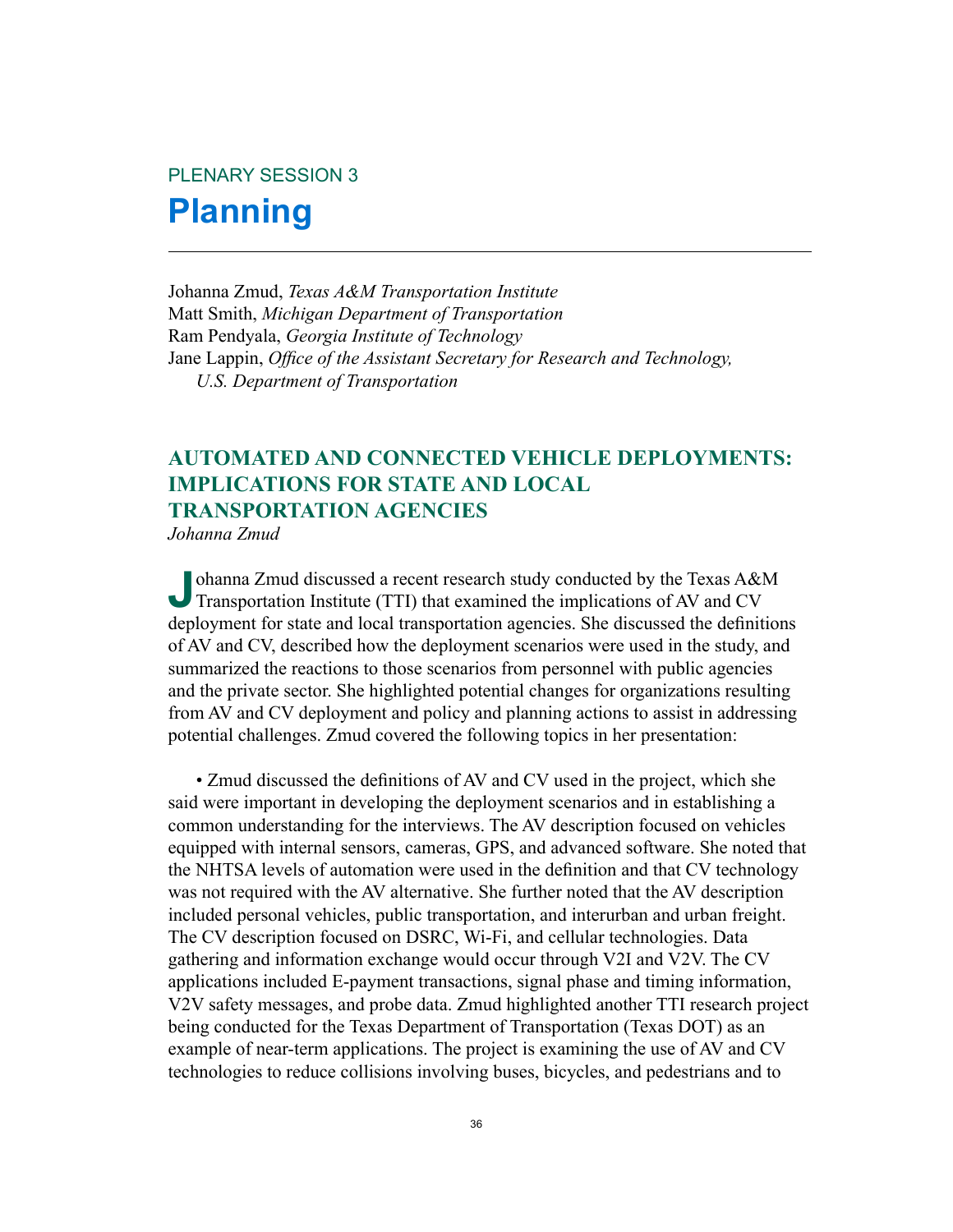PLENARY SESSION 3

# Planning

---

Johanna Zmud, *Texas A&M Transportation Institute*
Matt Smith, *Michigan Department of Transportation*
Ram Pendyala, *Georgia Institute of Technology*
Jane Lappin, *Office of the Assistant Secretary for Research and Technology, U.S. Department of Transportation*

## AUTOMATED AND CONNECTED VEHICLE DEPLOYMENTS: IMPLICATIONS FOR STATE AND LOCAL TRANSPORTATION AGENCIES

*Johanna Zmud*

Johanna Zmud discussed a recent research study conducted by the Texas A&M Transportation Institute (TTI) that examined the implications of AV and CV deployment for state and local transportation agencies. She discussed the definitions of AV and CV, described how the deployment scenarios were used in the study, and summarized the reactions to those scenarios from personnel with public agencies and the private sector. She highlighted potential changes for organizations resulting from AV and CV deployment and policy and planning actions to assist in addressing potential challenges. Zmud covered the following topics in her presentation:

- Zmud discussed the definitions of AV and CV used in the project, which she said were important in developing the deployment scenarios and in establishing a common understanding for the interviews. The AV description focused on vehicles equipped with internal sensors, cameras, GPS, and advanced software. She noted that the NHTSA levels of automation were used in the definition and that CV technology was not required with the AV alternative. She further noted that the AV description included personal vehicles, public transportation, and interurban and urban freight. The CV description focused on DSRC, Wi-Fi, and cellular technologies. Data gathering and information exchange would occur through V2I and V2V. The CV applications included E-payment transactions, signal phase and timing information, V2V safety messages, and probe data. Zmud highlighted another TTI research project being conducted for the Texas Department of Transportation (Texas DOT) as an example of near-term applications. The project is examining the use of AV and CV technologies to reduce collisions involving buses, bicycles, and pedestrians and to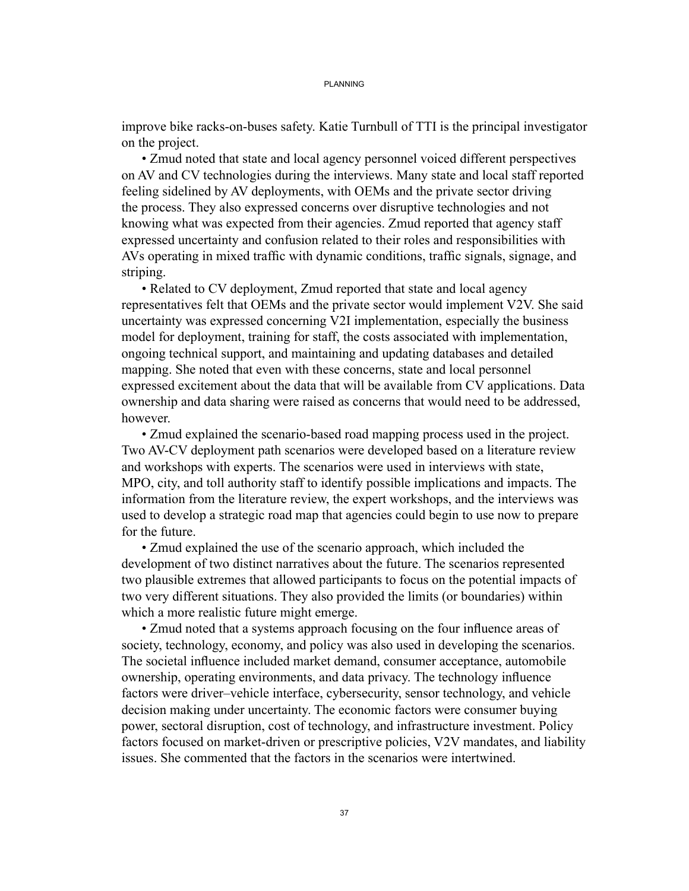improve bike racks-on-buses safety. Katie Turnbull of TTI is the principal investigator on the project.

• Zmud noted that state and local agency personnel voiced different perspectives on AV and CV technologies during the interviews. Many state and local staff reported feeling sidelined by AV deployments, with OEMs and the private sector driving the process. They also expressed concerns over disruptive technologies and not knowing what was expected from their agencies. Zmud reported that agency staff expressed uncertainty and confusion related to their roles and responsibilities with AVs operating in mixed traffic with dynamic conditions, traffic signals, signage, and striping.

• Related to CV deployment, Zmud reported that state and local agency representatives felt that OEMs and the private sector would implement V2V. She said uncertainty was expressed concerning V2I implementation, especially the business model for deployment, training for staff, the costs associated with implementation, ongoing technical support, and maintaining and updating databases and detailed mapping. She noted that even with these concerns, state and local personnel expressed excitement about the data that will be available from CV applications. Data ownership and data sharing were raised as concerns that would need to be addressed, however.

• Zmud explained the scenario-based road mapping process used in the project. Two AV-CV deployment path scenarios were developed based on a literature review and workshops with experts. The scenarios were used in interviews with state, MPO, city, and toll authority staff to identify possible implications and impacts. The information from the literature review, the expert workshops, and the interviews was used to develop a strategic road map that agencies could begin to use now to prepare for the future.

• Zmud explained the use of the scenario approach, which included the development of two distinct narratives about the future. The scenarios represented two plausible extremes that allowed participants to focus on the potential impacts of two very different situations. They also provided the limits (or boundaries) within which a more realistic future might emerge.

• Zmud noted that a systems approach focusing on the four influence areas of society, technology, economy, and policy was also used in developing the scenarios. The societal influence included market demand, consumer acceptance, automobile ownership, operating environments, and data privacy. The technology influence factors were driver–vehicle interface, cybersecurity, sensor technology, and vehicle decision making under uncertainty. The economic factors were consumer buying power, sectoral disruption, cost of technology, and infrastructure investment. Policy factors focused on market-driven or prescriptive policies, V2V mandates, and liability issues. She commented that the factors in the scenarios were intertwined.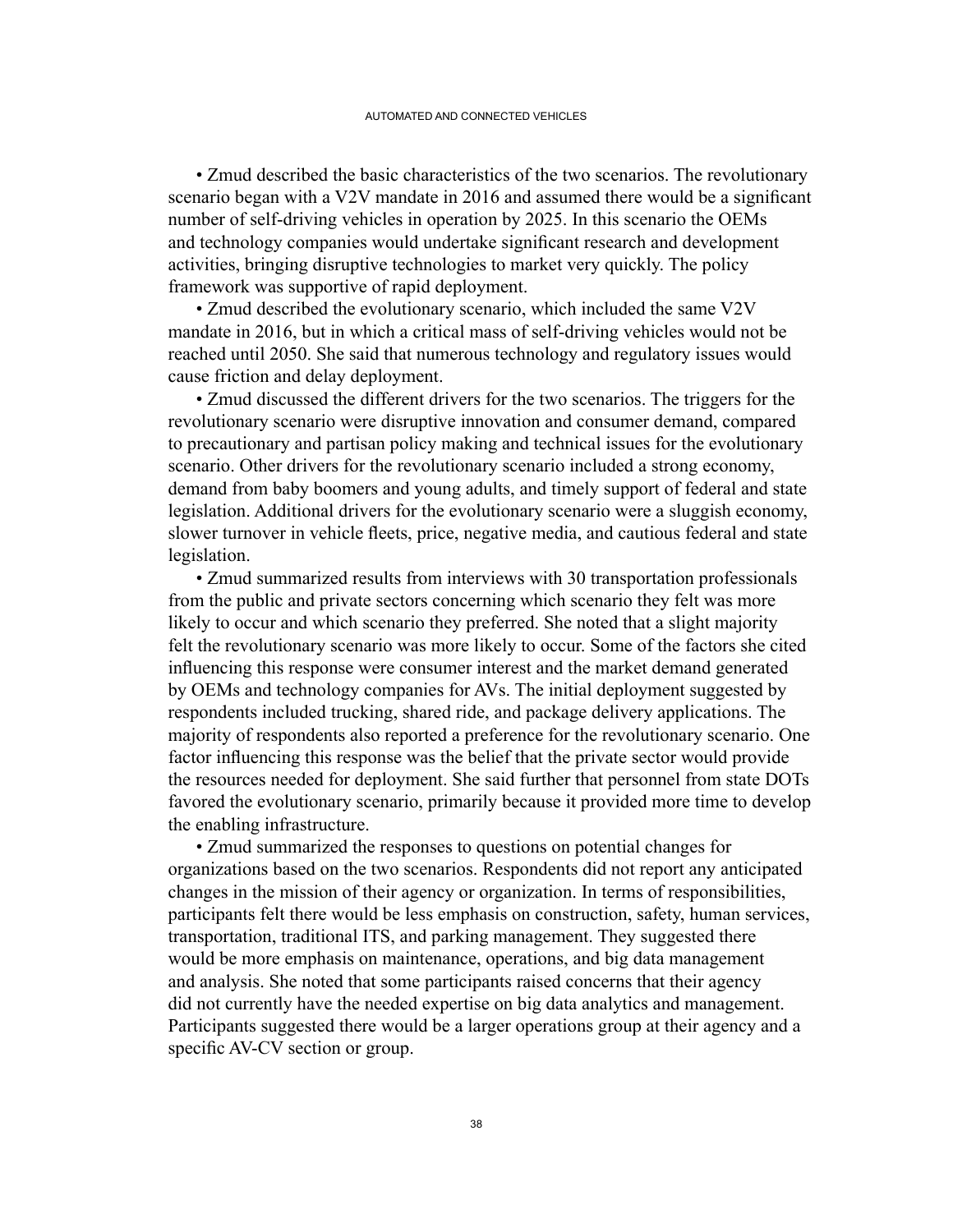- Zmud described the basic characteristics of the two scenarios. The revolutionary scenario began with a V2V mandate in 2016 and assumed there would be a significant number of self-driving vehicles in operation by 2025. In this scenario the OEMs and technology companies would undertake significant research and development activities, bringing disruptive technologies to market very quickly. The policy framework was supportive of rapid deployment.
- Zmud described the evolutionary scenario, which included the same V2V mandate in 2016, but in which a critical mass of self-driving vehicles would not be reached until 2050. She said that numerous technology and regulatory issues would cause friction and delay deployment.
- Zmud discussed the different drivers for the two scenarios. The triggers for the revolutionary scenario were disruptive innovation and consumer demand, compared to precautionary and partisan policy making and technical issues for the evolutionary scenario. Other drivers for the revolutionary scenario included a strong economy, demand from baby boomers and young adults, and timely support of federal and state legislation. Additional drivers for the evolutionary scenario were a sluggish economy, slower turnover in vehicle fleets, price, negative media, and cautious federal and state legislation.
- Zmud summarized results from interviews with 30 transportation professionals from the public and private sectors concerning which scenario they felt was more likely to occur and which scenario they preferred. She noted that a slight majority felt the revolutionary scenario was more likely to occur. Some of the factors she cited influencing this response were consumer interest and the market demand generated by OEMs and technology companies for AVs. The initial deployment suggested by respondents included trucking, shared ride, and package delivery applications. The majority of respondents also reported a preference for the revolutionary scenario. One factor influencing this response was the belief that the private sector would provide the resources needed for deployment. She said further that personnel from state DOTs favored the evolutionary scenario, primarily because it provided more time to develop the enabling infrastructure.
- Zmud summarized the responses to questions on potential changes for organizations based on the two scenarios. Respondents did not report any anticipated changes in the mission of their agency or organization. In terms of responsibilities, participants felt there would be less emphasis on construction, safety, human services, transportation, traditional ITS, and parking management. They suggested there would be more emphasis on maintenance, operations, and big data management and analysis. She noted that some participants raised concerns that their agency did not currently have the needed expertise on big data analytics and management. Participants suggested there would be a larger operations group at their agency and a specific AV-CV section or group.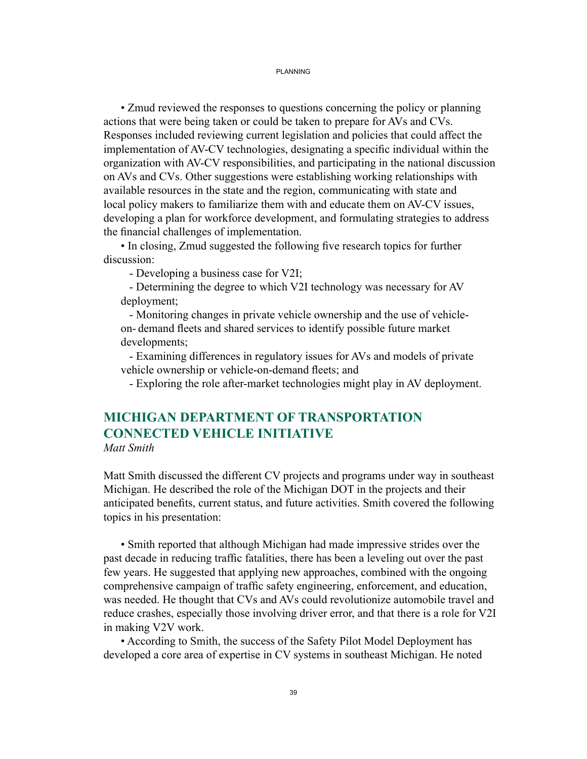- Zmud reviewed the responses to questions concerning the policy or planning actions that were being taken or could be taken to prepare for AVs and CVs. Responses included reviewing current legislation and policies that could affect the implementation of AV-CV technologies, designating a specific individual within the organization with AV-CV responsibilities, and participating in the national discussion on AVs and CVs. Other suggestions were establishing working relationships with available resources in the state and the region, communicating with state and local policy makers to familiarize them with and educate them on AV-CV issues, developing a plan for workforce development, and formulating strategies to address the financial challenges of implementation.
- In closing, Zmud suggested the following five research topics for further discussion:
  - Developing a business case for V2I;
  - Determining the degree to which V2I technology was necessary for AV deployment;
  - Monitoring changes in private vehicle ownership and the use of vehicle-on- demand fleets and shared services to identify possible future market developments;
  - Examining differences in regulatory issues for AVs and models of private vehicle ownership or vehicle-on-demand fleets; and
  - Exploring the role after-market technologies might play in AV deployment.

## MICHIGAN DEPARTMENT OF TRANSPORTATION CONNECTED VEHICLE INITIATIVE

*Matt Smith*

Matt Smith discussed the different CV projects and programs under way in southeast Michigan. He described the role of the Michigan DOT in the projects and their anticipated benefits, current status, and future activities. Smith covered the following topics in his presentation:

- Smith reported that although Michigan had made impressive strides over the past decade in reducing traffic fatalities, there has been a leveling out over the past few years. He suggested that applying new approaches, combined with the ongoing comprehensive campaign of traffic safety engineering, enforcement, and education, was needed. He thought that CVs and AVs could revolutionize automobile travel and reduce crashes, especially those involving driver error, and that there is a role for V2I in making V2V work.
- According to Smith, the success of the Safety Pilot Model Deployment has developed a core area of expertise in CV systems in southeast Michigan. He noted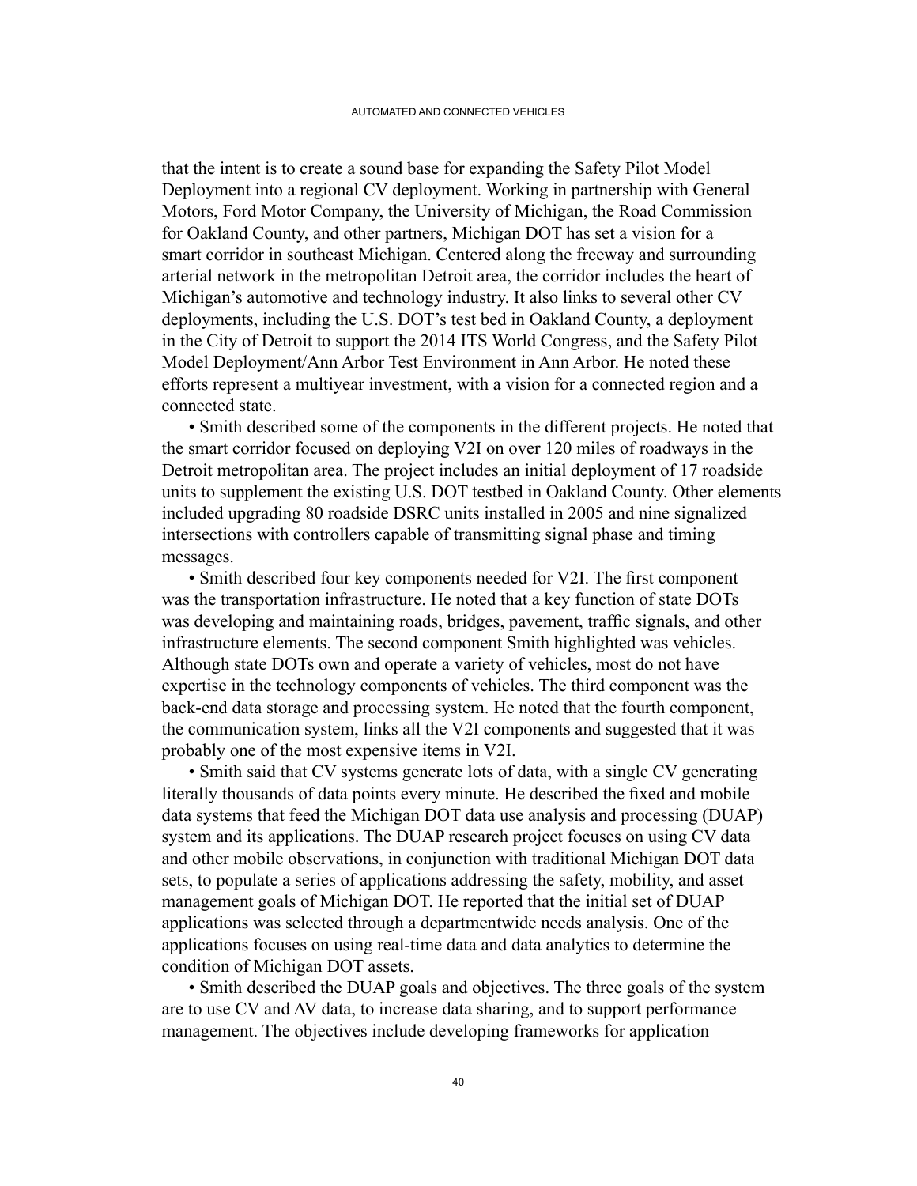that the intent is to create a sound base for expanding the Safety Pilot Model Deployment into a regional CV deployment. Working in partnership with General Motors, Ford Motor Company, the University of Michigan, the Road Commission for Oakland County, and other partners, Michigan DOT has set a vision for a smart corridor in southeast Michigan. Centered along the freeway and surrounding arterial network in the metropolitan Detroit area, the corridor includes the heart of Michigan's automotive and technology industry. It also links to several other CV deployments, including the U.S. DOT's test bed in Oakland County, a deployment in the City of Detroit to support the 2014 ITS World Congress, and the Safety Pilot Model Deployment/Ann Arbor Test Environment in Ann Arbor. He noted these efforts represent a multiyear investment, with a vision for a connected region and a connected state.

- Smith described some of the components in the different projects. He noted that the smart corridor focused on deploying V2I on over 120 miles of roadways in the Detroit metropolitan area. The project includes an initial deployment of 17 roadside units to supplement the existing U.S. DOT testbed in Oakland County. Other elements included upgrading 80 roadside DSRC units installed in 2005 and nine signalized intersections with controllers capable of transmitting signal phase and timing messages.
- Smith described four key components needed for V2I. The first component was the transportation infrastructure. He noted that a key function of state DOTs was developing and maintaining roads, bridges, pavement, traffic signals, and other infrastructure elements. The second component Smith highlighted was vehicles. Although state DOTs own and operate a variety of vehicles, most do not have expertise in the technology components of vehicles. The third component was the back-end data storage and processing system. He noted that the fourth component, the communication system, links all the V2I components and suggested that it was probably one of the most expensive items in V2I.
- Smith said that CV systems generate lots of data, with a single CV generating literally thousands of data points every minute. He described the fixed and mobile data systems that feed the Michigan DOT data use analysis and processing (DUAP) system and its applications. The DUAP research project focuses on using CV data and other mobile observations, in conjunction with traditional Michigan DOT data sets, to populate a series of applications addressing the safety, mobility, and asset management goals of Michigan DOT. He reported that the initial set of DUAP applications was selected through a departmentwide needs analysis. One of the applications focuses on using real-time data and data analytics to determine the condition of Michigan DOT assets.
- Smith described the DUAP goals and objectives. The three goals of the system are to use CV and AV data, to increase data sharing, and to support performance management. The objectives include developing frameworks for application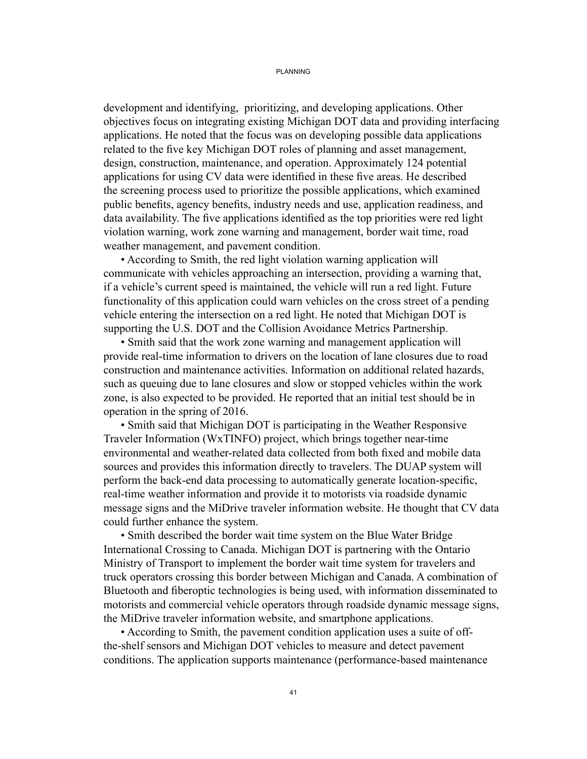development and identifying, prioritizing, and developing applications. Other objectives focus on integrating existing Michigan DOT data and providing interfacing applications. He noted that the focus was on developing possible data applications related to the five key Michigan DOT roles of planning and asset management, design, construction, maintenance, and operation. Approximately 124 potential applications for using CV data were identified in these five areas. He described the screening process used to prioritize the possible applications, which examined public benefits, agency benefits, industry needs and use, application readiness, and data availability. The five applications identified as the top priorities were red light violation warning, work zone warning and management, border wait time, road weather management, and pavement condition.

- According to Smith, the red light violation warning application will communicate with vehicles approaching an intersection, providing a warning that, if a vehicle's current speed is maintained, the vehicle will run a red light. Future functionality of this application could warn vehicles on the cross street of a pending vehicle entering the intersection on a red light. He noted that Michigan DOT is supporting the U.S. DOT and the Collision Avoidance Metrics Partnership.
- Smith said that the work zone warning and management application will provide real-time information to drivers on the location of lane closures due to road construction and maintenance activities. Information on additional related hazards, such as queuing due to lane closures and slow or stopped vehicles within the work zone, is also expected to be provided. He reported that an initial test should be in operation in the spring of 2016.
- Smith said that Michigan DOT is participating in the Weather Responsive Traveler Information (WxTINFO) project, which brings together near-time environmental and weather-related data collected from both fixed and mobile data sources and provides this information directly to travelers. The DUAP system will perform the back-end data processing to automatically generate location-specific, real-time weather information and provide it to motorists via roadside dynamic message signs and the MiDrive traveler information website. He thought that CV data could further enhance the system.
- Smith described the border wait time system on the Blue Water Bridge International Crossing to Canada. Michigan DOT is partnering with the Ontario Ministry of Transport to implement the border wait time system for travelers and truck operators crossing this border between Michigan and Canada. A combination of Bluetooth and fiberoptic technologies is being used, with information disseminated to motorists and commercial vehicle operators through roadside dynamic message signs, the MiDrive traveler information website, and smartphone applications.
- According to Smith, the pavement condition application uses a suite of off-the-shelf sensors and Michigan DOT vehicles to measure and detect pavement conditions. The application supports maintenance (performance-based maintenance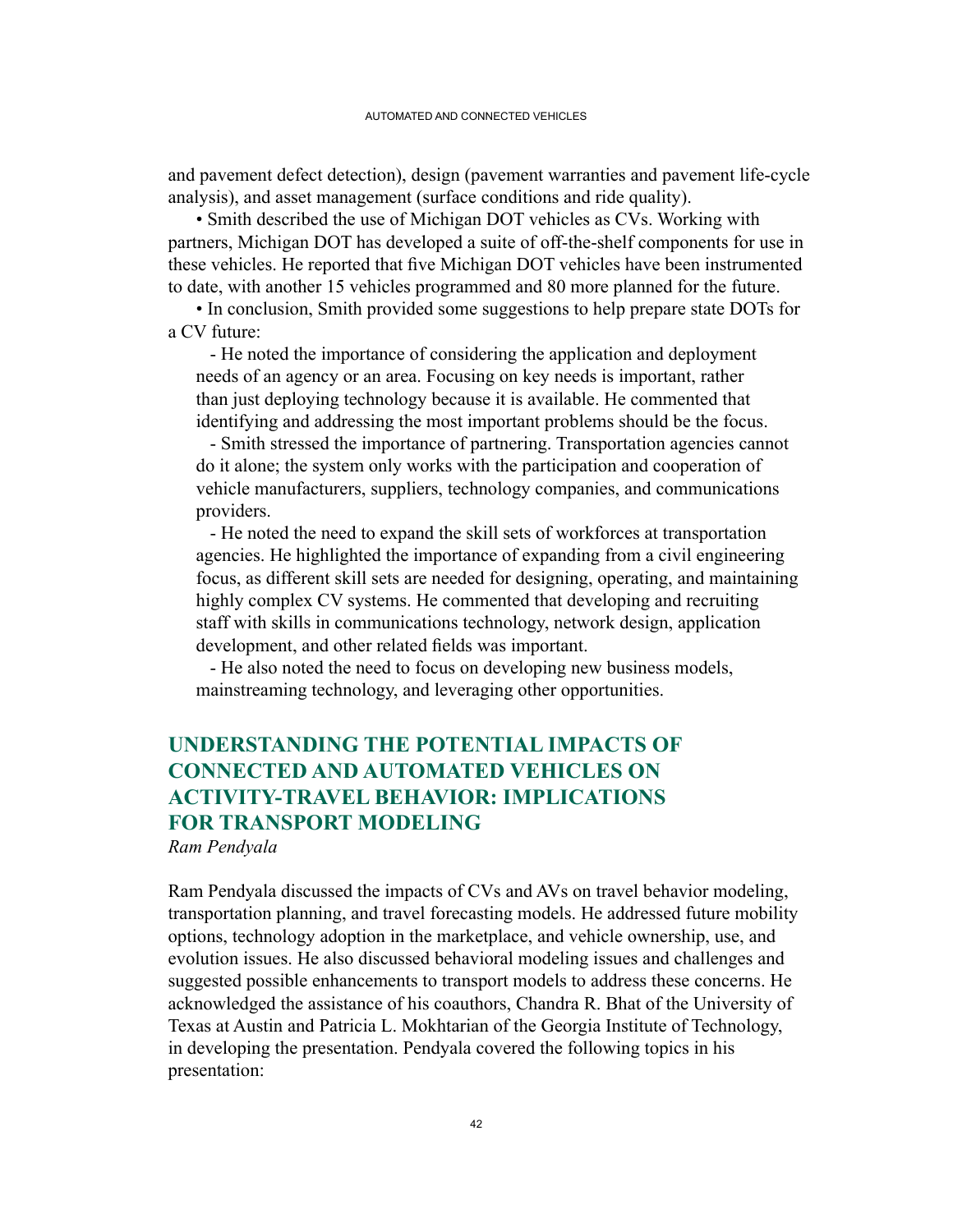and pavement defect detection), design (pavement warranties and pavement life-cycle analysis), and asset management (surface conditions and ride quality).

- Smith described the use of Michigan DOT vehicles as CVs. Working with partners, Michigan DOT has developed a suite of off-the-shelf components for use in these vehicles. He reported that five Michigan DOT vehicles have been instrumented to date, with another 15 vehicles programmed and 80 more planned for the future.
- In conclusion, Smith provided some suggestions to help prepare state DOTs for a CV future:
  - He noted the importance of considering the application and deployment needs of an agency or an area. Focusing on key needs is important, rather than just deploying technology because it is available. He commented that identifying and addressing the most important problems should be the focus.
  - Smith stressed the importance of partnering. Transportation agencies cannot do it alone; the system only works with the participation and cooperation of vehicle manufacturers, suppliers, technology companies, and communications providers.
  - He noted the need to expand the skill sets of workforces at transportation agencies. He highlighted the importance of expanding from a civil engineering focus, as different skill sets are needed for designing, operating, and maintaining highly complex CV systems. He commented that developing and recruiting staff with skills in communications technology, network design, application development, and other related fields was important.
  - He also noted the need to focus on developing new business models, mainstreaming technology, and leveraging other opportunities.

## UNDERSTANDING THE POTENTIAL IMPACTS OF CONNECTED AND AUTOMATED VEHICLES ON ACTIVITY-TRAVEL BEHAVIOR: IMPLICATIONS FOR TRANSPORT MODELING

*Ram Pendyala*

Ram Pendyala discussed the impacts of CVs and AVs on travel behavior modeling, transportation planning, and travel forecasting models. He addressed future mobility options, technology adoption in the marketplace, and vehicle ownership, use, and evolution issues. He also discussed behavioral modeling issues and challenges and suggested possible enhancements to transport models to address these concerns. He acknowledged the assistance of his coauthors, Chandra R. Bhat of the University of Texas at Austin and Patricia L. Mokhtarian of the Georgia Institute of Technology, in developing the presentation. Pendyala covered the following topics in his presentation: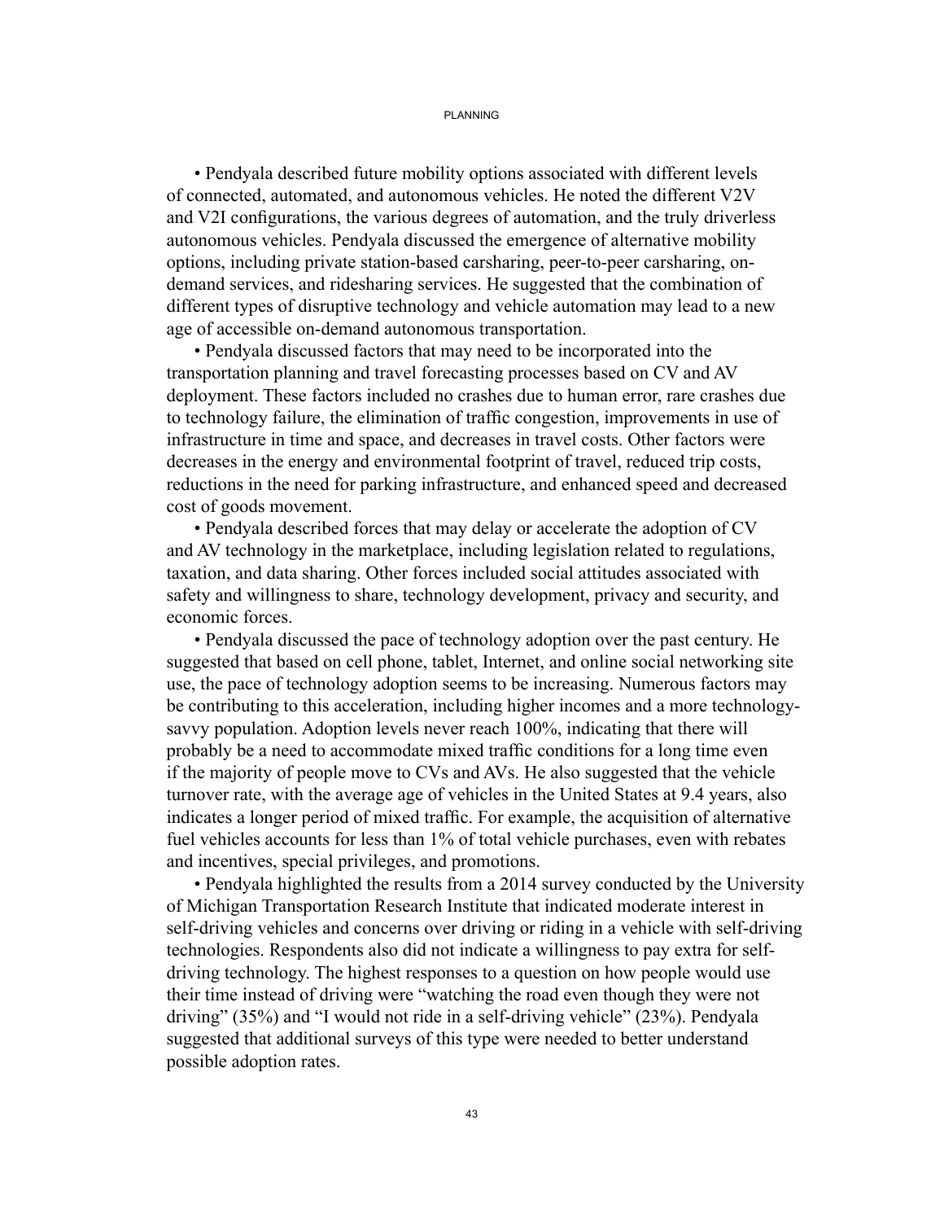- Pendyala described future mobility options associated with different levels of connected, automated, and autonomous vehicles. He noted the different V2V and V2I configurations, the various degrees of automation, and the truly driverless autonomous vehicles. Pendyala discussed the emergence of alternative mobility options, including private station-based carsharing, peer-to-peer carsharing, on-demand services, and ridesharing services. He suggested that the combination of different types of disruptive technology and vehicle automation may lead to a new age of accessible on-demand autonomous transportation.
- Pendyala discussed factors that may need to be incorporated into the transportation planning and travel forecasting processes based on CV and AV deployment. These factors included no crashes due to human error, rare crashes due to technology failure, the elimination of traffic congestion, improvements in use of infrastructure in time and space, and decreases in travel costs. Other factors were decreases in the energy and environmental footprint of travel, reduced trip costs, reductions in the need for parking infrastructure, and enhanced speed and decreased cost of goods movement.
- Pendyala described forces that may delay or accelerate the adoption of CV and AV technology in the marketplace, including legislation related to regulations, taxation, and data sharing. Other forces included social attitudes associated with safety and willingness to share, technology development, privacy and security, and economic forces.
- Pendyala discussed the pace of technology adoption over the past century. He suggested that based on cell phone, tablet, Internet, and online social networking site use, the pace of technology adoption seems to be increasing. Numerous factors may be contributing to this acceleration, including higher incomes and a more technology-savvy population. Adoption levels never reach 100%, indicating that there will probably be a need to accommodate mixed traffic conditions for a long time even if the majority of people move to CVs and AVs. He also suggested that the vehicle turnover rate, with the average age of vehicles in the United States at 9.4 years, also indicates a longer period of mixed traffic. For example, the acquisition of alternative fuel vehicles accounts for less than 1% of total vehicle purchases, even with rebates and incentives, special privileges, and promotions.
- Pendyala highlighted the results from a 2014 survey conducted by the University of Michigan Transportation Research Institute that indicated moderate interest in self-driving vehicles and concerns over driving or riding in a vehicle with self-driving technologies. Respondents also did not indicate a willingness to pay extra for self-driving technology. The highest responses to a question on how people would use their time instead of driving were "watching the road even though they were not driving" (35%) and "I would not ride in a self-driving vehicle" (23%). Pendyala suggested that additional surveys of this type were needed to better understand possible adoption rates.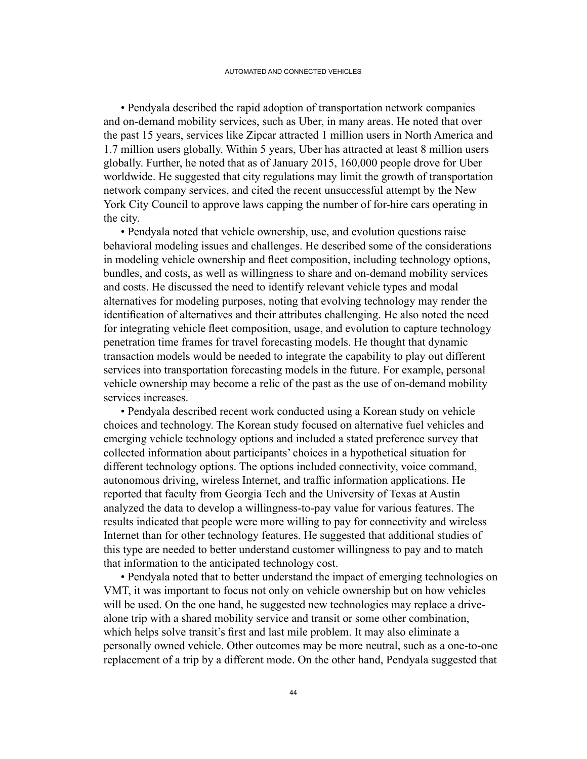- Pendyala described the rapid adoption of transportation network companies and on-demand mobility services, such as Uber, in many areas. He noted that over the past 15 years, services like Zipcar attracted 1 million users in North America and 1.7 million users globally. Within 5 years, Uber has attracted at least 8 million users globally. Further, he noted that as of January 2015, 160,000 people drove for Uber worldwide. He suggested that city regulations may limit the growth of transportation network company services, and cited the recent unsuccessful attempt by the New York City Council to approve laws capping the number of for-hire cars operating in the city.
- Pendyala noted that vehicle ownership, use, and evolution questions raise behavioral modeling issues and challenges. He described some of the considerations in modeling vehicle ownership and fleet composition, including technology options, bundles, and costs, as well as willingness to share and on-demand mobility services and costs. He discussed the need to identify relevant vehicle types and modal alternatives for modeling purposes, noting that evolving technology may render the identification of alternatives and their attributes challenging. He also noted the need for integrating vehicle fleet composition, usage, and evolution to capture technology penetration time frames for travel forecasting models. He thought that dynamic transaction models would be needed to integrate the capability to play out different services into transportation forecasting models in the future. For example, personal vehicle ownership may become a relic of the past as the use of on-demand mobility services increases.
- Pendyala described recent work conducted using a Korean study on vehicle choices and technology. The Korean study focused on alternative fuel vehicles and emerging vehicle technology options and included a stated preference survey that collected information about participants' choices in a hypothetical situation for different technology options. The options included connectivity, voice command, autonomous driving, wireless Internet, and traffic information applications. He reported that faculty from Georgia Tech and the University of Texas at Austin analyzed the data to develop a willingness-to-pay value for various features. The results indicated that people were more willing to pay for connectivity and wireless Internet than for other technology features. He suggested that additional studies of this type are needed to better understand customer willingness to pay and to match that information to the anticipated technology cost.
- Pendyala noted that to better understand the impact of emerging technologies on VMT, it was important to focus not only on vehicle ownership but on how vehicles will be used. On the one hand, he suggested new technologies may replace a drive-alone trip with a shared mobility service and transit or some other combination, which helps solve transit's first and last mile problem. It may also eliminate a personally owned vehicle. Other outcomes may be more neutral, such as a one-to-one replacement of a trip by a different mode. On the other hand, Pendyala suggested that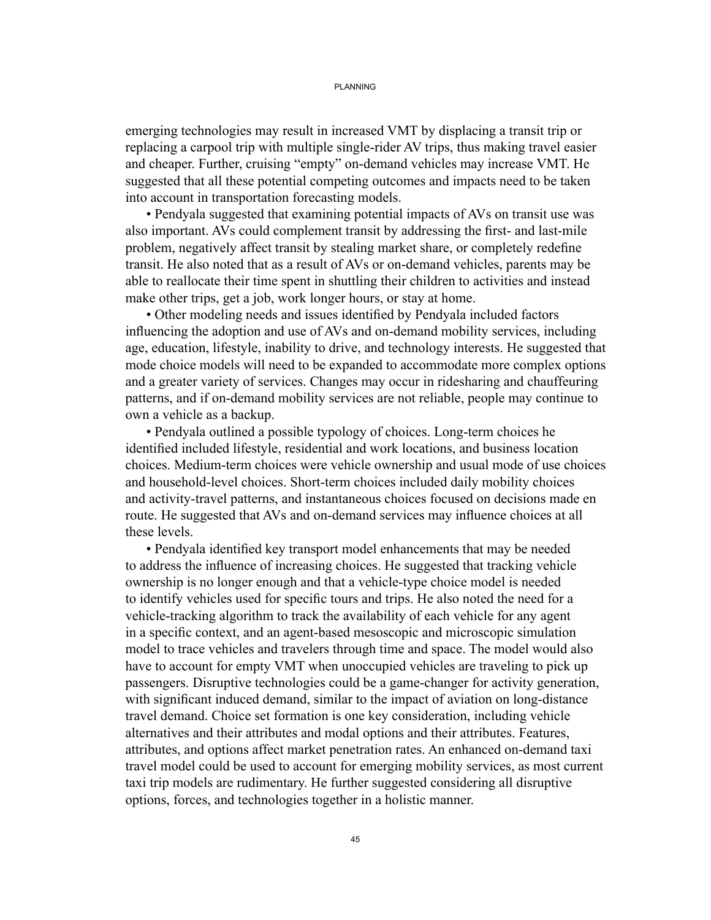emerging technologies may result in increased VMT by displacing a transit trip or replacing a carpool trip with multiple single-rider AV trips, thus making travel easier and cheaper. Further, cruising "empty" on-demand vehicles may increase VMT. He suggested that all these potential competing outcomes and impacts need to be taken into account in transportation forecasting models.

• Pendyala suggested that examining potential impacts of AVs on transit use was also important. AVs could complement transit by addressing the first- and last-mile problem, negatively affect transit by stealing market share, or completely redefine transit. He also noted that as a result of AVs or on-demand vehicles, parents may be able to reallocate their time spent in shuttling their children to activities and instead make other trips, get a job, work longer hours, or stay at home.

• Other modeling needs and issues identified by Pendyala included factors influencing the adoption and use of AVs and on-demand mobility services, including age, education, lifestyle, inability to drive, and technology interests. He suggested that mode choice models will need to be expanded to accommodate more complex options and a greater variety of services. Changes may occur in ridesharing and chauffeuring patterns, and if on-demand mobility services are not reliable, people may continue to own a vehicle as a backup.

• Pendyala outlined a possible typology of choices. Long-term choices he identified included lifestyle, residential and work locations, and business location choices. Medium-term choices were vehicle ownership and usual mode of use choices and household-level choices. Short-term choices included daily mobility choices and activity-travel patterns, and instantaneous choices focused on decisions made en route. He suggested that AVs and on-demand services may influence choices at all these levels.

• Pendyala identified key transport model enhancements that may be needed to address the influence of increasing choices. He suggested that tracking vehicle ownership is no longer enough and that a vehicle-type choice model is needed to identify vehicles used for specific tours and trips. He also noted the need for a vehicle-tracking algorithm to track the availability of each vehicle for any agent in a specific context, and an agent-based mesoscopic and microscopic simulation model to trace vehicles and travelers through time and space. The model would also have to account for empty VMT when unoccupied vehicles are traveling to pick up passengers. Disruptive technologies could be a game-changer for activity generation, with significant induced demand, similar to the impact of aviation on long-distance travel demand. Choice set formation is one key consideration, including vehicle alternatives and their attributes and modal options and their attributes. Features, attributes, and options affect market penetration rates. An enhanced on-demand taxi travel model could be used to account for emerging mobility services, as most current taxi trip models are rudimentary. He further suggested considering all disruptive options, forces, and technologies together in a holistic manner.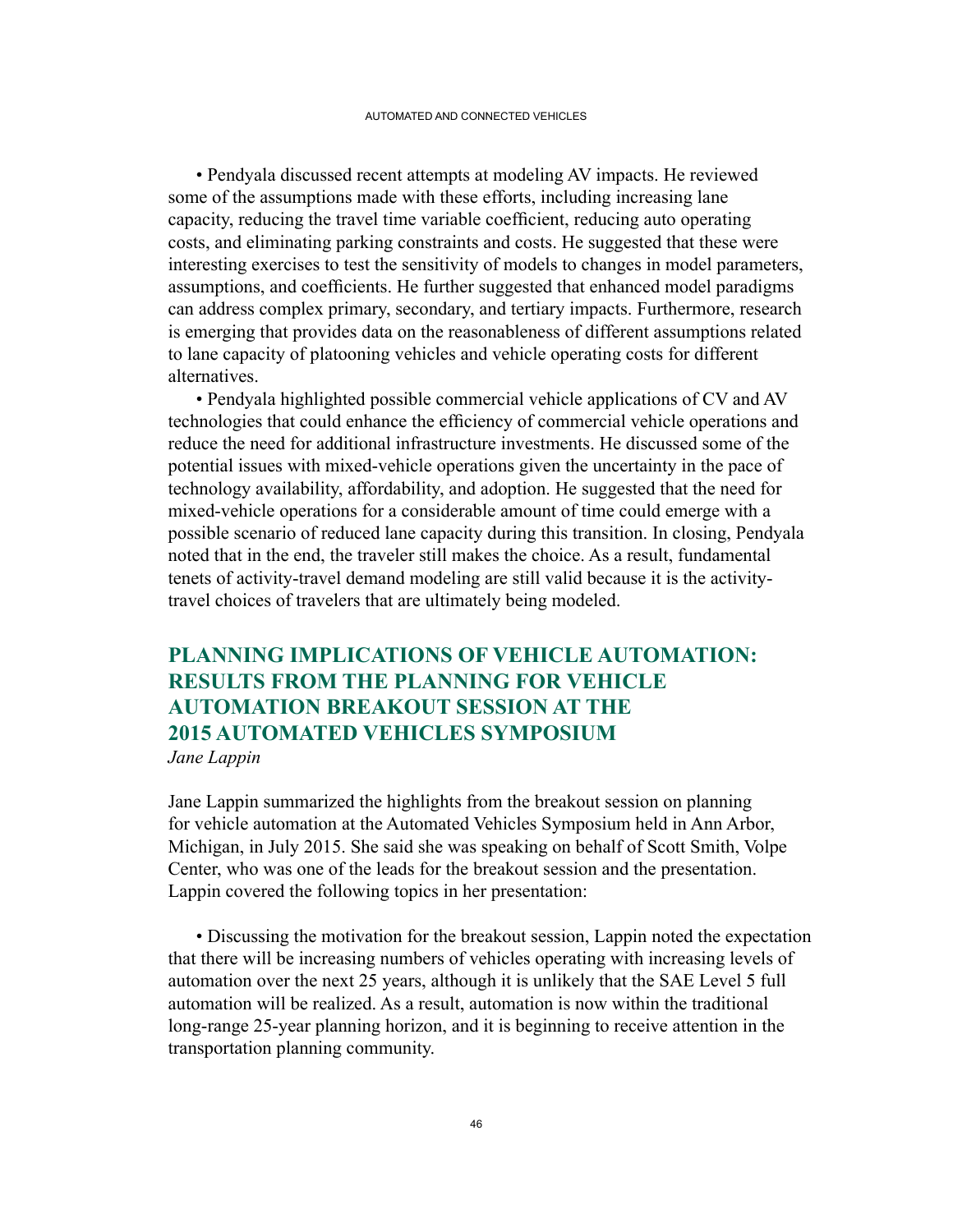• Pendyala discussed recent attempts at modeling AV impacts. He reviewed some of the assumptions made with these efforts, including increasing lane capacity, reducing the travel time variable coefficient, reducing auto operating costs, and eliminating parking constraints and costs. He suggested that these were interesting exercises to test the sensitivity of models to changes in model parameters, assumptions, and coefficients. He further suggested that enhanced model paradigms can address complex primary, secondary, and tertiary impacts. Furthermore, research is emerging that provides data on the reasonableness of different assumptions related to lane capacity of platooning vehicles and vehicle operating costs for different alternatives.

• Pendyala highlighted possible commercial vehicle applications of CV and AV technologies that could enhance the efficiency of commercial vehicle operations and reduce the need for additional infrastructure investments. He discussed some of the potential issues with mixed-vehicle operations given the uncertainty in the pace of technology availability, affordability, and adoption. He suggested that the need for mixed-vehicle operations for a considerable amount of time could emerge with a possible scenario of reduced lane capacity during this transition. In closing, Pendyala noted that in the end, the traveler still makes the choice. As a result, fundamental tenets of activity-travel demand modeling are still valid because it is the activity-travel choices of travelers that are ultimately being modeled.

## PLANNING IMPLICATIONS OF VEHICLE AUTOMATION: RESULTS FROM THE PLANNING FOR VEHICLE AUTOMATION BREAKOUT SESSION AT THE 2015 AUTOMATED VEHICLES SYMPOSIUM

*Jane Lappin*

Jane Lappin summarized the highlights from the breakout session on planning for vehicle automation at the Automated Vehicles Symposium held in Ann Arbor, Michigan, in July 2015. She said she was speaking on behalf of Scott Smith, Volpe Center, who was one of the leads for the breakout session and the presentation. Lappin covered the following topics in her presentation:

• Discussing the motivation for the breakout session, Lappin noted the expectation that there will be increasing numbers of vehicles operating with increasing levels of automation over the next 25 years, although it is unlikely that the SAE Level 5 full automation will be realized. As a result, automation is now within the traditional long-range 25-year planning horizon, and it is beginning to receive attention in the transportation planning community.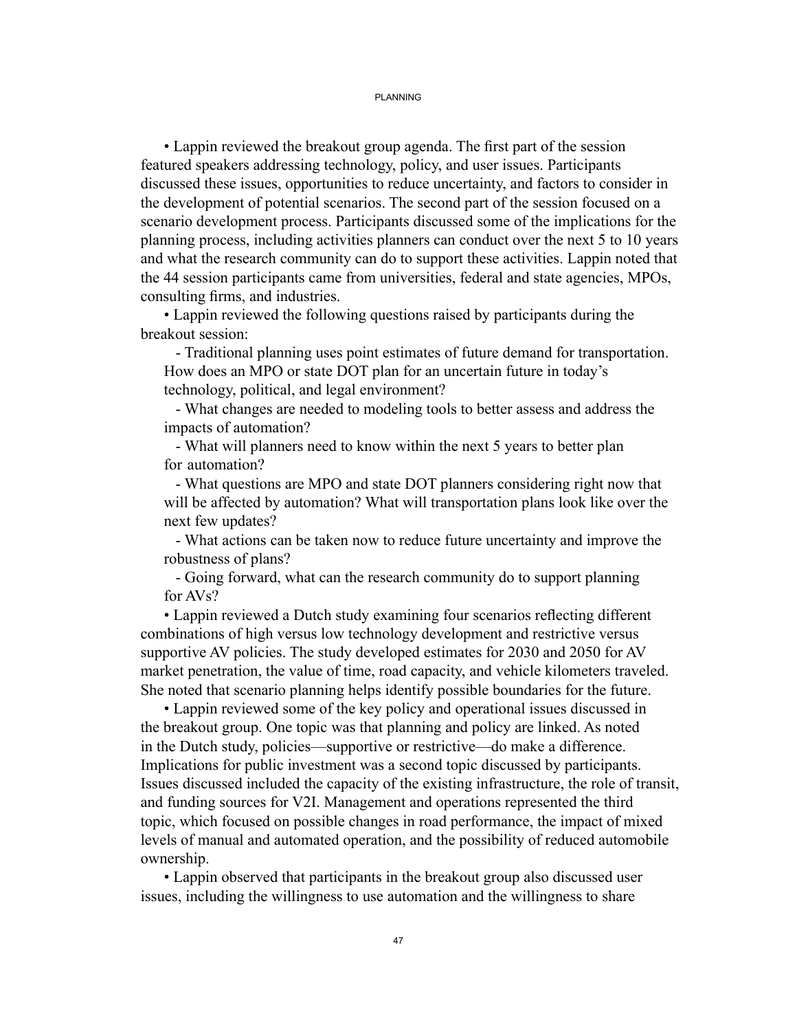- Lappin reviewed the breakout group agenda. The first part of the session featured speakers addressing technology, policy, and user issues. Participants discussed these issues, opportunities to reduce uncertainty, and factors to consider in the development of potential scenarios. The second part of the session focused on a scenario development process. Participants discussed some of the implications for the planning process, including activities planners can conduct over the next 5 to 10 years and what the research community can do to support these activities. Lappin noted that the 44 session participants came from universities, federal and state agencies, MPOs, consulting firms, and industries.
- Lappin reviewed the following questions raised by participants during the breakout session:
  - Traditional planning uses point estimates of future demand for transportation. How does an MPO or state DOT plan for an uncertain future in today's technology, political, and legal environment?
  - What changes are needed to modeling tools to better assess and address the impacts of automation?
  - What will planners need to know within the next 5 years to better plan for automation?
  - What questions are MPO and state DOT planners considering right now that will be affected by automation? What will transportation plans look like over the next few updates?
  - What actions can be taken now to reduce future uncertainty and improve the robustness of plans?
  - Going forward, what can the research community do to support planning for AVs?
- Lappin reviewed a Dutch study examining four scenarios reflecting different combinations of high versus low technology development and restrictive versus supportive AV policies. The study developed estimates for 2030 and 2050 for AV market penetration, the value of time, road capacity, and vehicle kilometers traveled. She noted that scenario planning helps identify possible boundaries for the future.
- Lappin reviewed some of the key policy and operational issues discussed in the breakout group. One topic was that planning and policy are linked. As noted in the Dutch study, policies—supportive or restrictive—do make a difference. Implications for public investment was a second topic discussed by participants. Issues discussed included the capacity of the existing infrastructure, the role of transit, and funding sources for V2I. Management and operations represented the third topic, which focused on possible changes in road performance, the impact of mixed levels of manual and automated operation, and the possibility of reduced automobile ownership.
- Lappin observed that participants in the breakout group also discussed user issues, including the willingness to use automation and the willingness to share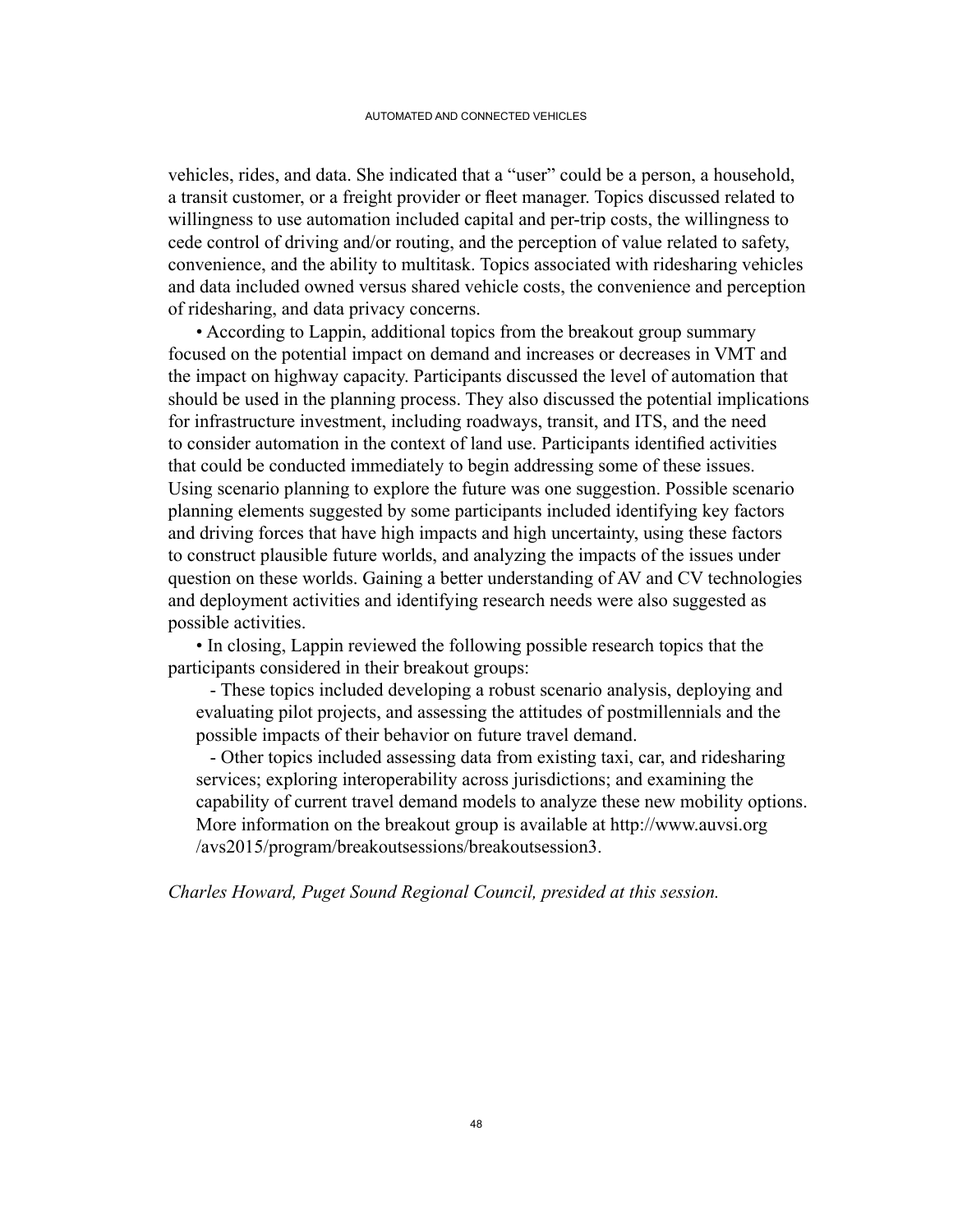vehicles, rides, and data. She indicated that a "user" could be a person, a household, a transit customer, or a freight provider or fleet manager. Topics discussed related to willingness to use automation included capital and per-trip costs, the willingness to cede control of driving and/or routing, and the perception of value related to safety, convenience, and the ability to multitask. Topics associated with ridesharing vehicles and data included owned versus shared vehicle costs, the convenience and perception of ridesharing, and data privacy concerns.

- According to Lappin, additional topics from the breakout group summary focused on the potential impact on demand and increases or decreases in VMT and the impact on highway capacity. Participants discussed the level of automation that should be used in the planning process. They also discussed the potential implications for infrastructure investment, including roadways, transit, and ITS, and the need to consider automation in the context of land use. Participants identified activities that could be conducted immediately to begin addressing some of these issues. Using scenario planning to explore the future was one suggestion. Possible scenario planning elements suggested by some participants included identifying key factors and driving forces that have high impacts and high uncertainty, using these factors to construct plausible future worlds, and analyzing the impacts of the issues under question on these worlds. Gaining a better understanding of AV and CV technologies and deployment activities and identifying research needs were also suggested as possible activities.
- In closing, Lappin reviewed the following possible research topics that the participants considered in their breakout groups:
  - These topics included developing a robust scenario analysis, deploying and evaluating pilot projects, and assessing the attitudes of postmillennials and the possible impacts of their behavior on future travel demand.
  - Other topics included assessing data from existing taxi, car, and ridesharing services; exploring interoperability across jurisdictions; and examining the capability of current travel demand models to analyze these new mobility options. More information on the breakout group is available at http://www.auvsi.org/avs2015/program/breakoutsessions/breakoutsession3.

*Charles Howard, Puget Sound Regional Council, presided at this session.*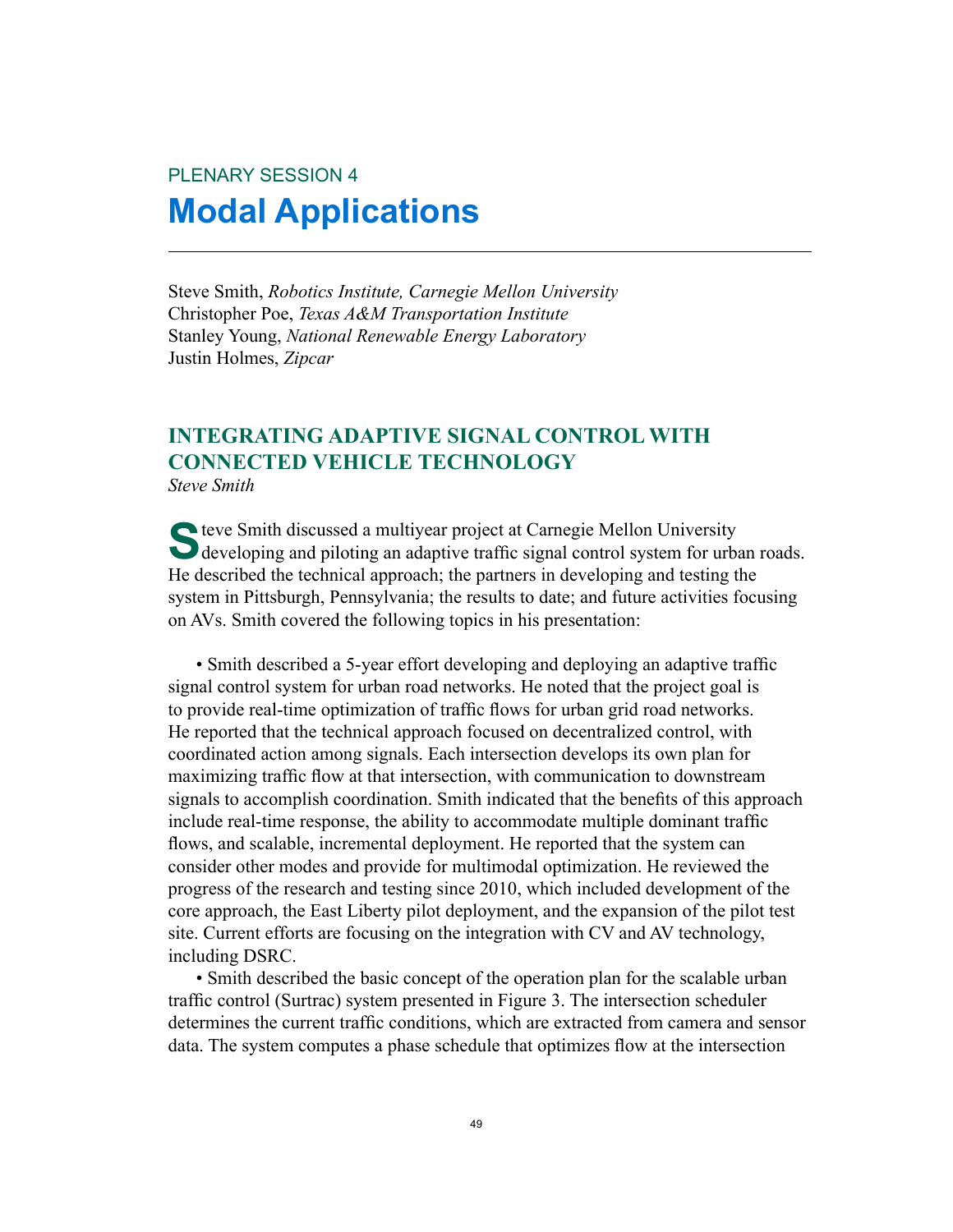PLENARY SESSION 4

# Modal Applications

Steve Smith, *Robotics Institute, Carnegie Mellon University*
Christopher Poe, *Texas A&M Transportation Institute*
Stanley Young, *National Renewable Energy Laboratory*
Justin Holmes, *Zipcar*

## INTEGRATING ADAPTIVE SIGNAL CONTROL WITH CONNECTED VEHICLE TECHNOLOGY

*Steve Smith*

Steve Smith discussed a multiyear project at Carnegie Mellon University developing and piloting an adaptive traffic signal control system for urban roads. He described the technical approach; the partners in developing and testing the system in Pittsburgh, Pennsylvania; the results to date; and future activities focusing on AVs. Smith covered the following topics in his presentation:

- Smith described a 5-year effort developing and deploying an adaptive traffic signal control system for urban road networks. He noted that the project goal is to provide real-time optimization of traffic flows for urban grid road networks. He reported that the technical approach focused on decentralized control, with coordinated action among signals. Each intersection develops its own plan for maximizing traffic flow at that intersection, with communication to downstream signals to accomplish coordination. Smith indicated that the benefits of this approach include real-time response, the ability to accommodate multiple dominant traffic flows, and scalable, incremental deployment. He reported that the system can consider other modes and provide for multimodal optimization. He reviewed the progress of the research and testing since 2010, which included development of the core approach, the East Liberty pilot deployment, and the expansion of the pilot test site. Current efforts are focusing on the integration with CV and AV technology, including DSRC.
- Smith described the basic concept of the operation plan for the scalable urban traffic control (Surtrac) system presented in Figure 3. The intersection scheduler determines the current traffic conditions, which are extracted from camera and sensor data. The system computes a phase schedule that optimizes flow at the intersection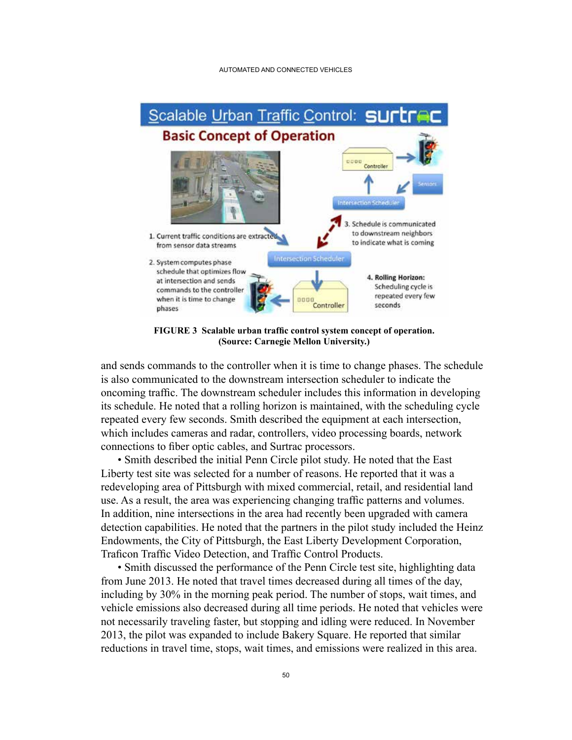FIGURE 3 Scalable urban traffic control system concept of operation. (Source: Carnegie Mellon University.)

and sends commands to the controller when it is time to change phases. The schedule is also communicated to the downstream intersection scheduler to indicate the oncoming traffic. The downstream scheduler includes this information in developing its schedule. He noted that a rolling horizon is maintained, with the scheduling cycle repeated every few seconds. Smith described the equipment at each intersection, which includes cameras and radar, controllers, video processing boards, network connections to fiber optic cables, and Surtrac processors.

- Smith described the initial Penn Circle pilot study. He noted that the East Liberty test site was selected for a number of reasons. He reported that it was a redeveloping area of Pittsburgh with mixed commercial, retail, and residential land use. As a result, the area was experiencing changing traffic patterns and volumes. In addition, nine intersections in the area had recently been upgraded with camera detection capabilities. He noted that the partners in the pilot study included the Heinz Endowments, the City of Pittsburgh, the East Liberty Development Corporation, Traficon Traffic Video Detection, and Traffic Control Products.
- Smith discussed the performance of the Penn Circle test site, highlighting data from June 2013. He noted that travel times decreased during all times of the day, including by 30% in the morning peak period. The number of stops, wait times, and vehicle emissions also decreased during all time periods. He noted that vehicles were not necessarily traveling faster, but stopping and idling were reduced. In November 2013, the pilot was expanded to include Bakery Square. He reported that similar reductions in travel time, stops, wait times, and emissions were realized in this area.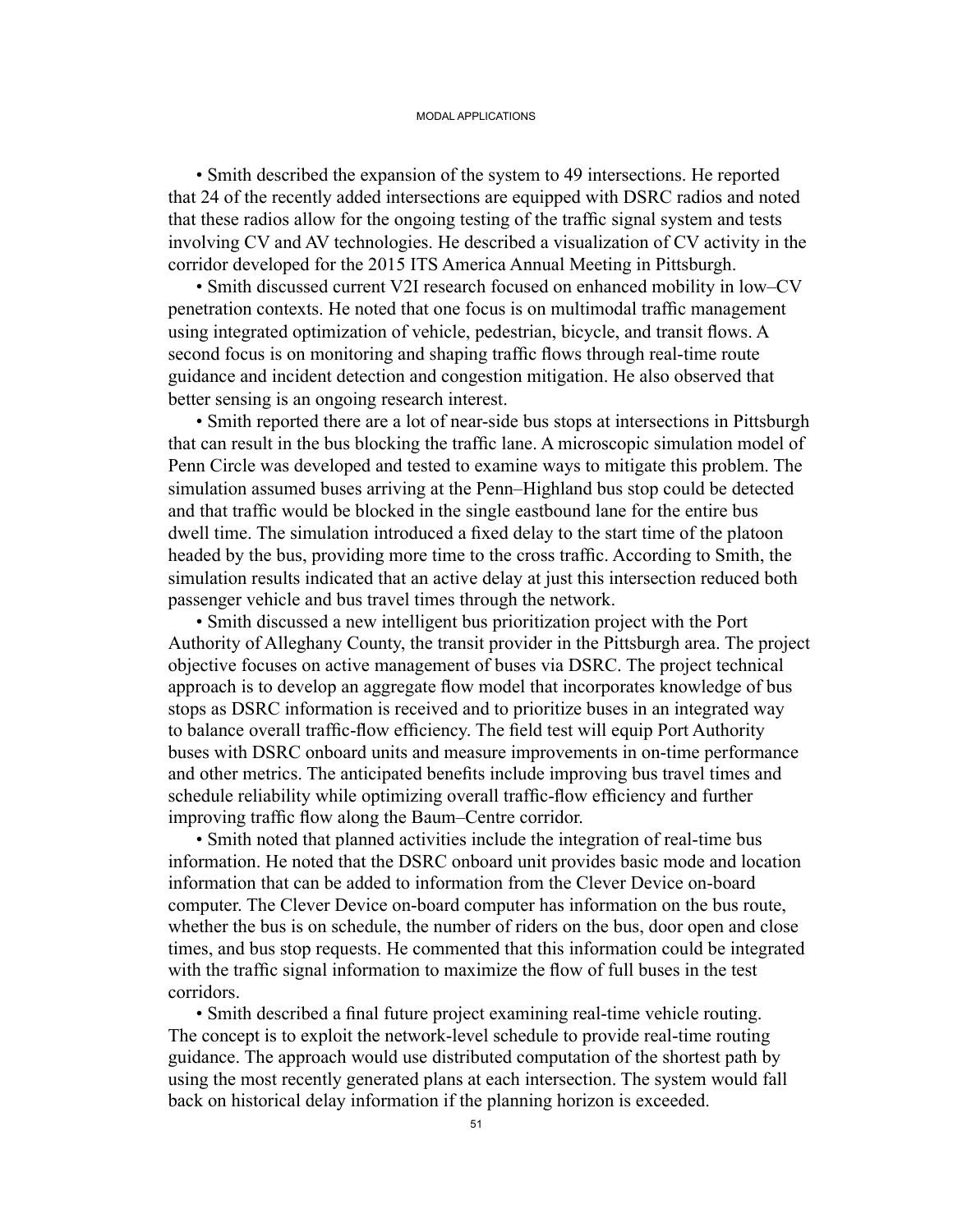- Smith described the expansion of the system to 49 intersections. He reported that 24 of the recently added intersections are equipped with DSRC radios and noted that these radios allow for the ongoing testing of the traffic signal system and tests involving CV and AV technologies. He described a visualization of CV activity in the corridor developed for the 2015 ITS America Annual Meeting in Pittsburgh.
- Smith discussed current V2I research focused on enhanced mobility in low–CV penetration contexts. He noted that one focus is on multimodal traffic management using integrated optimization of vehicle, pedestrian, bicycle, and transit flows. A second focus is on monitoring and shaping traffic flows through real-time route guidance and incident detection and congestion mitigation. He also observed that better sensing is an ongoing research interest.
- Smith reported there are a lot of near-side bus stops at intersections in Pittsburgh that can result in the bus blocking the traffic lane. A microscopic simulation model of Penn Circle was developed and tested to examine ways to mitigate this problem. The simulation assumed buses arriving at the Penn–Highland bus stop could be detected and that traffic would be blocked in the single eastbound lane for the entire bus dwell time. The simulation introduced a fixed delay to the start time of the platoon headed by the bus, providing more time to the cross traffic. According to Smith, the simulation results indicated that an active delay at just this intersection reduced both passenger vehicle and bus travel times through the network.
- Smith discussed a new intelligent bus prioritization project with the Port Authority of Alleghany County, the transit provider in the Pittsburgh area. The project objective focuses on active management of buses via DSRC. The project technical approach is to develop an aggregate flow model that incorporates knowledge of bus stops as DSRC information is received and to prioritize buses in an integrated way to balance overall traffic-flow efficiency. The field test will equip Port Authority buses with DSRC onboard units and measure improvements in on-time performance and other metrics. The anticipated benefits include improving bus travel times and schedule reliability while optimizing overall traffic-flow efficiency and further improving traffic flow along the Baum–Centre corridor.
- Smith noted that planned activities include the integration of real-time bus information. He noted that the DSRC onboard unit provides basic mode and location information that can be added to information from the Clever Device on-board computer. The Clever Device on-board computer has information on the bus route, whether the bus is on schedule, the number of riders on the bus, door open and close times, and bus stop requests. He commented that this information could be integrated with the traffic signal information to maximize the flow of full buses in the test corridors.
- Smith described a final future project examining real-time vehicle routing. The concept is to exploit the network-level schedule to provide real-time routing guidance. The approach would use distributed computation of the shortest path by using the most recently generated plans at each intersection. The system would fall back on historical delay information if the planning horizon is exceeded.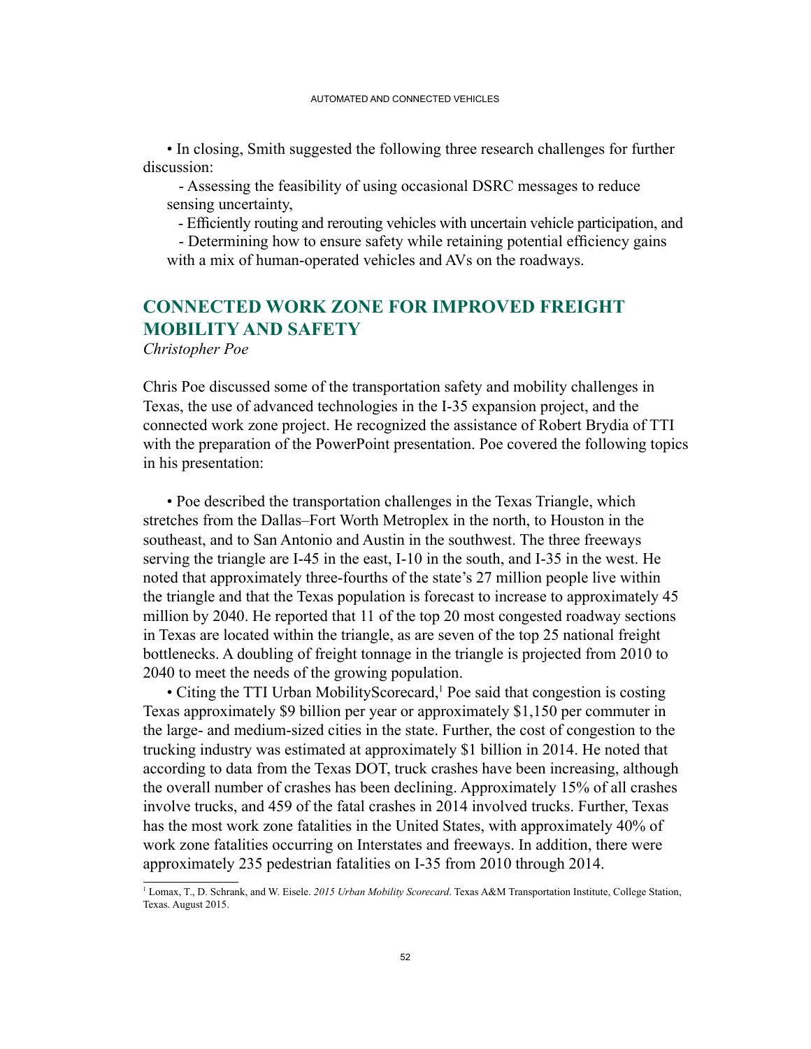• In closing, Smith suggested the following three research challenges for further discussion:

- Assessing the feasibility of using occasional DSRC messages to reduce sensing uncertainty,
- Efficiently routing and rerouting vehicles with uncertain vehicle participation, and
- Determining how to ensure safety while retaining potential efficiency gains with a mix of human-operated vehicles and AVs on the roadways.

## CONNECTED WORK ZONE FOR IMPROVED FREIGHT MOBILITY AND SAFETY

*Christopher Poe*

Chris Poe discussed some of the transportation safety and mobility challenges in Texas, the use of advanced technologies in the I-35 expansion project, and the connected work zone project. He recognized the assistance of Robert Brydia of TTI with the preparation of the PowerPoint presentation. Poe covered the following topics in his presentation:

• Poe described the transportation challenges in the Texas Triangle, which stretches from the Dallas–Fort Worth Metroplex in the north, to Houston in the southeast, and to San Antonio and Austin in the southwest. The three freeways serving the triangle are I-45 in the east, I-10 in the south, and I-35 in the west. He noted that approximately three-fourths of the state's 27 million people live within the triangle and that the Texas population is forecast to increase to approximately 45 million by 2040. He reported that 11 of the top 20 most congested roadway sections in Texas are located within the triangle, as are seven of the top 25 national freight bottlenecks. A doubling of freight tonnage in the triangle is projected from 2010 to 2040 to meet the needs of the growing population.

• Citing the TTI Urban MobilityScorecard,[1] Poe said that congestion is costing Texas approximately $9 billion per year or approximately $1,150 per commuter in the large- and medium-sized cities in the state. Further, the cost of congestion to the trucking industry was estimated at approximately $1 billion in 2014. He noted that according to data from the Texas DOT, truck crashes have been increasing, although the overall number of crashes has been declining. Approximately 15% of all crashes involve trucks, and 459 of the fatal crashes in 2014 involved trucks. Further, Texas has the most work zone fatalities in the United States, with approximately 40% of work zone fatalities occurring on Interstates and freeways. In addition, there were approximately 235 pedestrian fatalities on I-35 from 2010 through 2014.

---

[1] Lomax, T., D. Schrank, and W. Eisele. *2015 Urban Mobility Scorecard*. Texas A&M Transportation Institute, College Station, Texas. August 2015.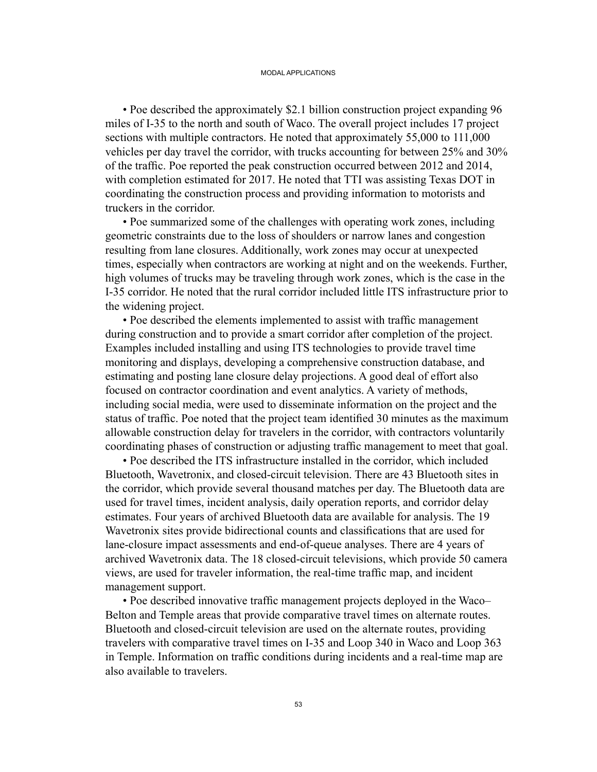- Poe described the approximately $2.1 billion construction project expanding 96 miles of I-35 to the north and south of Waco. The overall project includes 17 project sections with multiple contractors. He noted that approximately 55,000 to 111,000 vehicles per day travel the corridor, with trucks accounting for between 25% and 30% of the traffic. Poe reported the peak construction occurred between 2012 and 2014, with completion estimated for 2017. He noted that TTI was assisting Texas DOT in coordinating the construction process and providing information to motorists and truckers in the corridor.
- Poe summarized some of the challenges with operating work zones, including geometric constraints due to the loss of shoulders or narrow lanes and congestion resulting from lane closures. Additionally, work zones may occur at unexpected times, especially when contractors are working at night and on the weekends. Further, high volumes of trucks may be traveling through work zones, which is the case in the I-35 corridor. He noted that the rural corridor included little ITS infrastructure prior to the widening project.
- Poe described the elements implemented to assist with traffic management during construction and to provide a smart corridor after completion of the project. Examples included installing and using ITS technologies to provide travel time monitoring and displays, developing a comprehensive construction database, and estimating and posting lane closure delay projections. A good deal of effort also focused on contractor coordination and event analytics. A variety of methods, including social media, were used to disseminate information on the project and the status of traffic. Poe noted that the project team identified 30 minutes as the maximum allowable construction delay for travelers in the corridor, with contractors voluntarily coordinating phases of construction or adjusting traffic management to meet that goal.
- Poe described the ITS infrastructure installed in the corridor, which included Bluetooth, Wavetronix, and closed-circuit television. There are 43 Bluetooth sites in the corridor, which provide several thousand matches per day. The Bluetooth data are used for travel times, incident analysis, daily operation reports, and corridor delay estimates. Four years of archived Bluetooth data are available for analysis. The 19 Wavetronix sites provide bidirectional counts and classifications that are used for lane-closure impact assessments and end-of-queue analyses. There are 4 years of archived Wavetronix data. The 18 closed-circuit televisions, which provide 50 camera views, are used for traveler information, the real-time traffic map, and incident management support.
- Poe described innovative traffic management projects deployed in the Waco–Belton and Temple areas that provide comparative travel times on alternate routes. Bluetooth and closed-circuit television are used on the alternate routes, providing travelers with comparative travel times on I-35 and Loop 340 in Waco and Loop 363 in Temple. Information on traffic conditions during incidents and a real-time map are also available to travelers.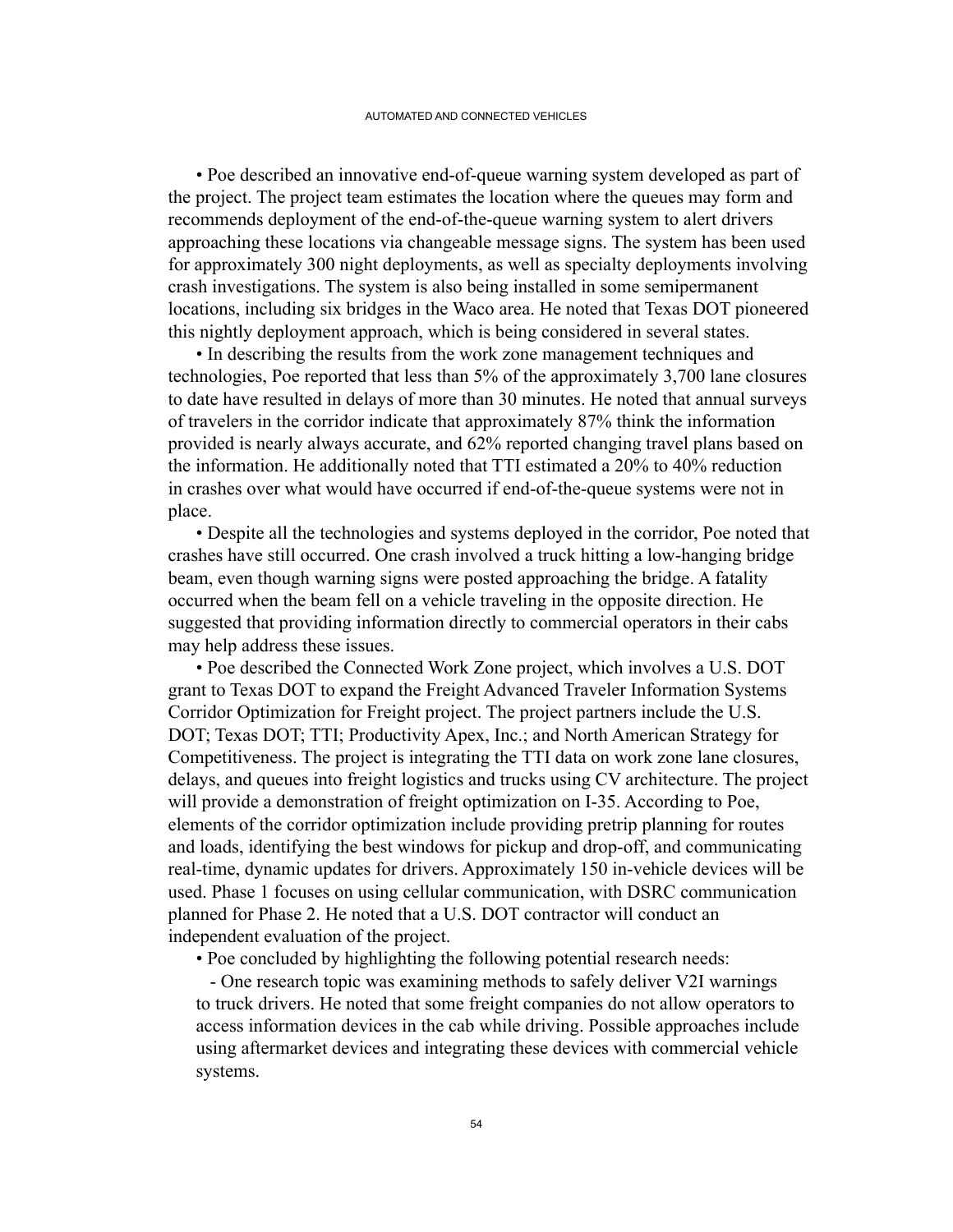- Poe described an innovative end-of-queue warning system developed as part of the project. The project team estimates the location where the queues may form and recommends deployment of the end-of-the-queue warning system to alert drivers approaching these locations via changeable message signs. The system has been used for approximately 300 night deployments, as well as specialty deployments involving crash investigations. The system is also being installed in some semipermanent locations, including six bridges in the Waco area. He noted that Texas DOT pioneered this nightly deployment approach, which is being considered in several states.
- In describing the results from the work zone management techniques and technologies, Poe reported that less than 5% of the approximately 3,700 lane closures to date have resulted in delays of more than 30 minutes. He noted that annual surveys of travelers in the corridor indicate that approximately 87% think the information provided is nearly always accurate, and 62% reported changing travel plans based on the information. He additionally noted that TTI estimated a 20% to 40% reduction in crashes over what would have occurred if end-of-the-queue systems were not in place.
- Despite all the technologies and systems deployed in the corridor, Poe noted that crashes have still occurred. One crash involved a truck hitting a low-hanging bridge beam, even though warning signs were posted approaching the bridge. A fatality occurred when the beam fell on a vehicle traveling in the opposite direction. He suggested that providing information directly to commercial operators in their cabs may help address these issues.
- Poe described the Connected Work Zone project, which involves a U.S. DOT grant to Texas DOT to expand the Freight Advanced Traveler Information Systems Corridor Optimization for Freight project. The project partners include the U.S. DOT; Texas DOT; TTI; Productivity Apex, Inc.; and North American Strategy for Competitiveness. The project is integrating the TTI data on work zone lane closures, delays, and queues into freight logistics and trucks using CV architecture. The project will provide a demonstration of freight optimization on I-35. According to Poe, elements of the corridor optimization include providing pretrip planning for routes and loads, identifying the best windows for pickup and drop-off, and communicating real-time, dynamic updates for drivers. Approximately 150 in-vehicle devices will be used. Phase 1 focuses on using cellular communication, with DSRC communication planned for Phase 2. He noted that a U.S. DOT contractor will conduct an independent evaluation of the project.
- Poe concluded by highlighting the following potential research needs:
  - One research topic was examining methods to safely deliver V2I warnings to truck drivers. He noted that some freight companies do not allow operators to access information devices in the cab while driving. Possible approaches include using aftermarket devices and integrating these devices with commercial vehicle systems.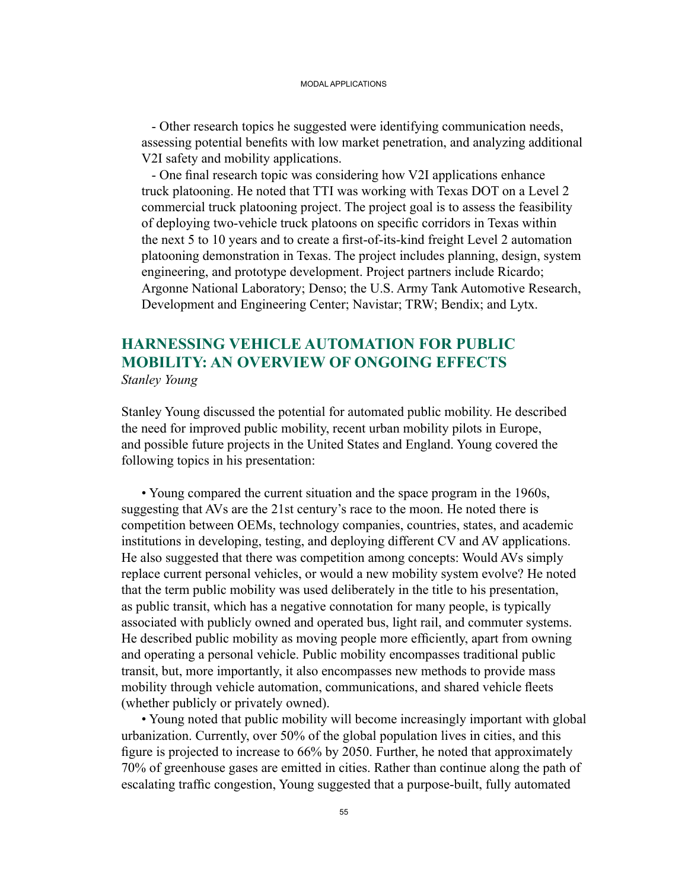- Other research topics he suggested were identifying communication needs, assessing potential benefits with low market penetration, and analyzing additional V2I safety and mobility applications.

- One final research topic was considering how V2I applications enhance truck platooning. He noted that TTI was working with Texas DOT on a Level 2 commercial truck platooning project. The project goal is to assess the feasibility of deploying two-vehicle truck platoons on specific corridors in Texas within the next 5 to 10 years and to create a first-of-its-kind freight Level 2 automation platooning demonstration in Texas. The project includes planning, design, system engineering, and prototype development. Project partners include Ricardo; Argonne National Laboratory; Denso; the U.S. Army Tank Automotive Research, Development and Engineering Center; Navistar; TRW; Bendix; and Lytx.

## HARNESSING VEHICLE AUTOMATION FOR PUBLIC MOBILITY: AN OVERVIEW OF ONGOING EFFECTS

*Stanley Young*

Stanley Young discussed the potential for automated public mobility. He described the need for improved public mobility, recent urban mobility pilots in Europe, and possible future projects in the United States and England. Young covered the following topics in his presentation:

- Young compared the current situation and the space program in the 1960s, suggesting that AVs are the 21st century's race to the moon. He noted there is competition between OEMs, technology companies, countries, states, and academic institutions in developing, testing, and deploying different CV and AV applications. He also suggested that there was competition among concepts: Would AVs simply replace current personal vehicles, or would a new mobility system evolve? He noted that the term public mobility was used deliberately in the title to his presentation, as public transit, which has a negative connotation for many people, is typically associated with publicly owned and operated bus, light rail, and commuter systems. He described public mobility as moving people more efficiently, apart from owning and operating a personal vehicle. Public mobility encompasses traditional public transit, but, more importantly, it also encompasses new methods to provide mass mobility through vehicle automation, communications, and shared vehicle fleets (whether publicly or privately owned).
- Young noted that public mobility will become increasingly important with global urbanization. Currently, over 50% of the global population lives in cities, and this figure is projected to increase to 66% by 2050. Further, he noted that approximately 70% of greenhouse gases are emitted in cities. Rather than continue along the path of escalating traffic congestion, Young suggested that a purpose-built, fully automated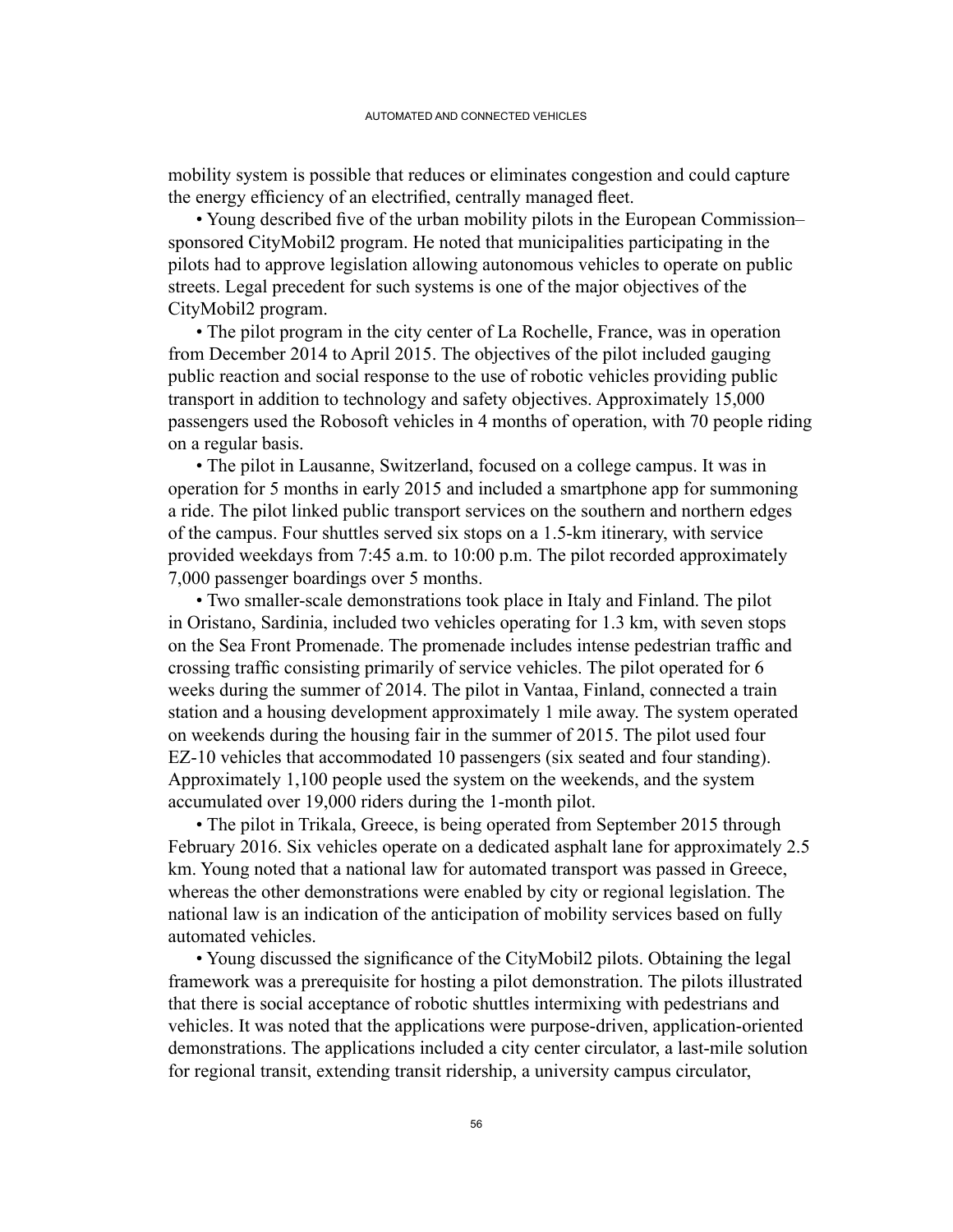mobility system is possible that reduces or eliminates congestion and could capture the energy efficiency of an electrified, centrally managed fleet.

- Young described five of the urban mobility pilots in the European Commission–sponsored CityMobil2 program. He noted that municipalities participating in the pilots had to approve legislation allowing autonomous vehicles to operate on public streets. Legal precedent for such systems is one of the major objectives of the CityMobil2 program.
- The pilot program in the city center of La Rochelle, France, was in operation from December 2014 to April 2015. The objectives of the pilot included gauging public reaction and social response to the use of robotic vehicles providing public transport in addition to technology and safety objectives. Approximately 15,000 passengers used the Robosoft vehicles in 4 months of operation, with 70 people riding on a regular basis.
- The pilot in Lausanne, Switzerland, focused on a college campus. It was in operation for 5 months in early 2015 and included a smartphone app for summoning a ride. The pilot linked public transport services on the southern and northern edges of the campus. Four shuttles served six stops on a 1.5-km itinerary, with service provided weekdays from 7:45 a.m. to 10:00 p.m. The pilot recorded approximately 7,000 passenger boardings over 5 months.
- Two smaller-scale demonstrations took place in Italy and Finland. The pilot in Oristano, Sardinia, included two vehicles operating for 1.3 km, with seven stops on the Sea Front Promenade. The promenade includes intense pedestrian traffic and crossing traffic consisting primarily of service vehicles. The pilot operated for 6 weeks during the summer of 2014. The pilot in Vantaa, Finland, connected a train station and a housing development approximately 1 mile away. The system operated on weekends during the housing fair in the summer of 2015. The pilot used four EZ-10 vehicles that accommodated 10 passengers (six seated and four standing). Approximately 1,100 people used the system on the weekends, and the system accumulated over 19,000 riders during the 1-month pilot.
- The pilot in Trikala, Greece, is being operated from September 2015 through February 2016. Six vehicles operate on a dedicated asphalt lane for approximately 2.5 km. Young noted that a national law for automated transport was passed in Greece, whereas the other demonstrations were enabled by city or regional legislation. The national law is an indication of the anticipation of mobility services based on fully automated vehicles.
- Young discussed the significance of the CityMobil2 pilots. Obtaining the legal framework was a prerequisite for hosting a pilot demonstration. The pilots illustrated that there is social acceptance of robotic shuttles intermixing with pedestrians and vehicles. It was noted that the applications were purpose-driven, application-oriented demonstrations. The applications included a city center circulator, a last-mile solution for regional transit, extending transit ridership, a university campus circulator,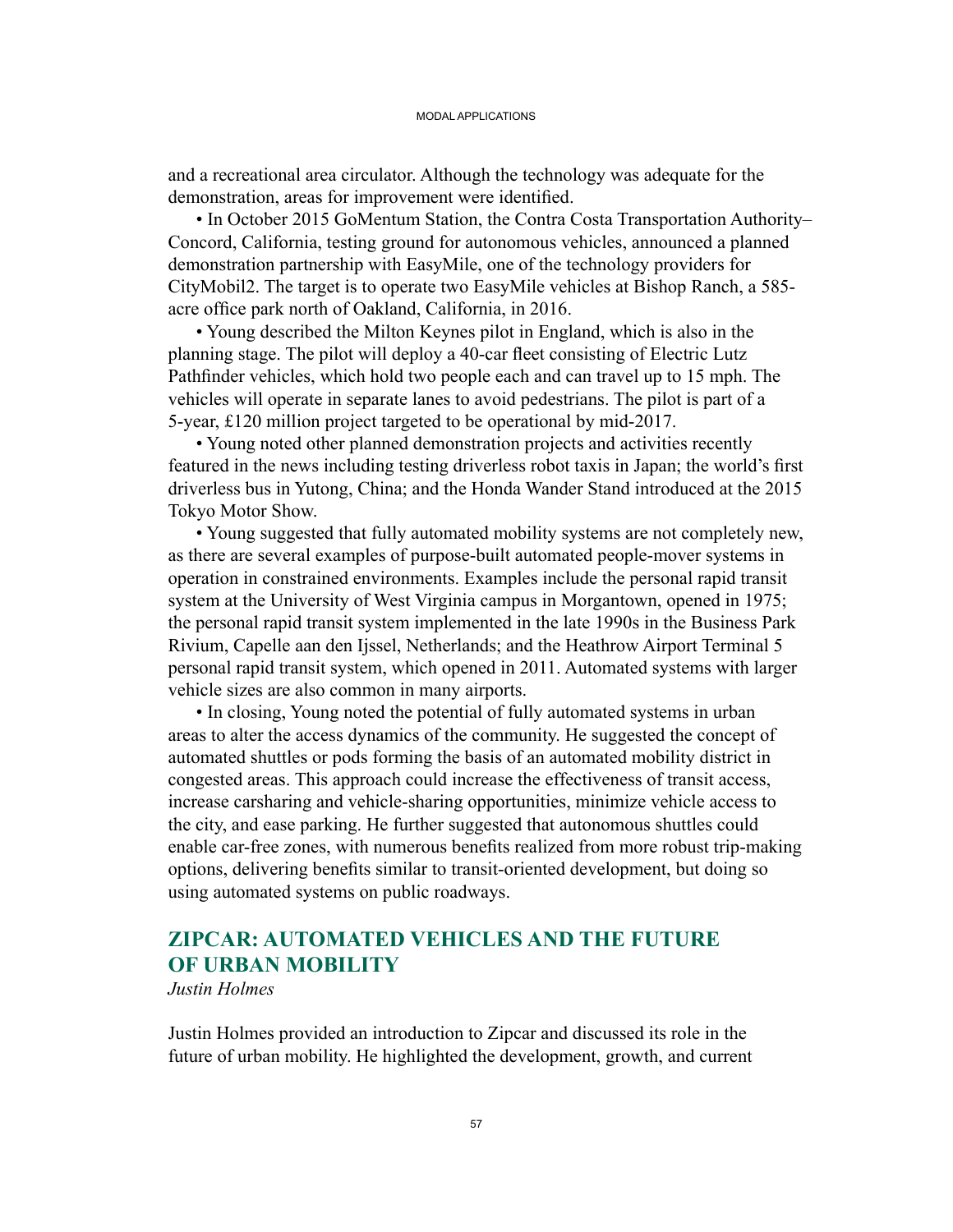and a recreational area circulator. Although the technology was adequate for the demonstration, areas for improvement were identified.

- In October 2015 GoMentum Station, the Contra Costa Transportation Authority–Concord, California, testing ground for autonomous vehicles, announced a planned demonstration partnership with EasyMile, one of the technology providers for CityMobil2. The target is to operate two EasyMile vehicles at Bishop Ranch, a 585-acre office park north of Oakland, California, in 2016.
- Young described the Milton Keynes pilot in England, which is also in the planning stage. The pilot will deploy a 40-car fleet consisting of Electric Lutz Pathfinder vehicles, which hold two people each and can travel up to 15 mph. The vehicles will operate in separate lanes to avoid pedestrians. The pilot is part of a 5-year, £120 million project targeted to be operational by mid-2017.
- Young noted other planned demonstration projects and activities recently featured in the news including testing driverless robot taxis in Japan; the world's first driverless bus in Yutong, China; and the Honda Wander Stand introduced at the 2015 Tokyo Motor Show.
- Young suggested that fully automated mobility systems are not completely new, as there are several examples of purpose-built automated people-mover systems in operation in constrained environments. Examples include the personal rapid transit system at the University of West Virginia campus in Morgantown, opened in 1975; the personal rapid transit system implemented in the late 1990s in the Business Park Rivium, Capelle aan den Ijssel, Netherlands; and the Heathrow Airport Terminal 5 personal rapid transit system, which opened in 2011. Automated systems with larger vehicle sizes are also common in many airports.
- In closing, Young noted the potential of fully automated systems in urban areas to alter the access dynamics of the community. He suggested the concept of automated shuttles or pods forming the basis of an automated mobility district in congested areas. This approach could increase the effectiveness of transit access, increase carsharing and vehicle-sharing opportunities, minimize vehicle access to the city, and ease parking. He further suggested that autonomous shuttles could enable car-free zones, with numerous benefits realized from more robust trip-making options, delivering benefits similar to transit-oriented development, but doing so using automated systems on public roadways.

## ZIPCAR: AUTOMATED VEHICLES AND THE FUTURE OF URBAN MOBILITY

*Justin Holmes*

Justin Holmes provided an introduction to Zipcar and discussed its role in the future of urban mobility. He highlighted the development, growth, and current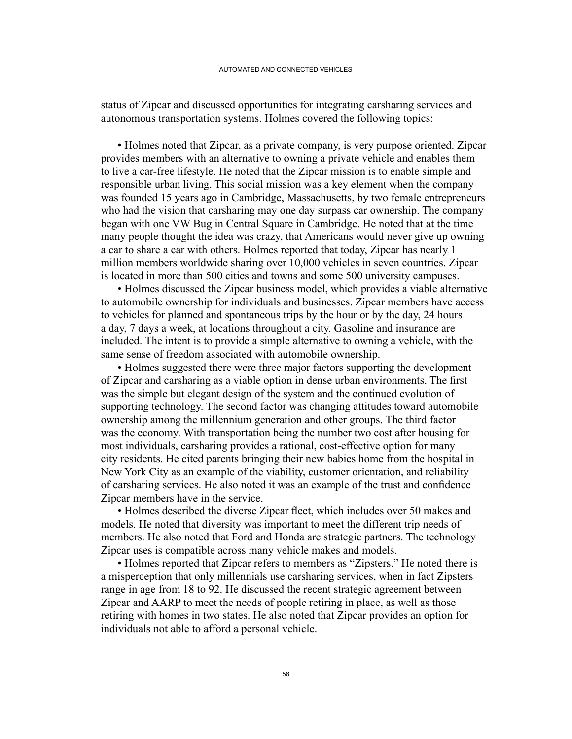status of Zipcar and discussed opportunities for integrating carsharing services and autonomous transportation systems. Holmes covered the following topics:

- Holmes noted that Zipcar, as a private company, is very purpose oriented. Zipcar provides members with an alternative to owning a private vehicle and enables them to live a car-free lifestyle. He noted that the Zipcar mission is to enable simple and responsible urban living. This social mission was a key element when the company was founded 15 years ago in Cambridge, Massachusetts, by two female entrepreneurs who had the vision that carsharing may one day surpass car ownership. The company began with one VW Bug in Central Square in Cambridge. He noted that at the time many people thought the idea was crazy, that Americans would never give up owning a car to share a car with others. Holmes reported that today, Zipcar has nearly 1 million members worldwide sharing over 10,000 vehicles in seven countries. Zipcar is located in more than 500 cities and towns and some 500 university campuses.
- Holmes discussed the Zipcar business model, which provides a viable alternative to automobile ownership for individuals and businesses. Zipcar members have access to vehicles for planned and spontaneous trips by the hour or by the day, 24 hours a day, 7 days a week, at locations throughout a city. Gasoline and insurance are included. The intent is to provide a simple alternative to owning a vehicle, with the same sense of freedom associated with automobile ownership.
- Holmes suggested there were three major factors supporting the development of Zipcar and carsharing as a viable option in dense urban environments. The first was the simple but elegant design of the system and the continued evolution of supporting technology. The second factor was changing attitudes toward automobile ownership among the millennium generation and other groups. The third factor was the economy. With transportation being the number two cost after housing for most individuals, carsharing provides a rational, cost-effective option for many city residents. He cited parents bringing their new babies home from the hospital in New York City as an example of the viability, customer orientation, and reliability of carsharing services. He also noted it was an example of the trust and confidence Zipcar members have in the service.
- Holmes described the diverse Zipcar fleet, which includes over 50 makes and models. He noted that diversity was important to meet the different trip needs of members. He also noted that Ford and Honda are strategic partners. The technology Zipcar uses is compatible across many vehicle makes and models.
- Holmes reported that Zipcar refers to members as "Zipsters." He noted there is a misperception that only millennials use carsharing services, when in fact Zipsters range in age from 18 to 92. He discussed the recent strategic agreement between Zipcar and AARP to meet the needs of people retiring in place, as well as those retiring with homes in two states. He also noted that Zipcar provides an option for individuals not able to afford a personal vehicle.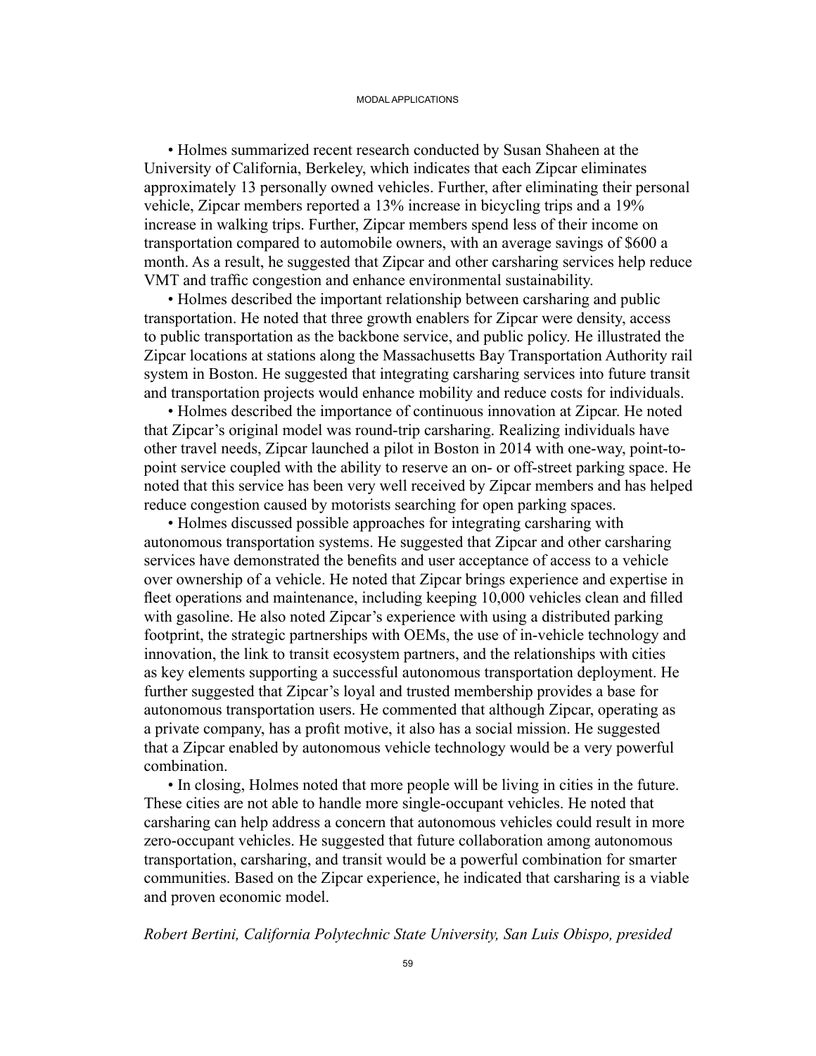• Holmes summarized recent research conducted by Susan Shaheen at the University of California, Berkeley, which indicates that each Zipcar eliminates approximately 13 personally owned vehicles. Further, after eliminating their personal vehicle, Zipcar members reported a 13% increase in bicycling trips and a 19% increase in walking trips. Further, Zipcar members spend less of their income on transportation compared to automobile owners, with an average savings of $600 a month. As a result, he suggested that Zipcar and other carsharing services help reduce VMT and traffic congestion and enhance environmental sustainability.

• Holmes described the important relationship between carsharing and public transportation. He noted that three growth enablers for Zipcar were density, access to public transportation as the backbone service, and public policy. He illustrated the Zipcar locations at stations along the Massachusetts Bay Transportation Authority rail system in Boston. He suggested that integrating carsharing services into future transit and transportation projects would enhance mobility and reduce costs for individuals.

• Holmes described the importance of continuous innovation at Zipcar. He noted that Zipcar's original model was round-trip carsharing. Realizing individuals have other travel needs, Zipcar launched a pilot in Boston in 2014 with one-way, point-to-point service coupled with the ability to reserve an on- or off-street parking space. He noted that this service has been very well received by Zipcar members and has helped reduce congestion caused by motorists searching for open parking spaces.

• Holmes discussed possible approaches for integrating carsharing with autonomous transportation systems. He suggested that Zipcar and other carsharing services have demonstrated the benefits and user acceptance of access to a vehicle over ownership of a vehicle. He noted that Zipcar brings experience and expertise in fleet operations and maintenance, including keeping 10,000 vehicles clean and filled with gasoline. He also noted Zipcar's experience with using a distributed parking footprint, the strategic partnerships with OEMs, the use of in-vehicle technology and innovation, the link to transit ecosystem partners, and the relationships with cities as key elements supporting a successful autonomous transportation deployment. He further suggested that Zipcar's loyal and trusted membership provides a base for autonomous transportation users. He commented that although Zipcar, operating as a private company, has a profit motive, it also has a social mission. He suggested that a Zipcar enabled by autonomous vehicle technology would be a very powerful combination.

• In closing, Holmes noted that more people will be living in cities in the future. These cities are not able to handle more single-occupant vehicles. He noted that carsharing can help address a concern that autonomous vehicles could result in more zero-occupant vehicles. He suggested that future collaboration among autonomous transportation, carsharing, and transit would be a powerful combination for smarter communities. Based on the Zipcar experience, he indicated that carsharing is a viable and proven economic model.

*Robert Bertini, California Polytechnic State University, San Luis Obispo, presided*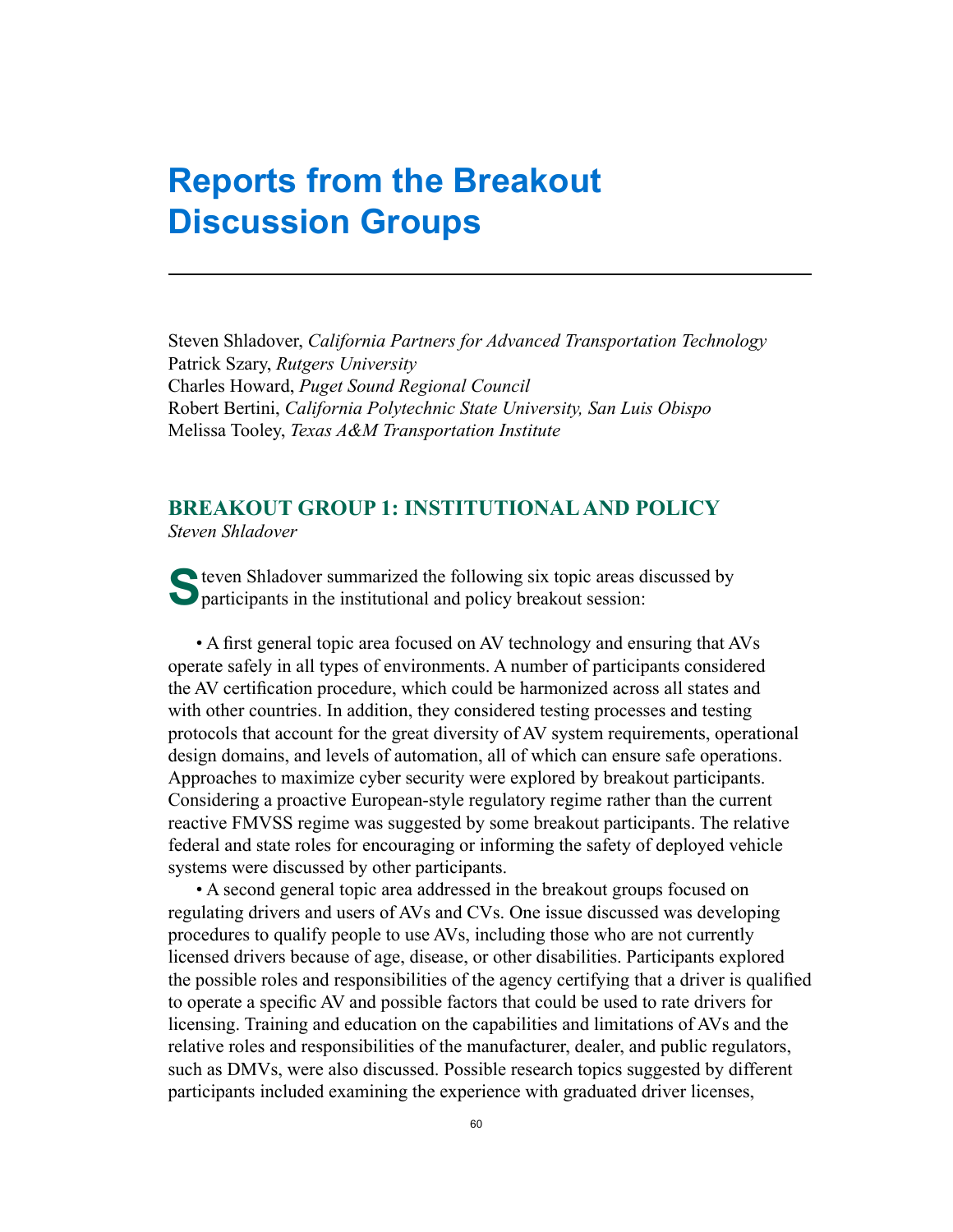# Reports from the Breakout Discussion Groups

Steven Shladover, *California Partners for Advanced Transportation Technology*
Patrick Szary, *Rutgers University*
Charles Howard, *Puget Sound Regional Council*
Robert Bertini, *California Polytechnic State University, San Luis Obispo*
Melissa Tooley, *Texas A&M Transportation Institute*

## BREAKOUT GROUP 1: INSTITUTIONAL AND POLICY

*Steven Shladover*

Steven Shladover summarized the following six topic areas discussed by participants in the institutional and policy breakout session:

- A first general topic area focused on AV technology and ensuring that AVs operate safely in all types of environments. A number of participants considered the AV certification procedure, which could be harmonized across all states and with other countries. In addition, they considered testing processes and testing protocols that account for the great diversity of AV system requirements, operational design domains, and levels of automation, all of which can ensure safe operations. Approaches to maximize cyber security were explored by breakout participants. Considering a proactive European-style regulatory regime rather than the current reactive FMVSS regime was suggested by some breakout participants. The relative federal and state roles for encouraging or informing the safety of deployed vehicle systems were discussed by other participants.
- A second general topic area addressed in the breakout groups focused on regulating drivers and users of AVs and CVs. One issue discussed was developing procedures to qualify people to use AVs, including those who are not currently licensed drivers because of age, disease, or other disabilities. Participants explored the possible roles and responsibilities of the agency certifying that a driver is qualified to operate a specific AV and possible factors that could be used to rate drivers for licensing. Training and education on the capabilities and limitations of AVs and the relative roles and responsibilities of the manufacturer, dealer, and public regulators, such as DMVs, were also discussed. Possible research topics suggested by different participants included examining the experience with graduated driver licenses,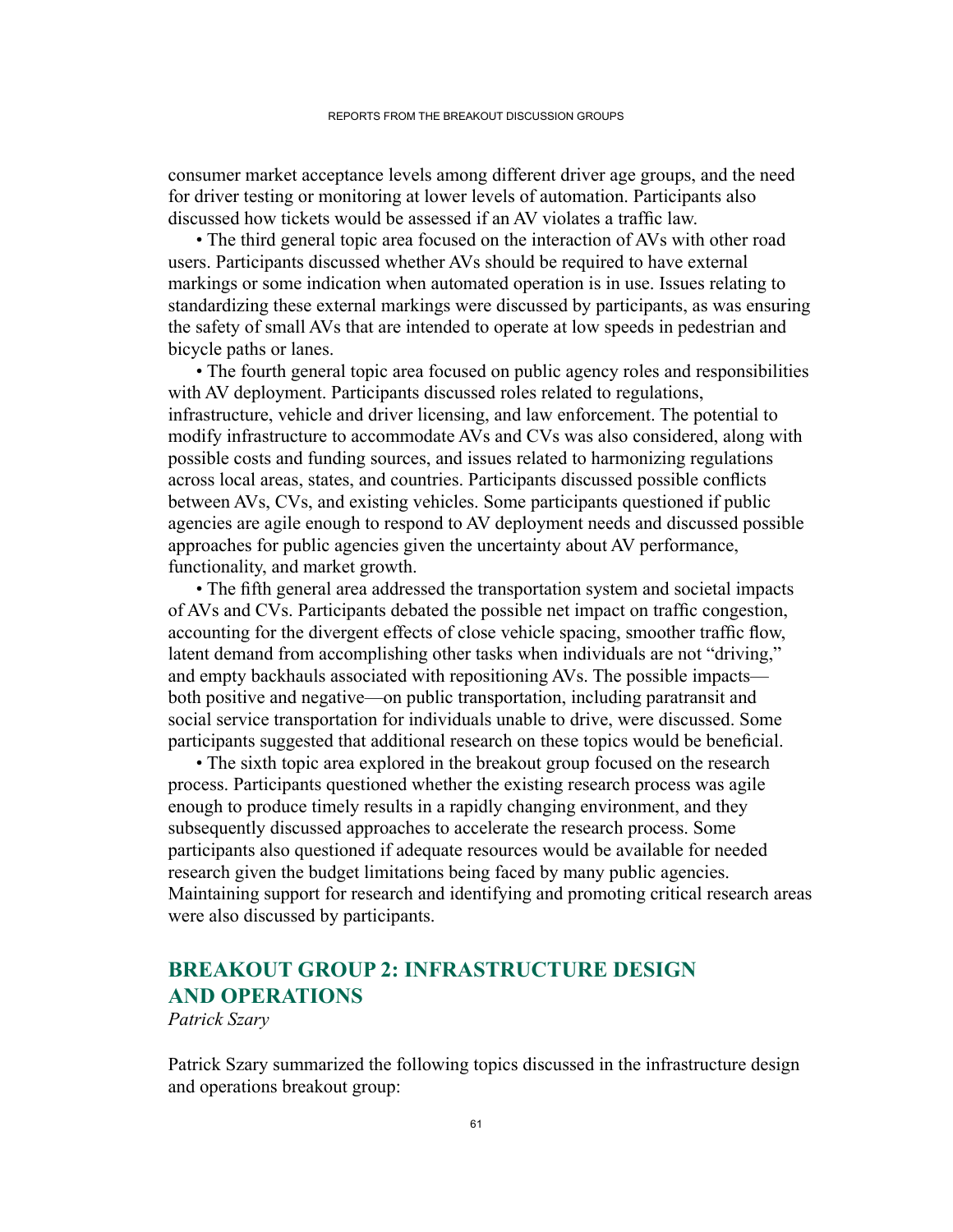consumer market acceptance levels among different driver age groups, and the need for driver testing or monitoring at lower levels of automation. Participants also discussed how tickets would be assessed if an AV violates a traffic law.

- The third general topic area focused on the interaction of AVs with other road users. Participants discussed whether AVs should be required to have external markings or some indication when automated operation is in use. Issues relating to standardizing these external markings were discussed by participants, as was ensuring the safety of small AVs that are intended to operate at low speeds in pedestrian and bicycle paths or lanes.
- The fourth general topic area focused on public agency roles and responsibilities with AV deployment. Participants discussed roles related to regulations, infrastructure, vehicle and driver licensing, and law enforcement. The potential to modify infrastructure to accommodate AVs and CVs was also considered, along with possible costs and funding sources, and issues related to harmonizing regulations across local areas, states, and countries. Participants discussed possible conflicts between AVs, CVs, and existing vehicles. Some participants questioned if public agencies are agile enough to respond to AV deployment needs and discussed possible approaches for public agencies given the uncertainty about AV performance, functionality, and market growth.
- The fifth general area addressed the transportation system and societal impacts of AVs and CVs. Participants debated the possible net impact on traffic congestion, accounting for the divergent effects of close vehicle spacing, smoother traffic flow, latent demand from accomplishing other tasks when individuals are not "driving," and empty backhauls associated with repositioning AVs. The possible impacts—both positive and negative—on public transportation, including paratransit and social service transportation for individuals unable to drive, were discussed. Some participants suggested that additional research on these topics would be beneficial.
- The sixth topic area explored in the breakout group focused on the research process. Participants questioned whether the existing research process was agile enough to produce timely results in a rapidly changing environment, and they subsequently discussed approaches to accelerate the research process. Some participants also questioned if adequate resources would be available for needed research given the budget limitations being faced by many public agencies. Maintaining support for research and identifying and promoting critical research areas were also discussed by participants.

## BREAKOUT GROUP 2: INFRASTRUCTURE DESIGN AND OPERATIONS

*Patrick Szary*

Patrick Szary summarized the following topics discussed in the infrastructure design and operations breakout group: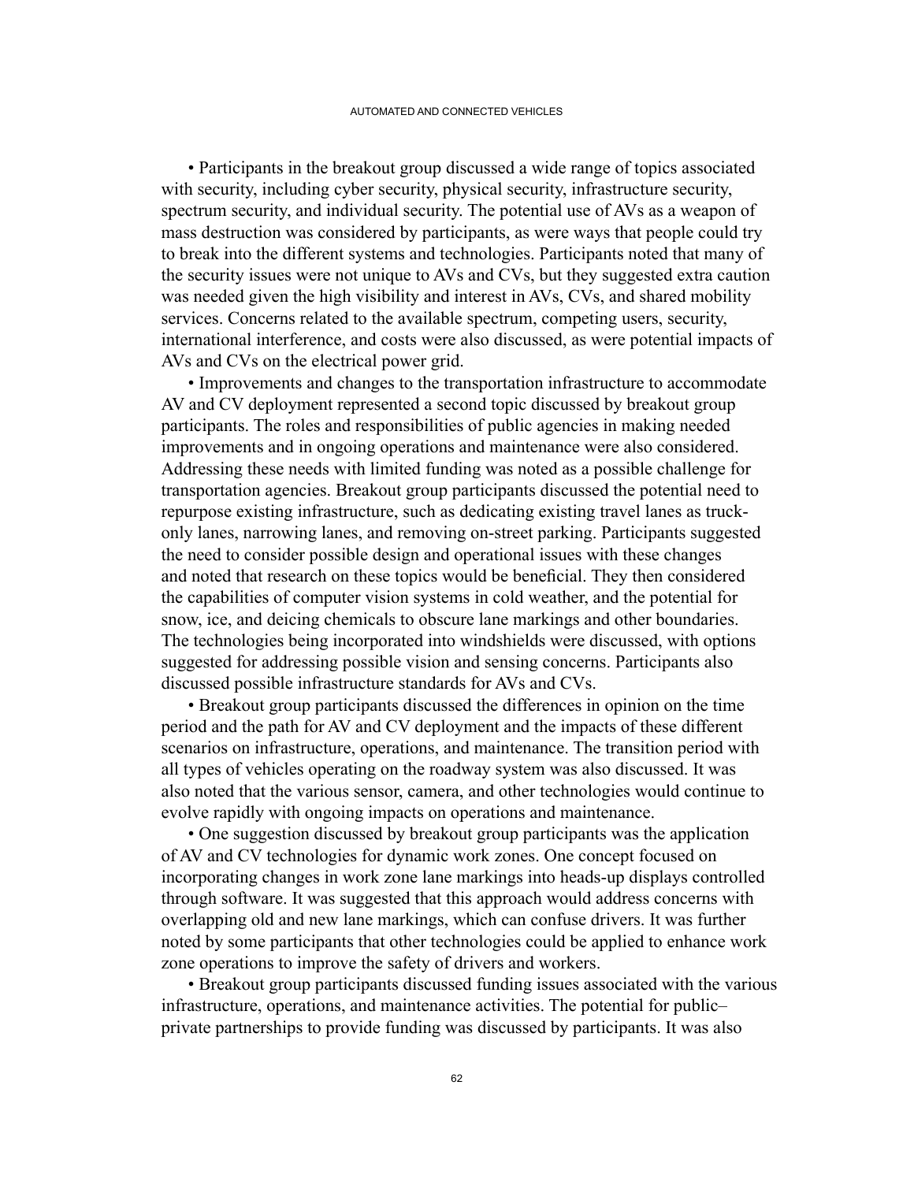- Participants in the breakout group discussed a wide range of topics associated with security, including cyber security, physical security, infrastructure security, spectrum security, and individual security. The potential use of AVs as a weapon of mass destruction was considered by participants, as were ways that people could try to break into the different systems and technologies. Participants noted that many of the security issues were not unique to AVs and CVs, but they suggested extra caution was needed given the high visibility and interest in AVs, CVs, and shared mobility services. Concerns related to the available spectrum, competing users, security, international interference, and costs were also discussed, as were potential impacts of AVs and CVs on the electrical power grid.
- Improvements and changes to the transportation infrastructure to accommodate AV and CV deployment represented a second topic discussed by breakout group participants. The roles and responsibilities of public agencies in making needed improvements and in ongoing operations and maintenance were also considered. Addressing these needs with limited funding was noted as a possible challenge for transportation agencies. Breakout group participants discussed the potential need to repurpose existing infrastructure, such as dedicating existing travel lanes as truck-only lanes, narrowing lanes, and removing on-street parking. Participants suggested the need to consider possible design and operational issues with these changes and noted that research on these topics would be beneficial. They then considered the capabilities of computer vision systems in cold weather, and the potential for snow, ice, and deicing chemicals to obscure lane markings and other boundaries. The technologies being incorporated into windshields were discussed, with options suggested for addressing possible vision and sensing concerns. Participants also discussed possible infrastructure standards for AVs and CVs.
- Breakout group participants discussed the differences in opinion on the time period and the path for AV and CV deployment and the impacts of these different scenarios on infrastructure, operations, and maintenance. The transition period with all types of vehicles operating on the roadway system was also discussed. It was also noted that the various sensor, camera, and other technologies would continue to evolve rapidly with ongoing impacts on operations and maintenance.
- One suggestion discussed by breakout group participants was the application of AV and CV technologies for dynamic work zones. One concept focused on incorporating changes in work zone lane markings into heads-up displays controlled through software. It was suggested that this approach would address concerns with overlapping old and new lane markings, which can confuse drivers. It was further noted by some participants that other technologies could be applied to enhance work zone operations to improve the safety of drivers and workers.
- Breakout group participants discussed funding issues associated with the various infrastructure, operations, and maintenance activities. The potential for public–private partnerships to provide funding was discussed by participants. It was also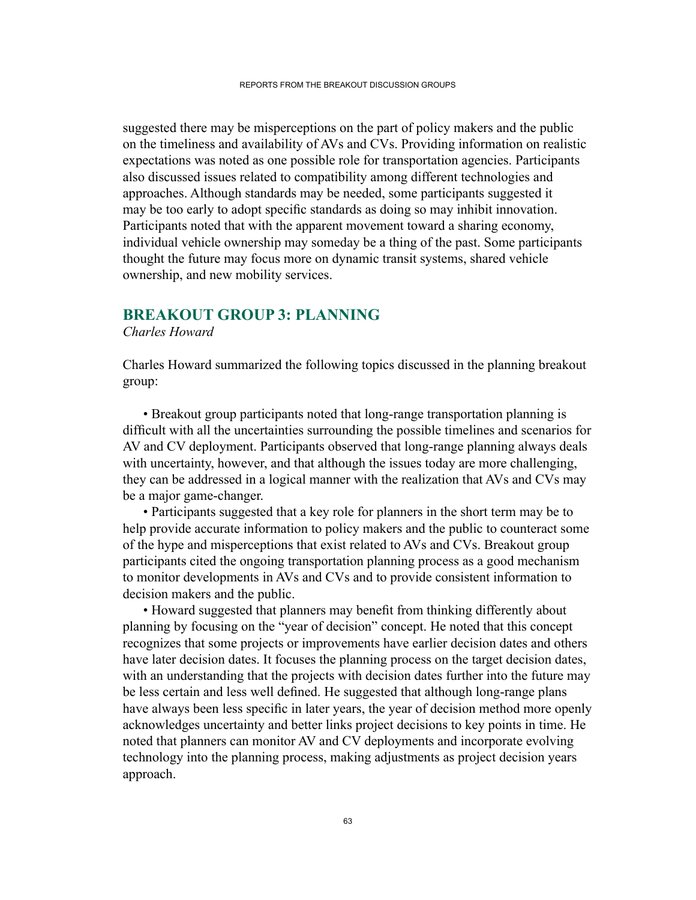suggested there may be misperceptions on the part of policy makers and the public on the timeliness and availability of AVs and CVs. Providing information on realistic expectations was noted as one possible role for transportation agencies. Participants also discussed issues related to compatibility among different technologies and approaches. Although standards may be needed, some participants suggested it may be too early to adopt specific standards as doing so may inhibit innovation. Participants noted that with the apparent movement toward a sharing economy, individual vehicle ownership may someday be a thing of the past. Some participants thought the future may focus more on dynamic transit systems, shared vehicle ownership, and new mobility services.

## BREAKOUT GROUP 3: PLANNING

*Charles Howard*

Charles Howard summarized the following topics discussed in the planning breakout group:

- Breakout group participants noted that long-range transportation planning is difficult with all the uncertainties surrounding the possible timelines and scenarios for AV and CV deployment. Participants observed that long-range planning always deals with uncertainty, however, and that although the issues today are more challenging, they can be addressed in a logical manner with the realization that AVs and CVs may be a major game-changer.
- Participants suggested that a key role for planners in the short term may be to help provide accurate information to policy makers and the public to counteract some of the hype and misperceptions that exist related to AVs and CVs. Breakout group participants cited the ongoing transportation planning process as a good mechanism to monitor developments in AVs and CVs and to provide consistent information to decision makers and the public.
- Howard suggested that planners may benefit from thinking differently about planning by focusing on the "year of decision" concept. He noted that this concept recognizes that some projects or improvements have earlier decision dates and others have later decision dates. It focuses the planning process on the target decision dates, with an understanding that the projects with decision dates further into the future may be less certain and less well defined. He suggested that although long-range plans have always been less specific in later years, the year of decision method more openly acknowledges uncertainty and better links project decisions to key points in time. He noted that planners can monitor AV and CV deployments and incorporate evolving technology into the planning process, making adjustments as project decision years approach.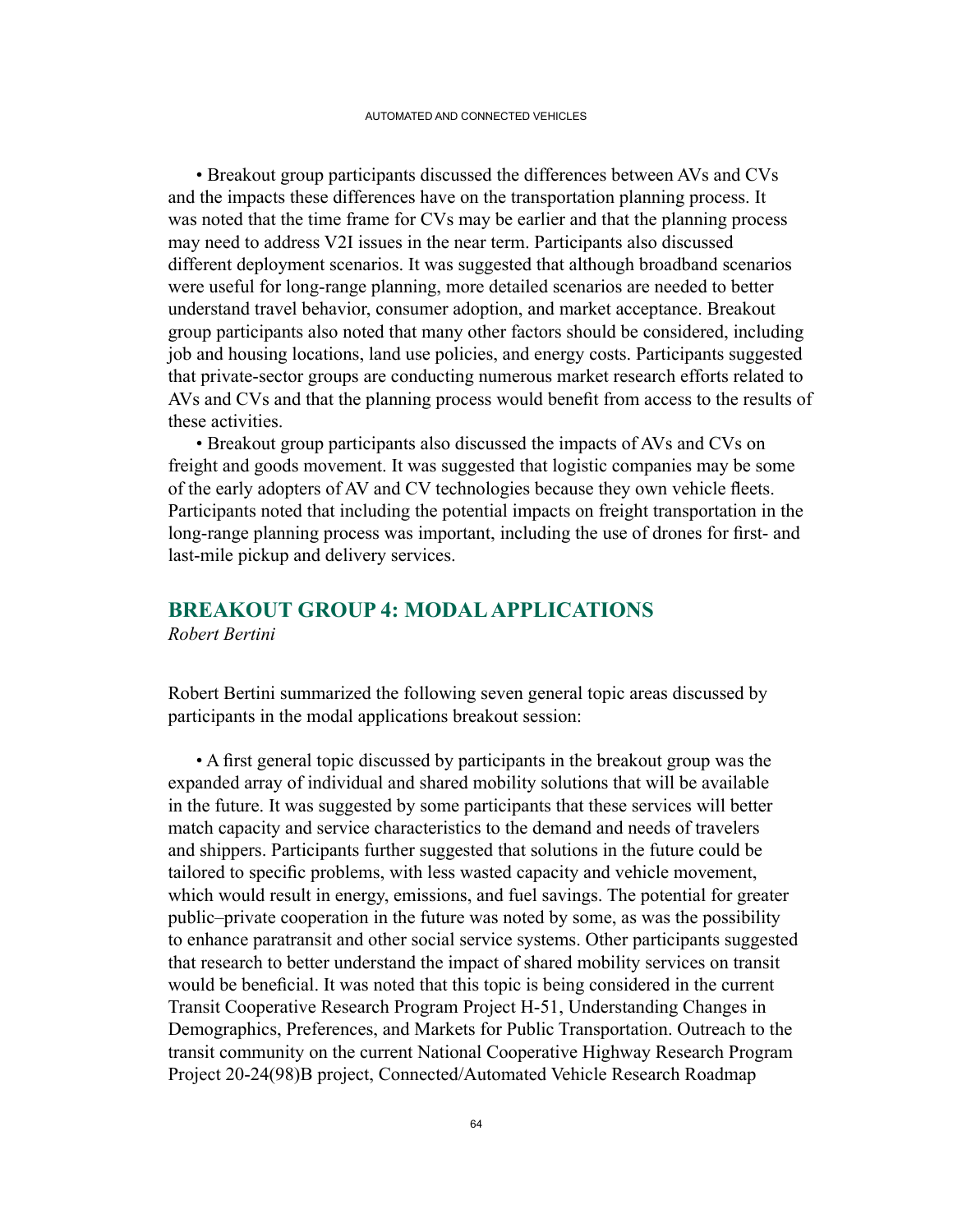• Breakout group participants discussed the differences between AVs and CVs and the impacts these differences have on the transportation planning process. It was noted that the time frame for CVs may be earlier and that the planning process may need to address V2I issues in the near term. Participants also discussed different deployment scenarios. It was suggested that although broadband scenarios were useful for long-range planning, more detailed scenarios are needed to better understand travel behavior, consumer adoption, and market acceptance. Breakout group participants also noted that many other factors should be considered, including job and housing locations, land use policies, and energy costs. Participants suggested that private-sector groups are conducting numerous market research efforts related to AVs and CVs and that the planning process would benefit from access to the results of these activities.

• Breakout group participants also discussed the impacts of AVs and CVs on freight and goods movement. It was suggested that logistic companies may be some of the early adopters of AV and CV technologies because they own vehicle fleets. Participants noted that including the potential impacts on freight transportation in the long-range planning process was important, including the use of drones for first- and last-mile pickup and delivery services.

## BREAKOUT GROUP 4: MODAL APPLICATIONS

*Robert Bertini*

Robert Bertini summarized the following seven general topic areas discussed by participants in the modal applications breakout session:

• A first general topic discussed by participants in the breakout group was the expanded array of individual and shared mobility solutions that will be available in the future. It was suggested by some participants that these services will better match capacity and service characteristics to the demand and needs of travelers and shippers. Participants further suggested that solutions in the future could be tailored to specific problems, with less wasted capacity and vehicle movement, which would result in energy, emissions, and fuel savings. The potential for greater public–private cooperation in the future was noted by some, as was the possibility to enhance paratransit and other social service systems. Other participants suggested that research to better understand the impact of shared mobility services on transit would be beneficial. It was noted that this topic is being considered in the current Transit Cooperative Research Program Project H-51, Understanding Changes in Demographics, Preferences, and Markets for Public Transportation. Outreach to the transit community on the current National Cooperative Highway Research Program Project 20-24(98)B project, Connected/Automated Vehicle Research Roadmap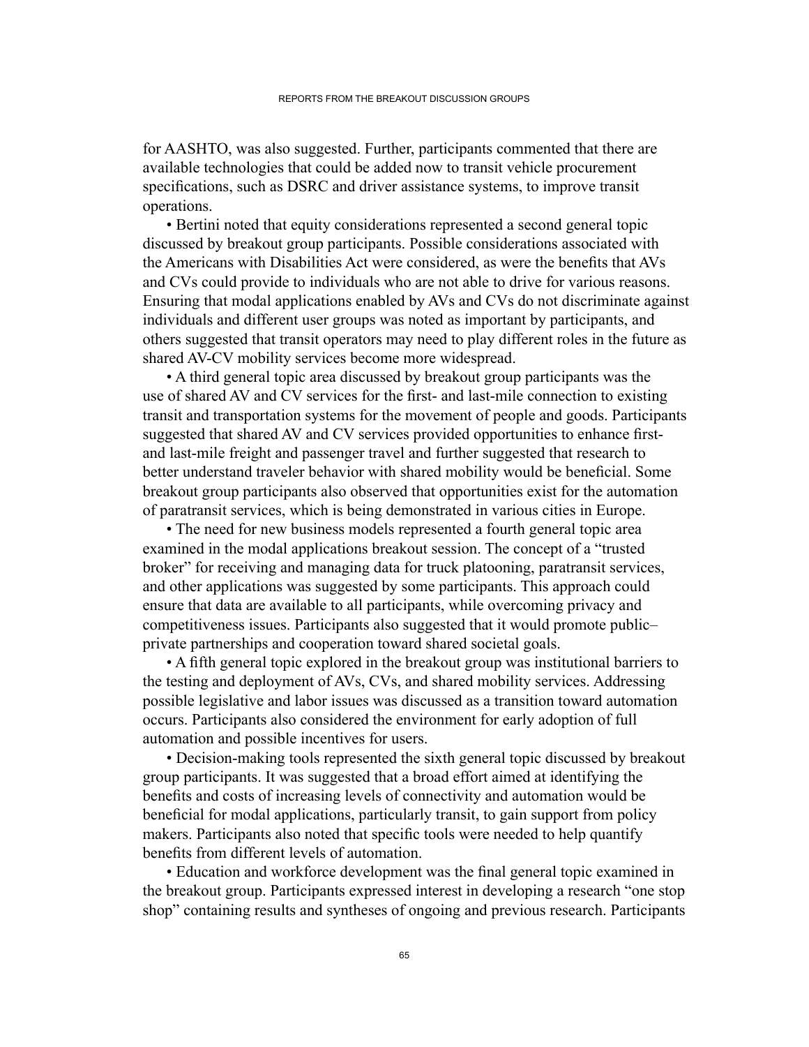for AASHTO, was also suggested. Further, participants commented that there are available technologies that could be added now to transit vehicle procurement specifications, such as DSRC and driver assistance systems, to improve transit operations.

- Bertini noted that equity considerations represented a second general topic discussed by breakout group participants. Possible considerations associated with the Americans with Disabilities Act were considered, as were the benefits that AVs and CVs could provide to individuals who are not able to drive for various reasons. Ensuring that modal applications enabled by AVs and CVs do not discriminate against individuals and different user groups was noted as important by participants, and others suggested that transit operators may need to play different roles in the future as shared AV-CV mobility services become more widespread.
- A third general topic area discussed by breakout group participants was the use of shared AV and CV services for the first- and last-mile connection to existing transit and transportation systems for the movement of people and goods. Participants suggested that shared AV and CV services provided opportunities to enhance first- and last-mile freight and passenger travel and further suggested that research to better understand traveler behavior with shared mobility would be beneficial. Some breakout group participants also observed that opportunities exist for the automation of paratransit services, which is being demonstrated in various cities in Europe.
- The need for new business models represented a fourth general topic area examined in the modal applications breakout session. The concept of a "trusted broker" for receiving and managing data for truck platooning, paratransit services, and other applications was suggested by some participants. This approach could ensure that data are available to all participants, while overcoming privacy and competitiveness issues. Participants also suggested that it would promote public–private partnerships and cooperation toward shared societal goals.
- A fifth general topic explored in the breakout group was institutional barriers to the testing and deployment of AVs, CVs, and shared mobility services. Addressing possible legislative and labor issues was discussed as a transition toward automation occurs. Participants also considered the environment for early adoption of full automation and possible incentives for users.
- Decision-making tools represented the sixth general topic discussed by breakout group participants. It was suggested that a broad effort aimed at identifying the benefits and costs of increasing levels of connectivity and automation would be beneficial for modal applications, particularly transit, to gain support from policy makers. Participants also noted that specific tools were needed to help quantify benefits from different levels of automation.
- Education and workforce development was the final general topic examined in the breakout group. Participants expressed interest in developing a research "one stop shop" containing results and syntheses of ongoing and previous research. Participants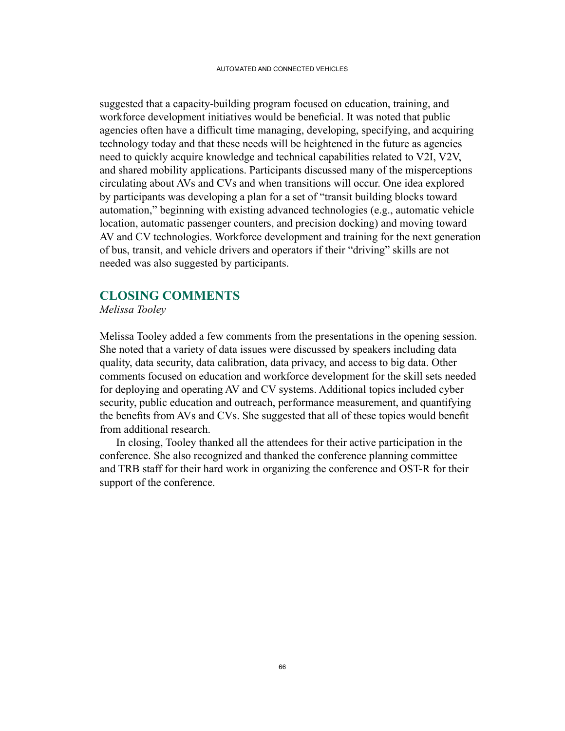suggested that a capacity-building program focused on education, training, and workforce development initiatives would be beneficial. It was noted that public agencies often have a difficult time managing, developing, specifying, and acquiring technology today and that these needs will be heightened in the future as agencies need to quickly acquire knowledge and technical capabilities related to V2I, V2V, and shared mobility applications. Participants discussed many of the misperceptions circulating about AVs and CVs and when transitions will occur. One idea explored by participants was developing a plan for a set of "transit building blocks toward automation," beginning with existing advanced technologies (e.g., automatic vehicle location, automatic passenger counters, and precision docking) and moving toward AV and CV technologies. Workforce development and training for the next generation of bus, transit, and vehicle drivers and operators if their "driving" skills are not needed was also suggested by participants.

## CLOSING COMMENTS

*Melissa Tooley*

Melissa Tooley added a few comments from the presentations in the opening session. She noted that a variety of data issues were discussed by speakers including data quality, data security, data calibration, data privacy, and access to big data. Other comments focused on education and workforce development for the skill sets needed for deploying and operating AV and CV systems. Additional topics included cyber security, public education and outreach, performance measurement, and quantifying the benefits from AVs and CVs. She suggested that all of these topics would benefit from additional research.

In closing, Tooley thanked all the attendees for their active participation in the conference. She also recognized and thanked the conference planning committee and TRB staff for their hard work in organizing the conference and OST-R for their support of the conference.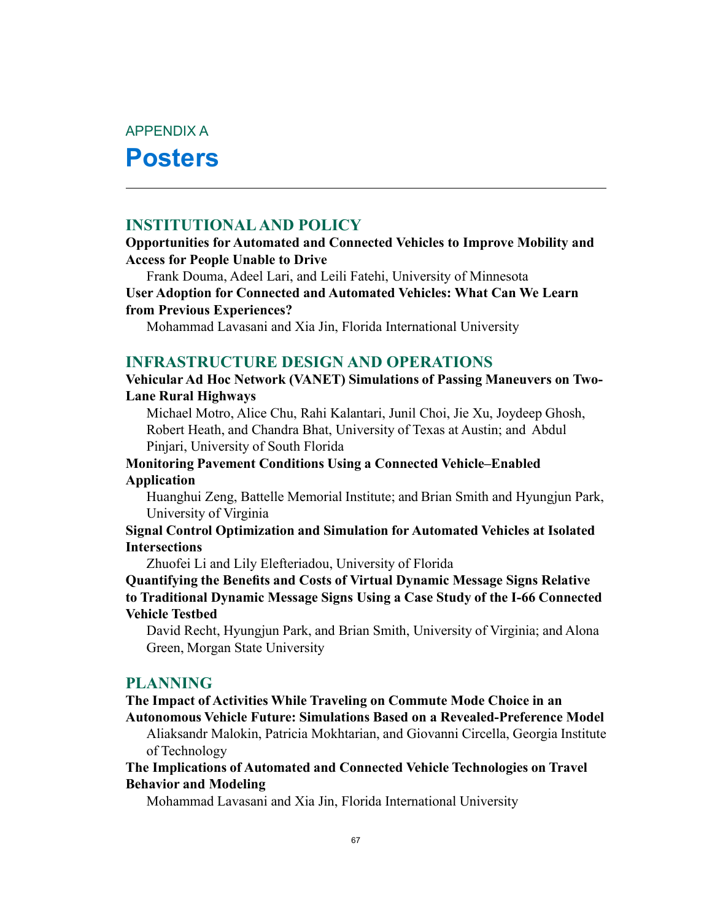APPENDIX A

# Posters

## INSTITUTIONAL AND POLICY

**Opportunities for Automated and Connected Vehicles to Improve Mobility and Access for People Unable to Drive**

Frank Douma, Adeel Lari, and Leili Fatehi, University of Minnesota

**User Adoption for Connected and Automated Vehicles: What Can We Learn from Previous Experiences?**

Mohammad Lavasani and Xia Jin, Florida International University

## INFRASTRUCTURE DESIGN AND OPERATIONS

**Vehicular Ad Hoc Network (VANET) Simulations of Passing Maneuvers on Two-Lane Rural Highways**

Michael Motro, Alice Chu, Rahi Kalantari, Junil Choi, Jie Xu, Joydeep Ghosh, Robert Heath, and Chandra Bhat, University of Texas at Austin; and Abdul Pinjari, University of South Florida

**Monitoring Pavement Conditions Using a Connected Vehicle–Enabled Application**

Huanghui Zeng, Battelle Memorial Institute; and Brian Smith and Hyungjun Park, University of Virginia

**Signal Control Optimization and Simulation for Automated Vehicles at Isolated Intersections**

Zhuofei Li and Lily Elefteriadou, University of Florida

**Quantifying the Benefits and Costs of Virtual Dynamic Message Signs Relative to Traditional Dynamic Message Signs Using a Case Study of the I-66 Connected Vehicle Testbed**

David Recht, Hyungjun Park, and Brian Smith, University of Virginia; and Alona Green, Morgan State University

## PLANNING

**The Impact of Activities While Traveling on Commute Mode Choice in an Autonomous Vehicle Future: Simulations Based on a Revealed-Preference Model**

Aliaksandr Malokin, Patricia Mokhtarian, and Giovanni Circella, Georgia Institute of Technology

**The Implications of Automated and Connected Vehicle Technologies on Travel Behavior and Modeling**

Mohammad Lavasani and Xia Jin, Florida International University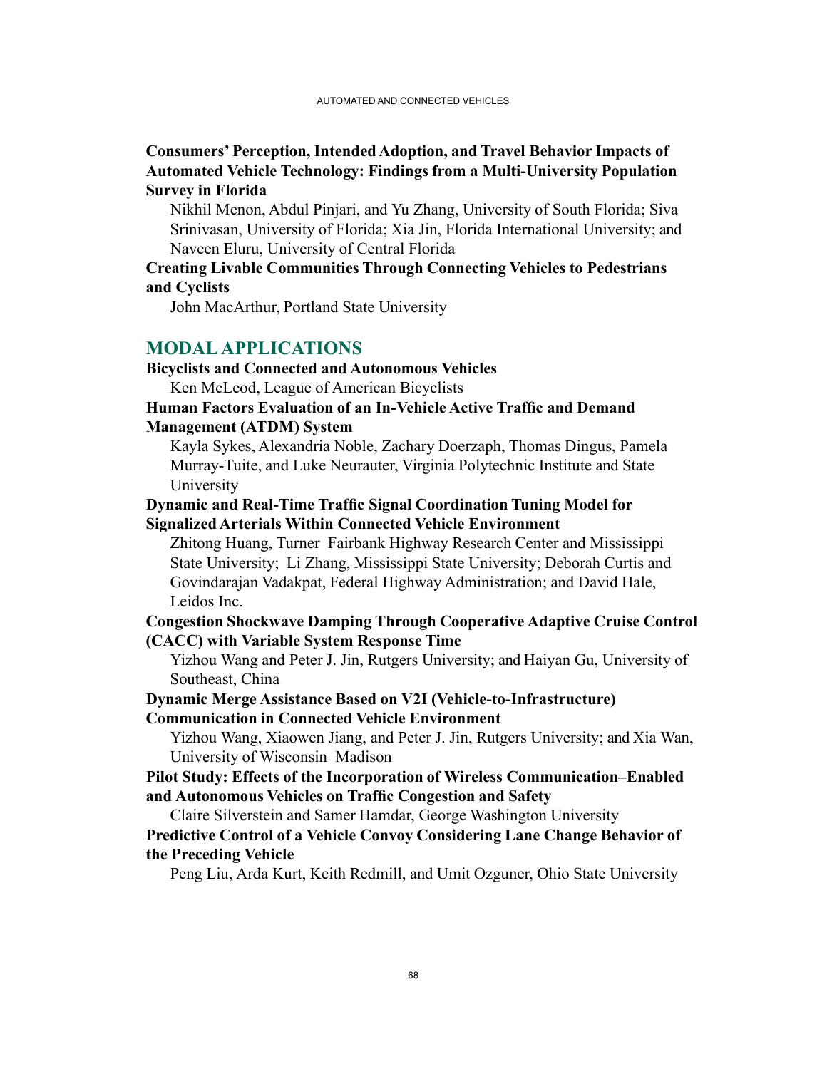**Consumers' Perception, Intended Adoption, and Travel Behavior Impacts of Automated Vehicle Technology: Findings from a Multi-University Population Survey in Florida**

Nikhil Menon, Abdul Pinjari, and Yu Zhang, University of South Florida; Siva Srinivasan, University of Florida; Xia Jin, Florida International University; and Naveen Eluru, University of Central Florida

**Creating Livable Communities Through Connecting Vehicles to Pedestrians and Cyclists**

John MacArthur, Portland State University

## MODAL APPLICATIONS

**Bicyclists and Connected and Autonomous Vehicles**

Ken McLeod, League of American Bicyclists

**Human Factors Evaluation of an In-Vehicle Active Traffic and Demand Management (ATDM) System**

Kayla Sykes, Alexandria Noble, Zachary Doerzaph, Thomas Dingus, Pamela Murray-Tuite, and Luke Neurauter, Virginia Polytechnic Institute and State University

**Dynamic and Real-Time Traffic Signal Coordination Tuning Model for Signalized Arterials Within Connected Vehicle Environment**

Zhitong Huang, Turner–Fairbank Highway Research Center and Mississippi State University; Li Zhang, Mississippi State University; Deborah Curtis and Govindarajan Vadakpat, Federal Highway Administration; and David Hale, Leidos Inc.

**Congestion Shockwave Damping Through Cooperative Adaptive Cruise Control (CACC) with Variable System Response Time**

Yizhou Wang and Peter J. Jin, Rutgers University; and Haiyan Gu, University of Southeast, China

**Dynamic Merge Assistance Based on V2I (Vehicle-to-Infrastructure) Communication in Connected Vehicle Environment**

Yizhou Wang, Xiaowen Jiang, and Peter J. Jin, Rutgers University; and Xia Wan, University of Wisconsin–Madison

**Pilot Study: Effects of the Incorporation of Wireless Communication–Enabled and Autonomous Vehicles on Traffic Congestion and Safety**

Claire Silverstein and Samer Hamdar, George Washington University

**Predictive Control of a Vehicle Convoy Considering Lane Change Behavior of the Preceding Vehicle**

Peng Liu, Arda Kurt, Keith Redmill, and Umit Ozguner, Ohio State University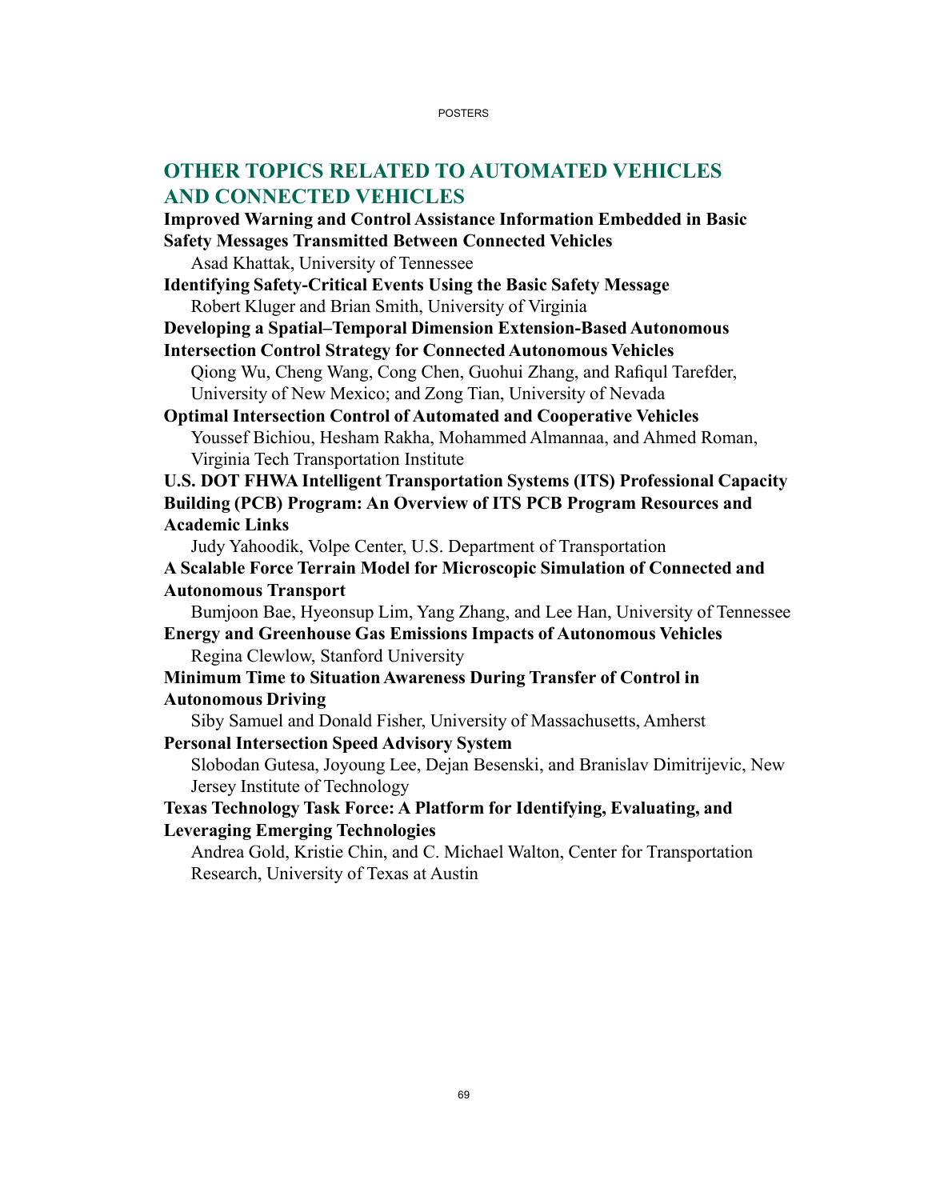## OTHER TOPICS RELATED TO AUTOMATED VEHICLES AND CONNECTED VEHICLES

**Improved Warning and Control Assistance Information Embedded in Basic Safety Messages Transmitted Between Connected Vehicles**
Asad Khattak, University of Tennessee

**Identifying Safety-Critical Events Using the Basic Safety Message**
Robert Kluger and Brian Smith, University of Virginia

**Developing a Spatial–Temporal Dimension Extension-Based Autonomous Intersection Control Strategy for Connected Autonomous Vehicles**
Qiong Wu, Cheng Wang, Cong Chen, Guohui Zhang, and Rafiqul Tarefder, University of New Mexico; and Zong Tian, University of Nevada

**Optimal Intersection Control of Automated and Cooperative Vehicles**
Youssef Bichiou, Hesham Rakha, Mohammed Almannaa, and Ahmed Roman, Virginia Tech Transportation Institute

**U.S. DOT FHWA Intelligent Transportation Systems (ITS) Professional Capacity Building (PCB) Program: An Overview of ITS PCB Program Resources and Academic Links**
Judy Yahoodik, Volpe Center, U.S. Department of Transportation

**A Scalable Force Terrain Model for Microscopic Simulation of Connected and Autonomous Transport**
Bumjoon Bae, Hyeonsup Lim, Yang Zhang, and Lee Han, University of Tennessee

**Energy and Greenhouse Gas Emissions Impacts of Autonomous Vehicles**
Regina Clewlow, Stanford University

**Minimum Time to Situation Awareness During Transfer of Control in Autonomous Driving**
Siby Samuel and Donald Fisher, University of Massachusetts, Amherst

**Personal Intersection Speed Advisory System**
Slobodan Gutesa, Joyoung Lee, Dejan Besenski, and Branislav Dimitrijevic, New Jersey Institute of Technology

**Texas Technology Task Force: A Platform for Identifying, Evaluating, and Leveraging Emerging Technologies**
Andrea Gold, Kristie Chin, and C. Michael Walton, Center for Transportation Research, University of Texas at Austin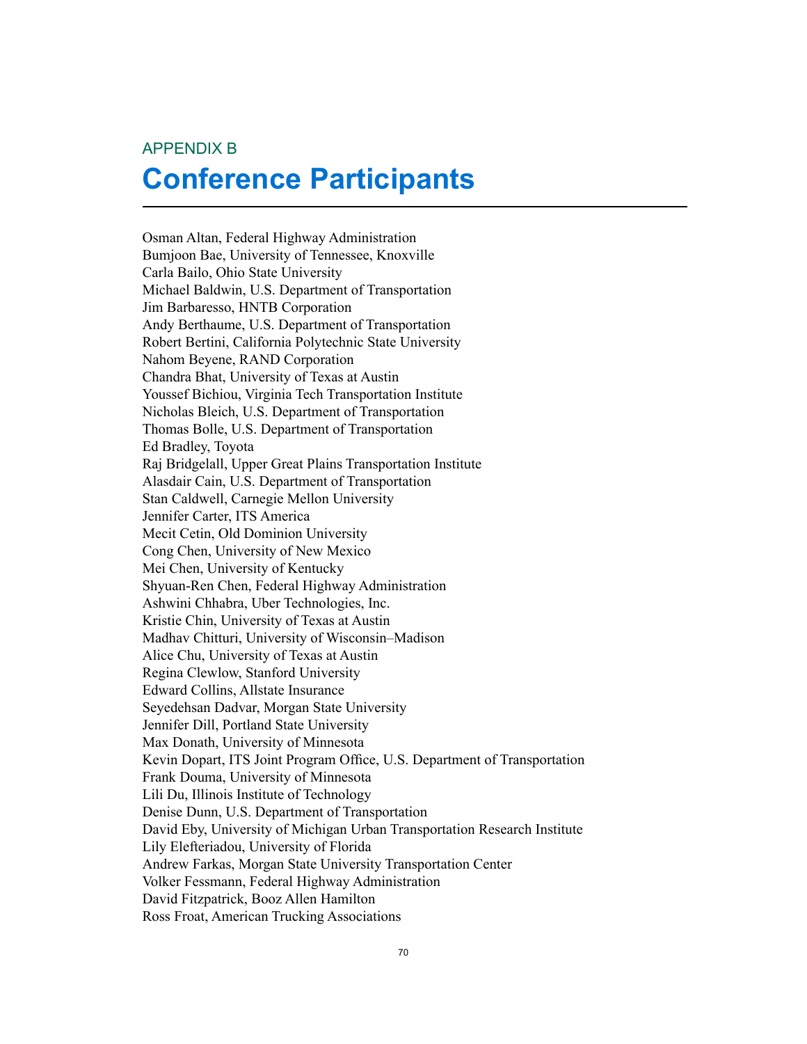APPENDIX B

# Conference Participants

Osman Altan, Federal Highway Administration
Bumjoon Bae, University of Tennessee, Knoxville
Carla Bailo, Ohio State University
Michael Baldwin, U.S. Department of Transportation
Jim Barbaresso, HNTB Corporation
Andy Berthaume, U.S. Department of Transportation
Robert Bertini, California Polytechnic State University
Nahom Beyene, RAND Corporation
Chandra Bhat, University of Texas at Austin
Youssef Bichiou, Virginia Tech Transportation Institute
Nicholas Bleich, U.S. Department of Transportation
Thomas Bolle, U.S. Department of Transportation
Ed Bradley, Toyota
Raj Bridgelall, Upper Great Plains Transportation Institute
Alasdair Cain, U.S. Department of Transportation
Stan Caldwell, Carnegie Mellon University
Jennifer Carter, ITS America
Mecit Cetin, Old Dominion University
Cong Chen, University of New Mexico
Mei Chen, University of Kentucky
Shyuan-Ren Chen, Federal Highway Administration
Ashwini Chhabra, Uber Technologies, Inc.
Kristie Chin, University of Texas at Austin
Madhav Chitturi, University of Wisconsin–Madison
Alice Chu, University of Texas at Austin
Regina Clewlow, Stanford University
Edward Collins, Allstate Insurance
Seyedehsan Dadvar, Morgan State University
Jennifer Dill, Portland State University
Max Donath, University of Minnesota
Kevin Dopart, ITS Joint Program Office, U.S. Department of Transportation
Frank Douma, University of Minnesota
Lili Du, Illinois Institute of Technology
Denise Dunn, U.S. Department of Transportation
David Eby, University of Michigan Urban Transportation Research Institute
Lily Elefteriadou, University of Florida
Andrew Farkas, Morgan State University Transportation Center
Volker Fessmann, Federal Highway Administration
David Fitzpatrick, Booz Allen Hamilton
Ross Froat, American Trucking Associations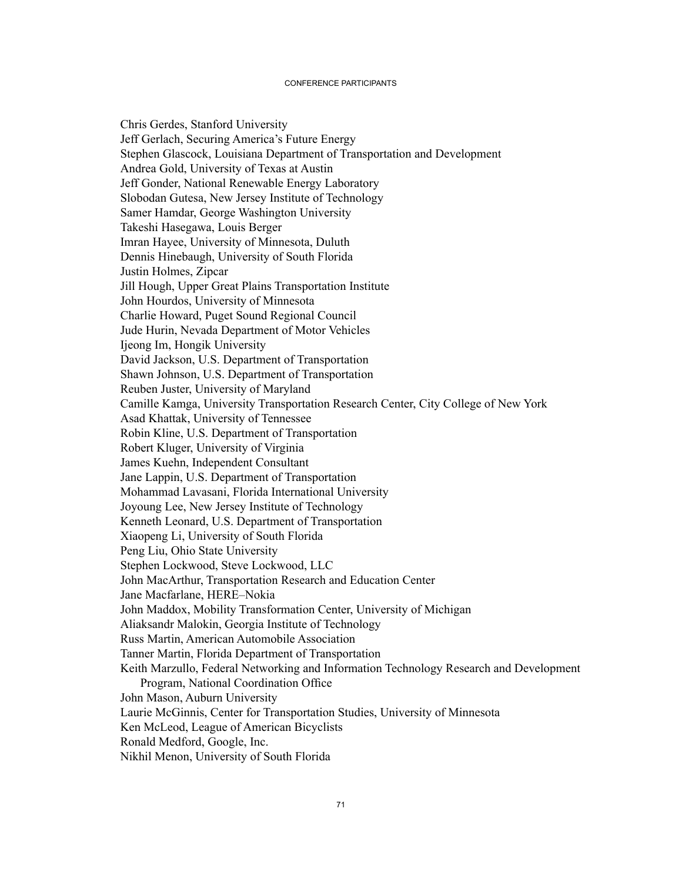Chris Gerdes, Stanford University
Jeff Gerlach, Securing America's Future Energy
Stephen Glascock, Louisiana Department of Transportation and Development
Andrea Gold, University of Texas at Austin
Jeff Gonder, National Renewable Energy Laboratory
Slobodan Gutesa, New Jersey Institute of Technology
Samer Hamdar, George Washington University
Takeshi Hasegawa, Louis Berger
Imran Hayee, University of Minnesota, Duluth
Dennis Hinebaugh, University of South Florida
Justin Holmes, Zipcar
Jill Hough, Upper Great Plains Transportation Institute
John Hourdos, University of Minnesota
Charlie Howard, Puget Sound Regional Council
Jude Hurin, Nevada Department of Motor Vehicles
Ijeong Im, Hongik University
David Jackson, U.S. Department of Transportation
Shawn Johnson, U.S. Department of Transportation
Reuben Juster, University of Maryland
Camille Kamga, University Transportation Research Center, City College of New York
Asad Khattak, University of Tennessee
Robin Kline, U.S. Department of Transportation
Robert Kluger, University of Virginia
James Kuehn, Independent Consultant
Jane Lappin, U.S. Department of Transportation
Mohammad Lavasani, Florida International University
Joyoung Lee, New Jersey Institute of Technology
Kenneth Leonard, U.S. Department of Transportation
Xiaopeng Li, University of South Florida
Peng Liu, Ohio State University
Stephen Lockwood, Steve Lockwood, LLC
John MacArthur, Transportation Research and Education Center
Jane Macfarlane, HERE–Nokia
John Maddox, Mobility Transformation Center, University of Michigan
Aliaksandr Malokin, Georgia Institute of Technology
Russ Martin, American Automobile Association
Tanner Martin, Florida Department of Transportation
Keith Marzullo, Federal Networking and Information Technology Research and Development Program, National Coordination Office
John Mason, Auburn University
Laurie McGinnis, Center for Transportation Studies, University of Minnesota
Ken McLeod, League of American Bicyclists
Ronald Medford, Google, Inc.
Nikhil Menon, University of South Florida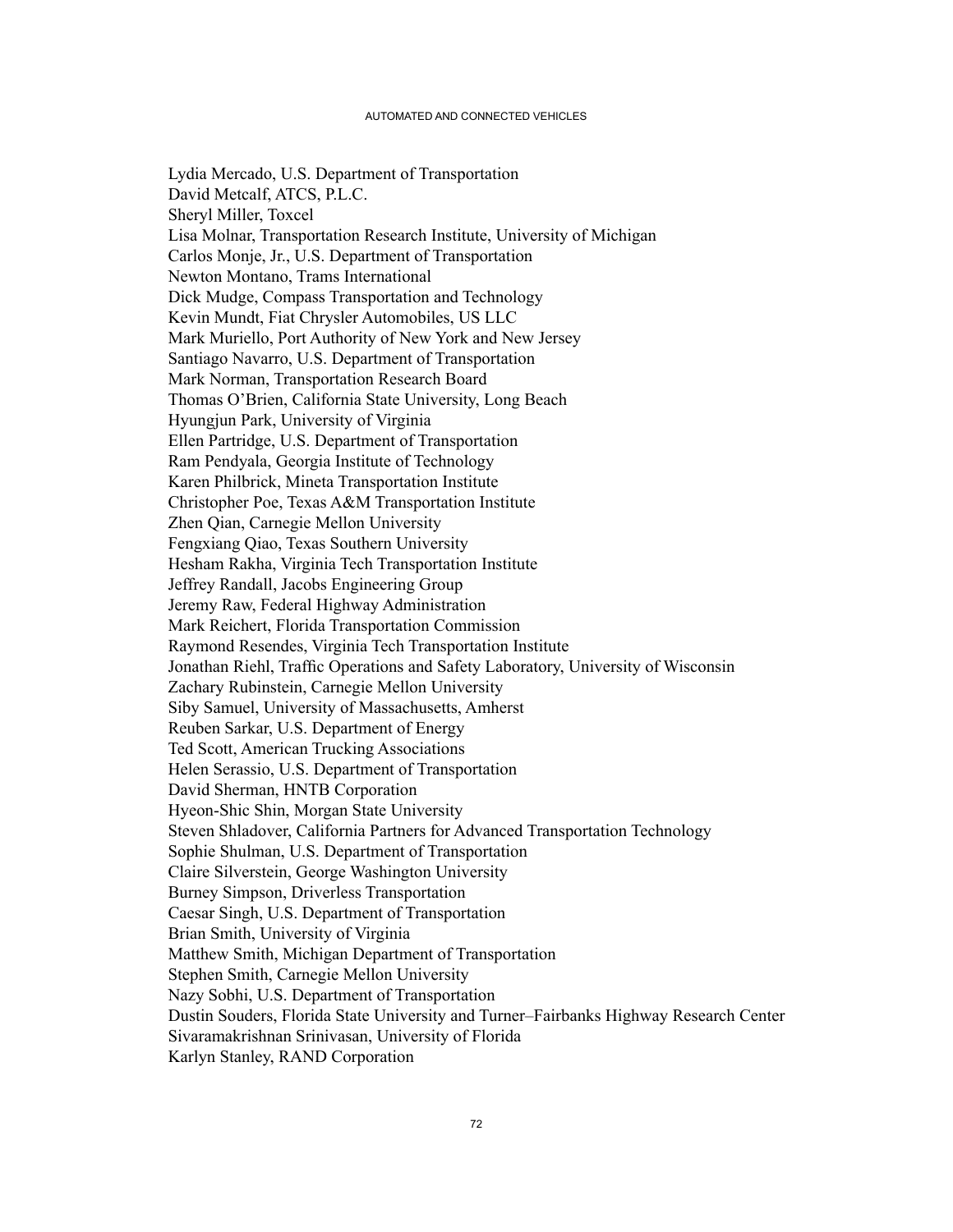Lydia Mercado, U.S. Department of Transportation
David Metcalf, ATCS, P.L.C.
Sheryl Miller, Toxcel
Lisa Molnar, Transportation Research Institute, University of Michigan
Carlos Monje, Jr., U.S. Department of Transportation
Newton Montano, Trams International
Dick Mudge, Compass Transportation and Technology
Kevin Mundt, Fiat Chrysler Automobiles, US LLC
Mark Muriello, Port Authority of New York and New Jersey
Santiago Navarro, U.S. Department of Transportation
Mark Norman, Transportation Research Board
Thomas O'Brien, California State University, Long Beach
Hyungjun Park, University of Virginia
Ellen Partridge, U.S. Department of Transportation
Ram Pendyala, Georgia Institute of Technology
Karen Philbrick, Mineta Transportation Institute
Christopher Poe, Texas A&M Transportation Institute
Zhen Qian, Carnegie Mellon University
Fengxiang Qiao, Texas Southern University
Hesham Rakha, Virginia Tech Transportation Institute
Jeffrey Randall, Jacobs Engineering Group
Jeremy Raw, Federal Highway Administration
Mark Reichert, Florida Transportation Commission
Raymond Resendes, Virginia Tech Transportation Institute
Jonathan Riehl, Traffic Operations and Safety Laboratory, University of Wisconsin
Zachary Rubinstein, Carnegie Mellon University
Siby Samuel, University of Massachusetts, Amherst
Reuben Sarkar, U.S. Department of Energy
Ted Scott, American Trucking Associations
Helen Serassio, U.S. Department of Transportation
David Sherman, HNTB Corporation
Hyeon-Shic Shin, Morgan State University
Steven Shladover, California Partners for Advanced Transportation Technology
Sophie Shulman, U.S. Department of Transportation
Claire Silverstein, George Washington University
Burney Simpson, Driverless Transportation
Caesar Singh, U.S. Department of Transportation
Brian Smith, University of Virginia
Matthew Smith, Michigan Department of Transportation
Stephen Smith, Carnegie Mellon University
Nazy Sobhi, U.S. Department of Transportation
Dustin Souders, Florida State University and Turner–Fairbanks Highway Research Center
Sivaramakrishnan Srinivasan, University of Florida
Karlyn Stanley, RAND Corporation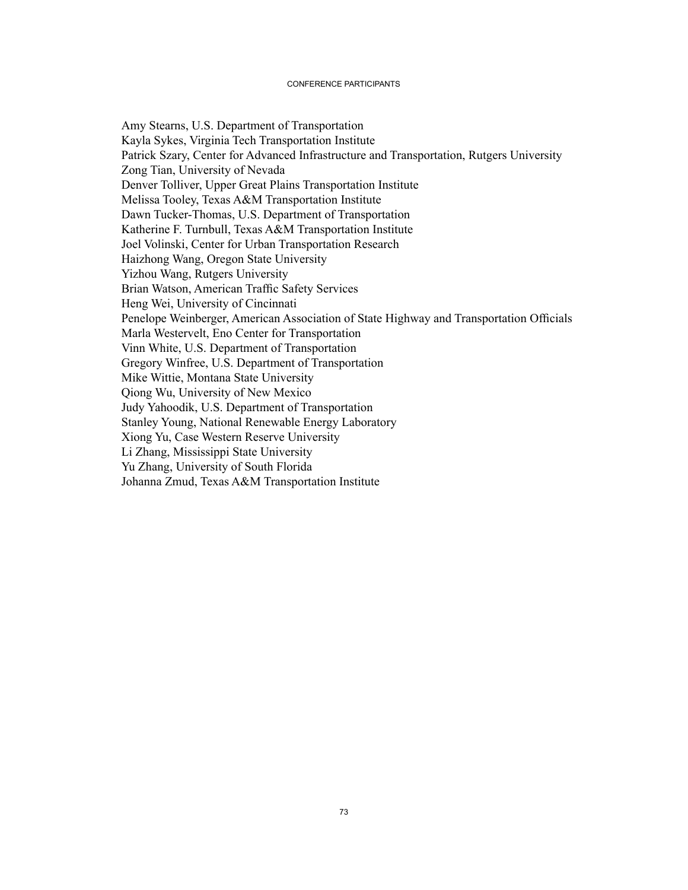Amy Stearns, U.S. Department of Transportation
Kayla Sykes, Virginia Tech Transportation Institute
Patrick Szary, Center for Advanced Infrastructure and Transportation, Rutgers University
Zong Tian, University of Nevada
Denver Tolliver, Upper Great Plains Transportation Institute
Melissa Tooley, Texas A&M Transportation Institute
Dawn Tucker-Thomas, U.S. Department of Transportation
Katherine F. Turnbull, Texas A&M Transportation Institute
Joel Volinski, Center for Urban Transportation Research
Haizhong Wang, Oregon State University
Yizhou Wang, Rutgers University
Brian Watson, American Traffic Safety Services
Heng Wei, University of Cincinnati
Penelope Weinberger, American Association of State Highway and Transportation Officials
Marla Westervelt, Eno Center for Transportation
Vinn White, U.S. Department of Transportation
Gregory Winfree, U.S. Department of Transportation
Mike Wittie, Montana State University
Qiong Wu, University of New Mexico
Judy Yahoodik, U.S. Department of Transportation
Stanley Young, National Renewable Energy Laboratory
Xiong Yu, Case Western Reserve University
Li Zhang, Mississippi State University
Yu Zhang, University of South Florida
Johanna Zmud, Texas A&M Transportation Institute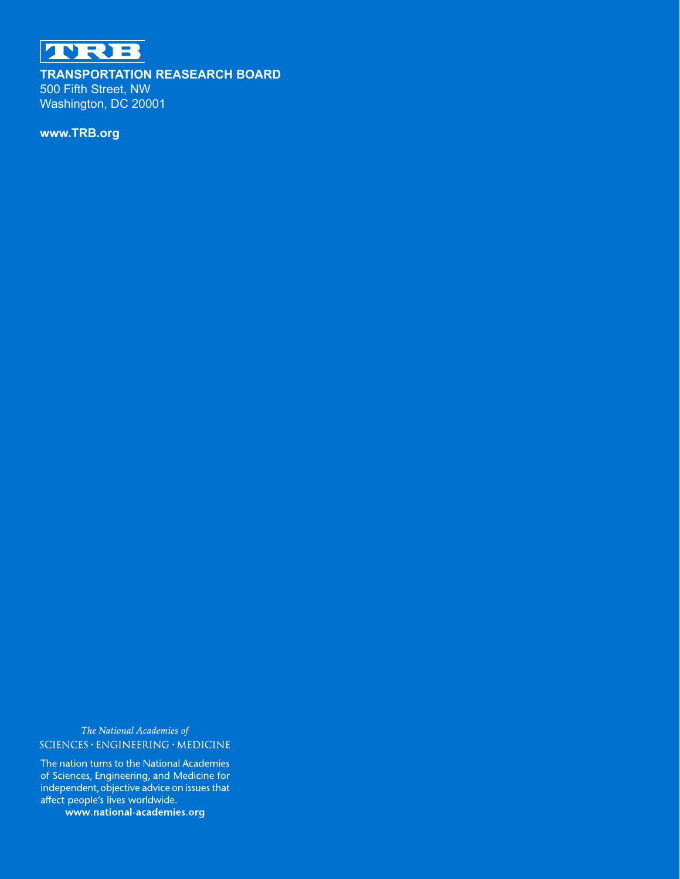TRB

**TRANSPORTATION REASEARCH BOARD**
500 Fifth Street, NW
Washington, DC 20001

**www.TRB.org**

*The National Academies of*
SCIENCES · ENGINEERING · MEDICINE

The nation turns to the National Academies of Sciences, Engineering, and Medicine for independent, objective advice on issues that affect people's lives worldwide.
**www.national-academies.org**